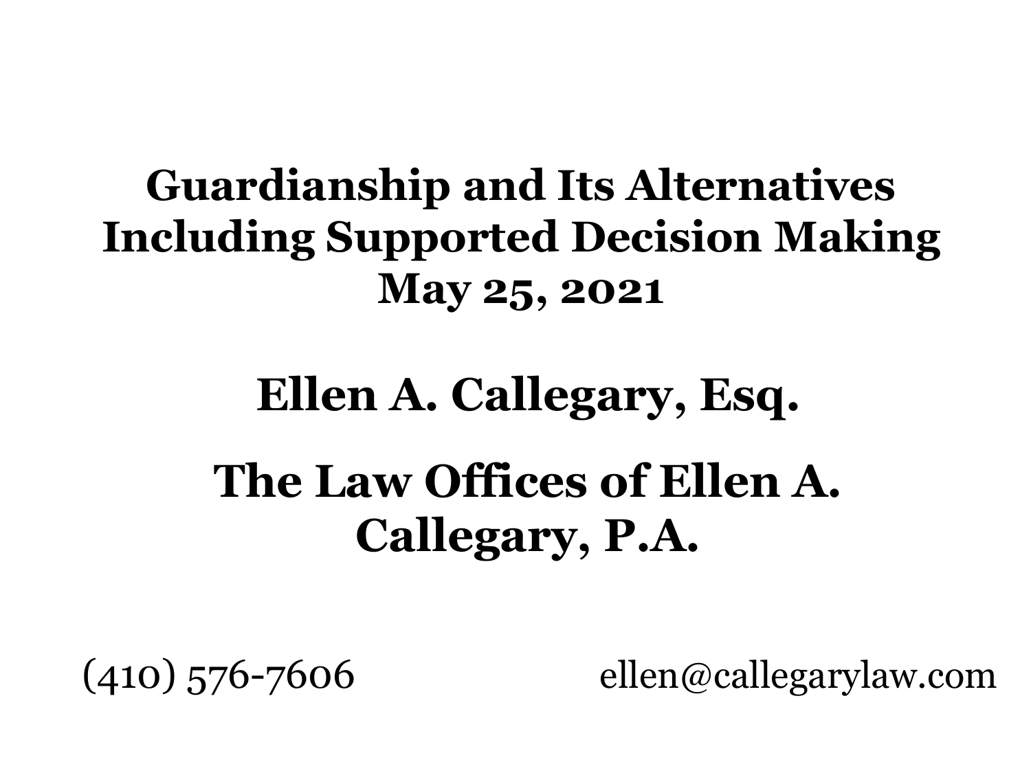# Guardianship and Its Alternatives Including Supported Decision Making
## May 25, 2021

## Ellen A. Callegary, Esq.

## The Law Offices of Ellen A. Callegary, P.A.

(410) 576-7606 ellen@callegarylaw.com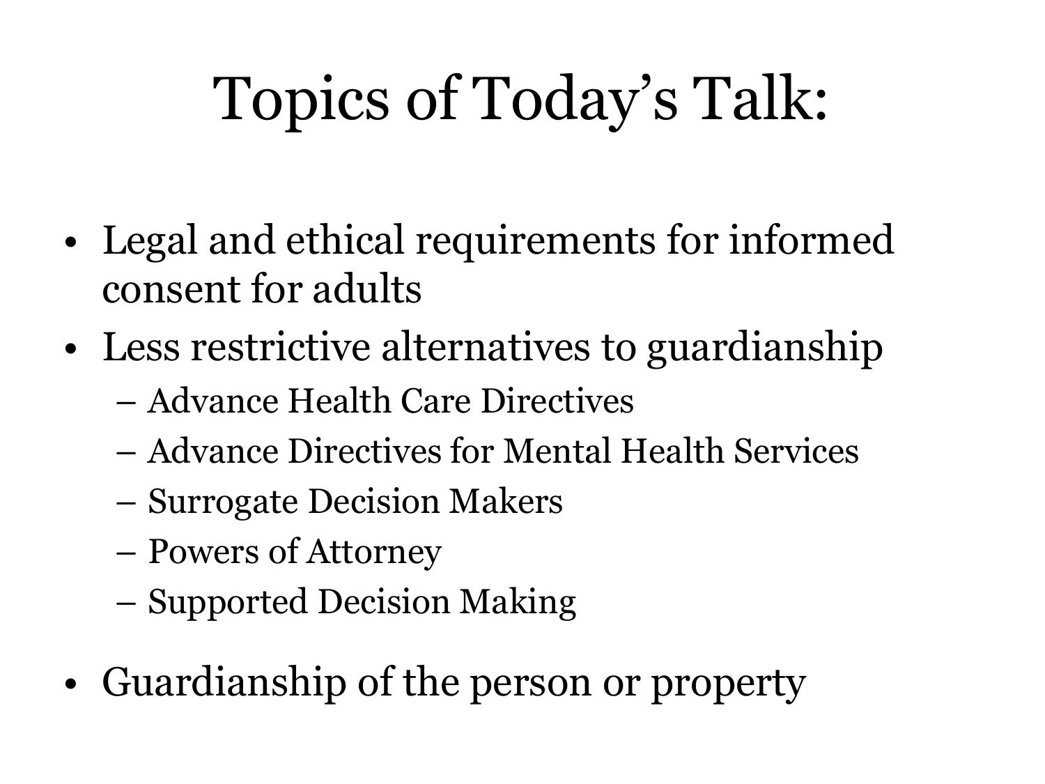# Topics of Today's Talk:

- Legal and ethical requirements for informed consent for adults
- Less restrictive alternatives to guardianship
  - Advance Health Care Directives
  - Advance Directives for Mental Health Services
  - Surrogate Decision Makers
  - Powers of Attorney
  - Supported Decision Making
- Guardianship of the person or property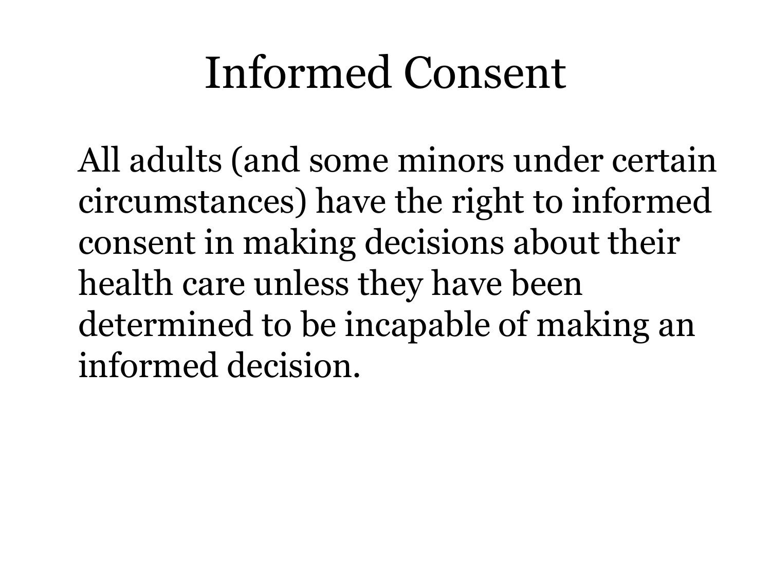# Informed Consent

All adults (and some minors under certain circumstances) have the right to informed consent in making decisions about their health care unless they have been determined to be incapable of making an informed decision.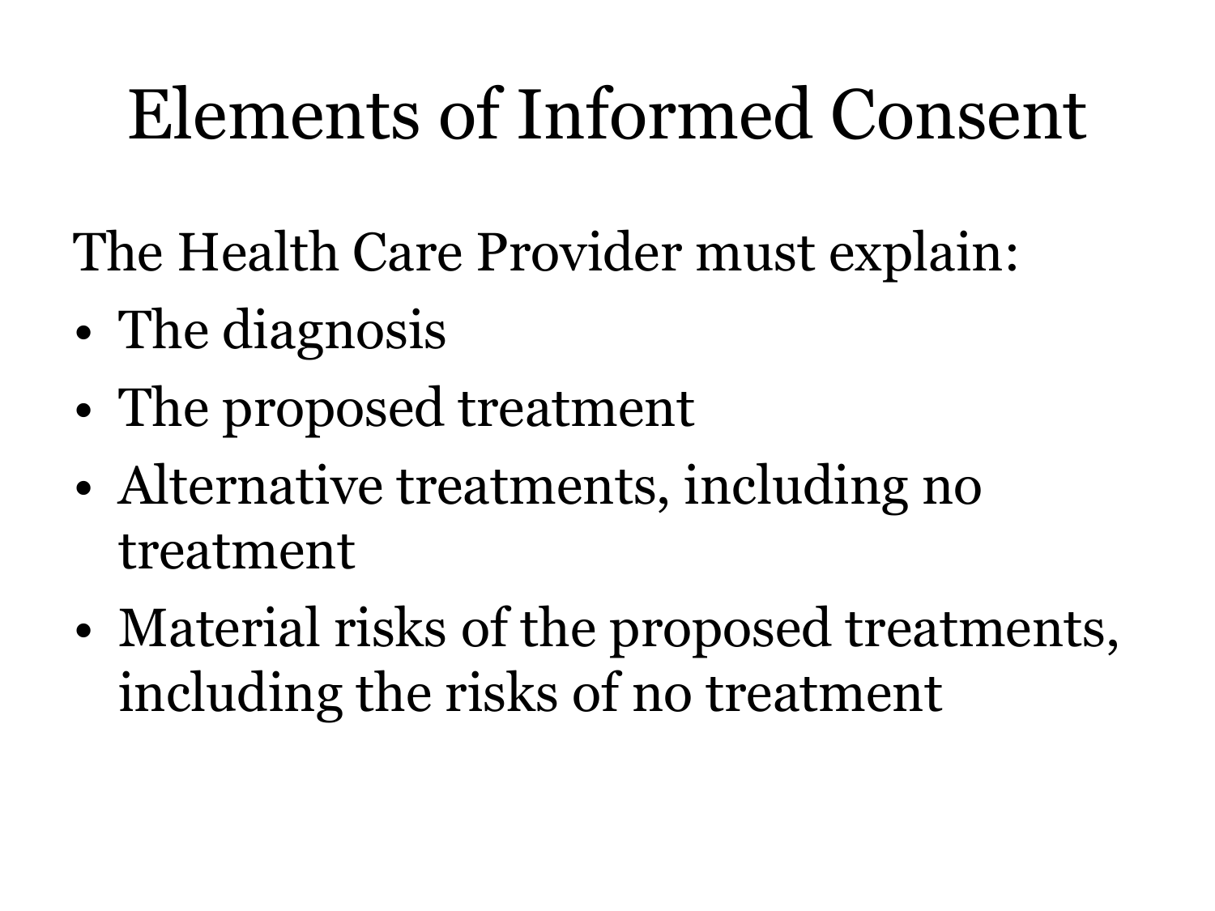# Elements of Informed Consent

The Health Care Provider must explain:

- The diagnosis
- The proposed treatment
- Alternative treatments, including no treatment
- Material risks of the proposed treatments, including the risks of no treatment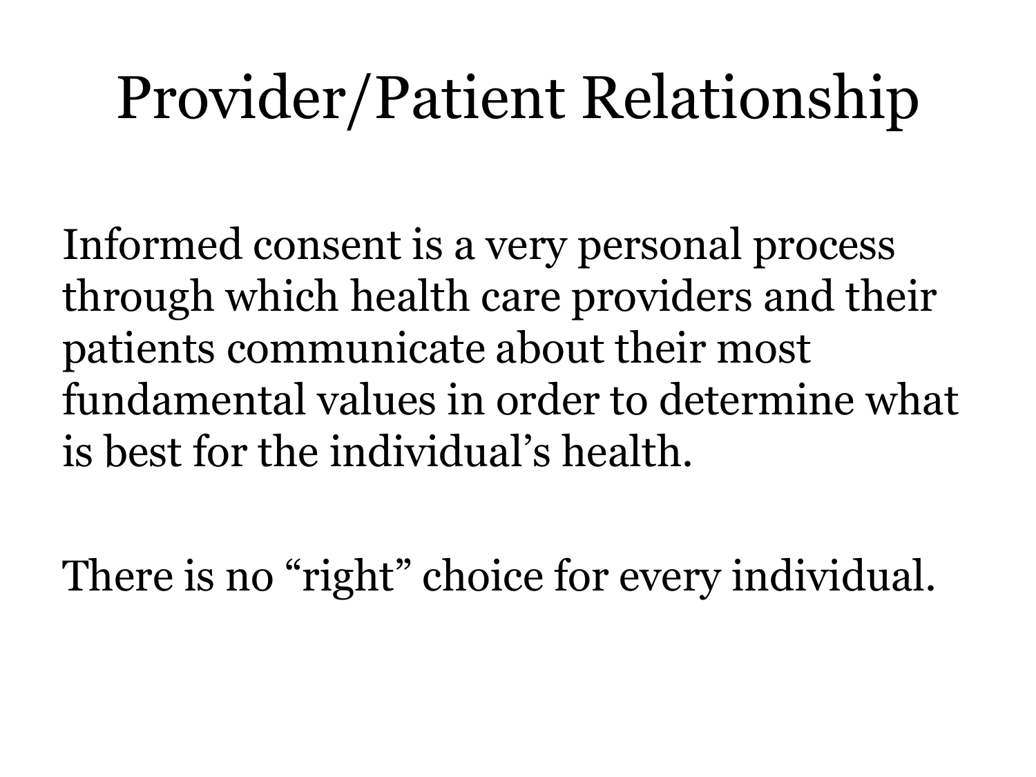# Provider/Patient Relationship

Informed consent is a very personal process through which health care providers and their patients communicate about their most fundamental values in order to determine what is best for the individual's health.

There is no "right" choice for every individual.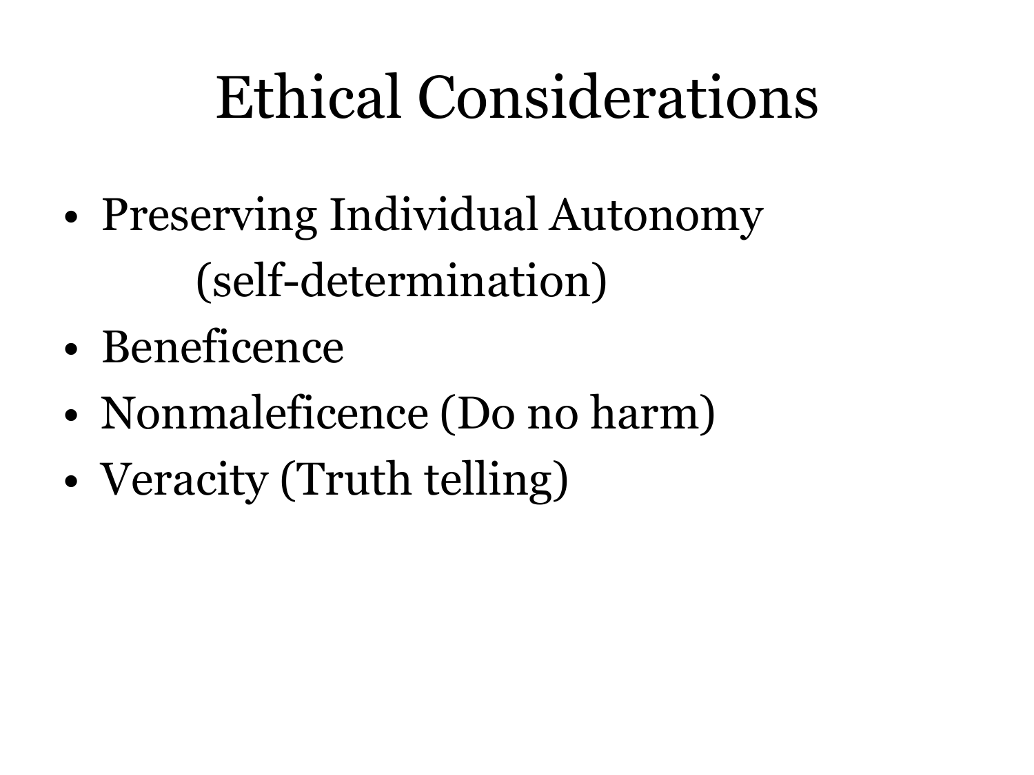# Ethical Considerations

- Preserving Individual Autonomy
  (self-determination)
- Beneficence
- Nonmaleficence (Do no harm)
- Veracity (Truth telling)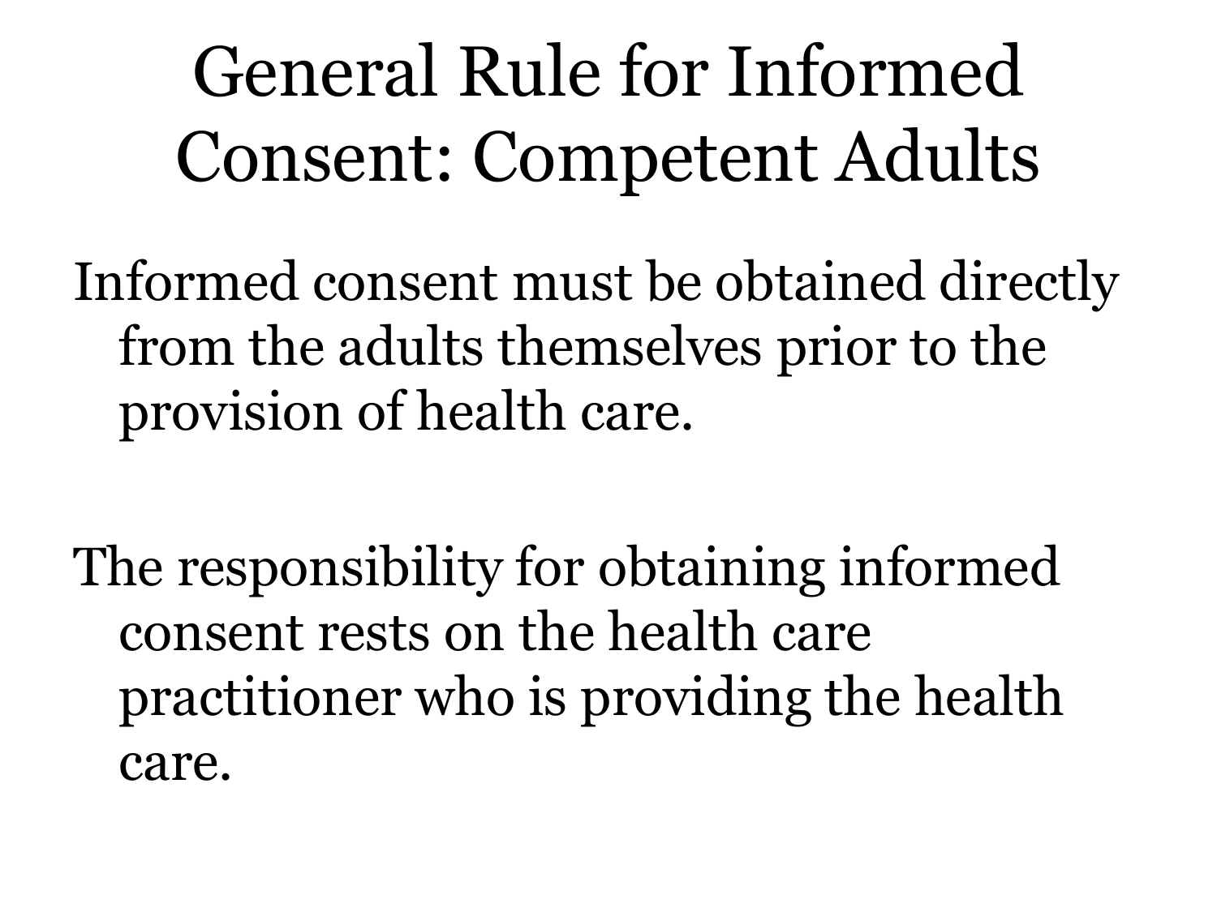# General Rule for Informed Consent: Competent Adults

Informed consent must be obtained directly from the adults themselves prior to the provision of health care.

The responsibility for obtaining informed consent rests on the health care practitioner who is providing the health care.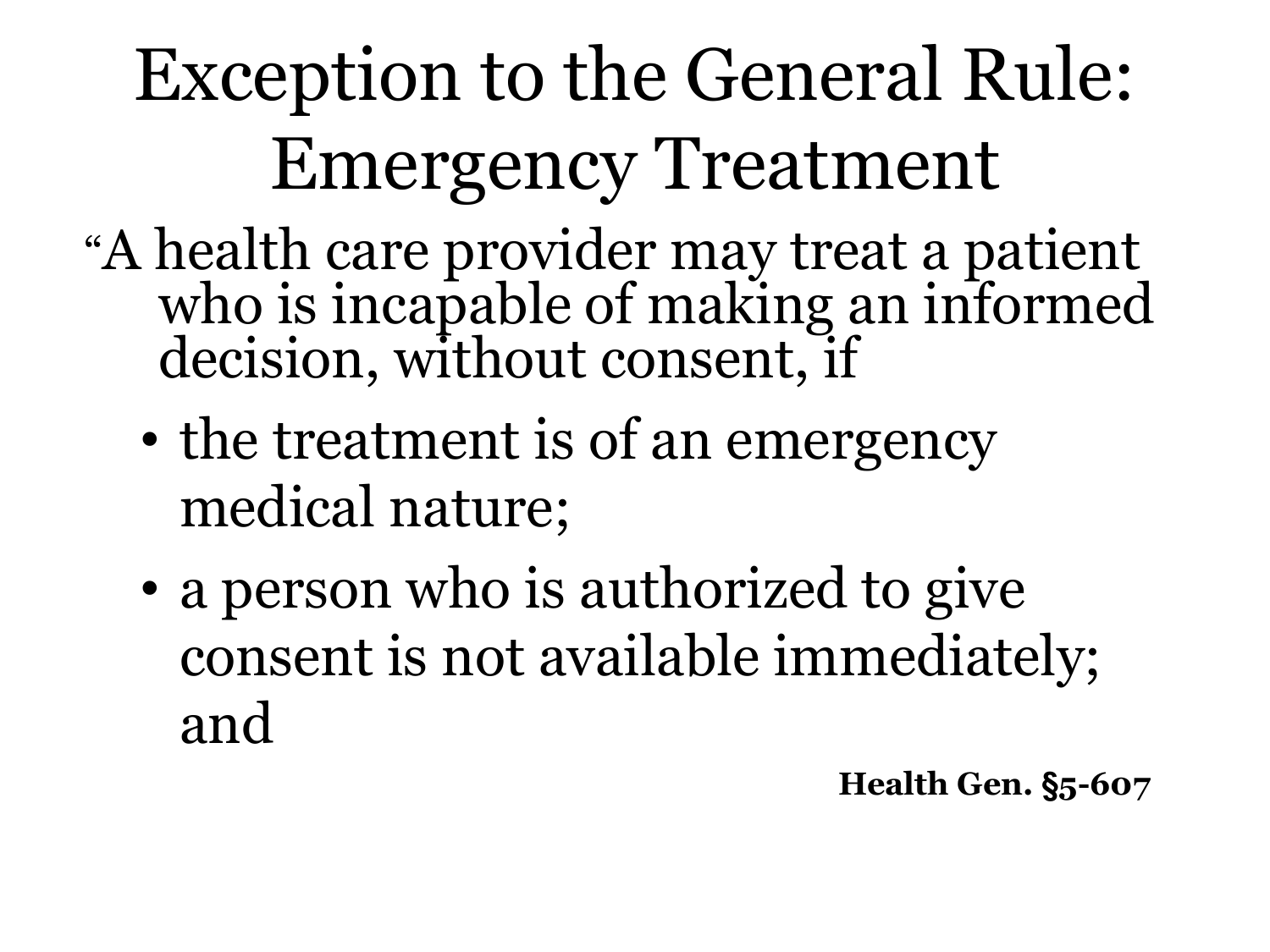# Exception to the General Rule: Emergency Treatment

"A health care provider may treat a patient who is incapable of making an informed decision, without consent, if

- the treatment is of an emergency medical nature;
- a person who is authorized to give consent is not available immediately; and

**Health Gen. §5-607**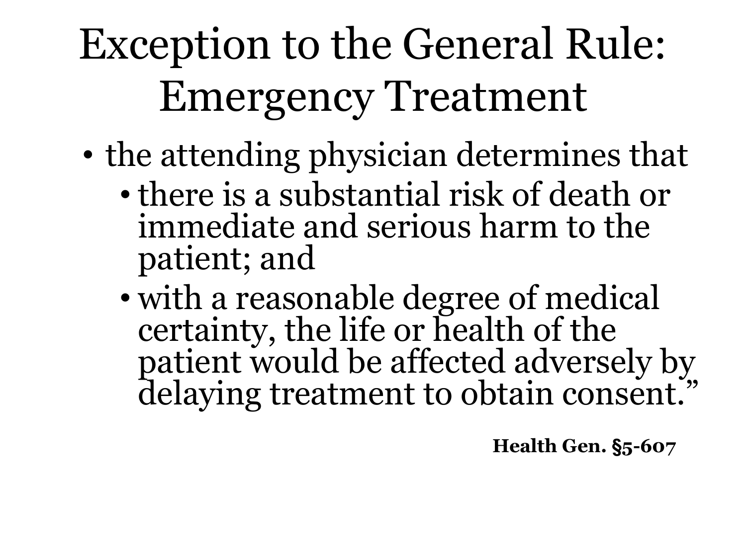# Exception to the General Rule: Emergency Treatment

- the attending physician determines that
  - there is a substantial risk of death or immediate and serious harm to the patient; and
  - with a reasonable degree of medical certainty, the life or health of the patient would be affected adversely by delaying treatment to obtain consent."

**Health Gen. §5-607**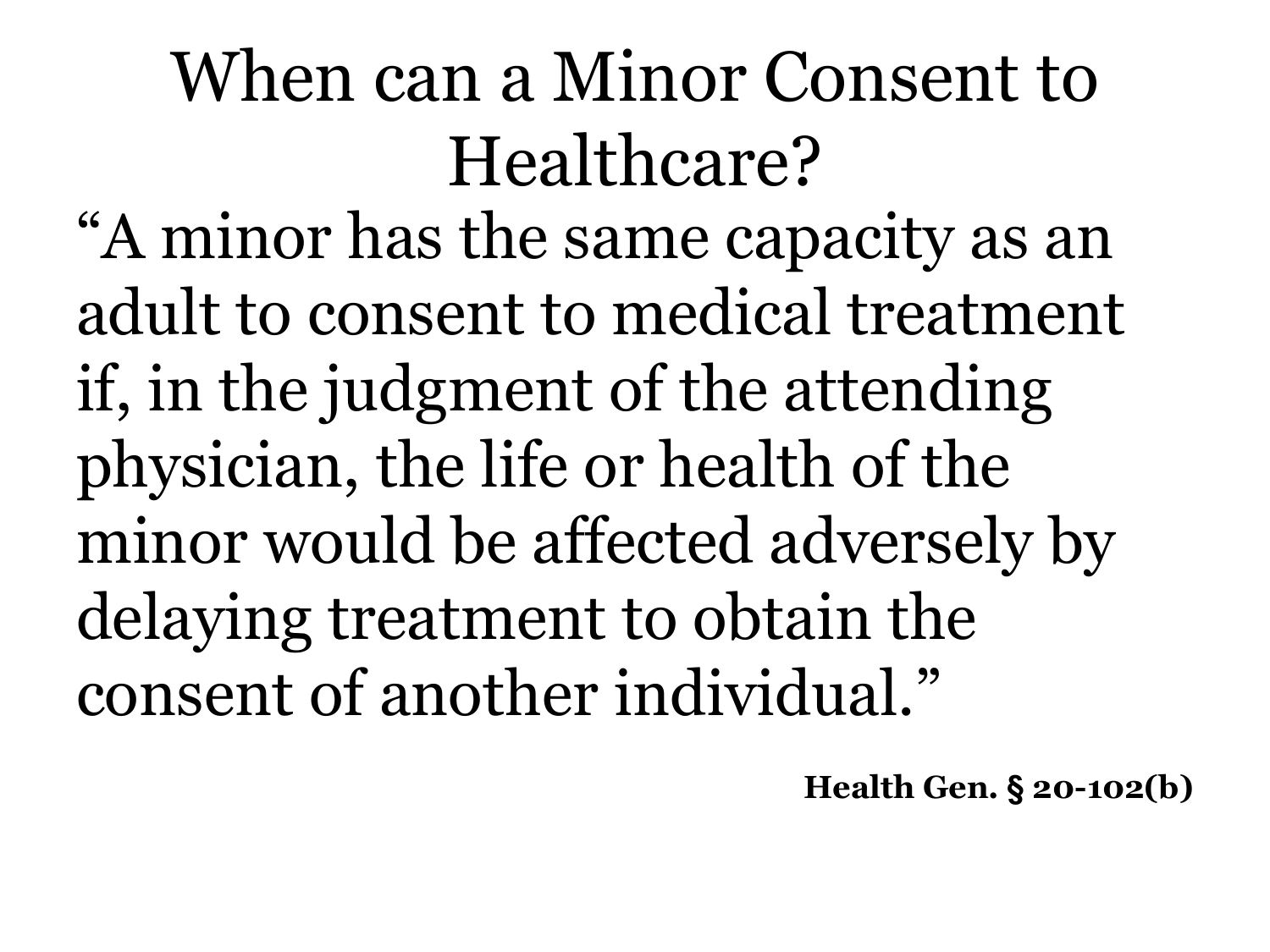# When can a Minor Consent to Healthcare?

"A minor has the same capacity as an adult to consent to medical treatment if, in the judgment of the attending physician, the life or health of the minor would be affected adversely by delaying treatment to obtain the consent of another individual."

**Health Gen. § 20-102(b)**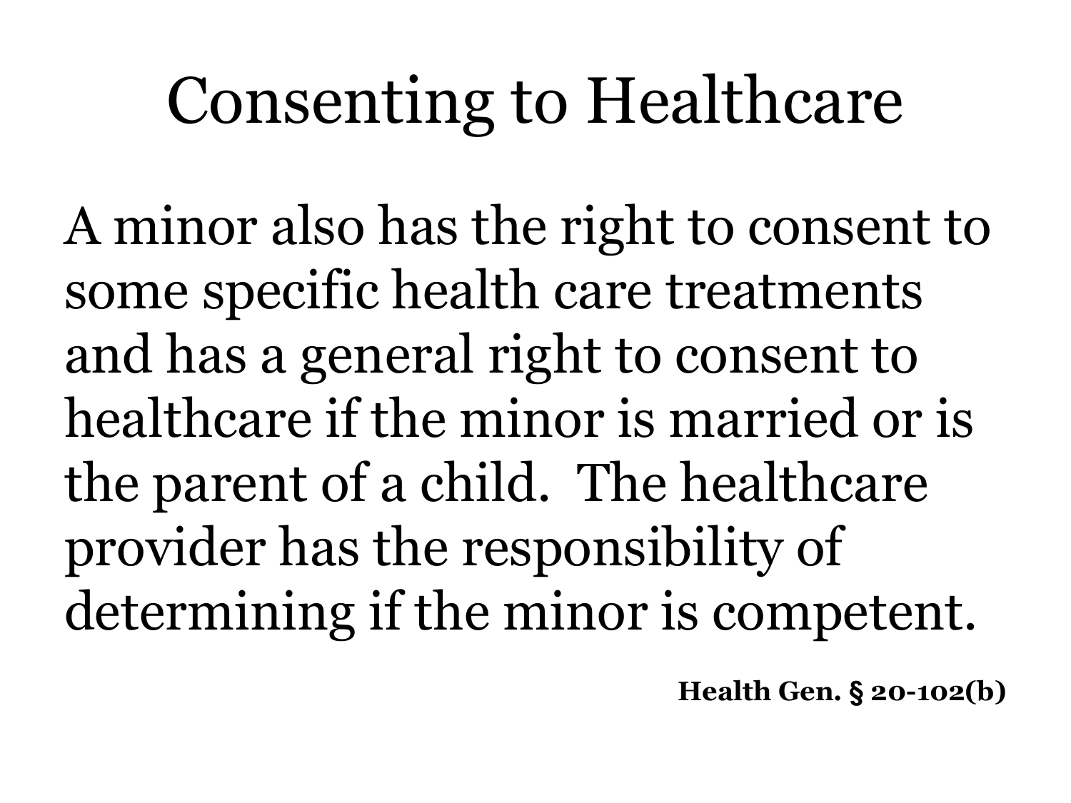# Consenting to Healthcare

A minor also has the right to consent to some specific health care treatments and has a general right to consent to healthcare if the minor is married or is the parent of a child. The healthcare provider has the responsibility of determining if the minor is competent.

**Health Gen. § 20-102(b)**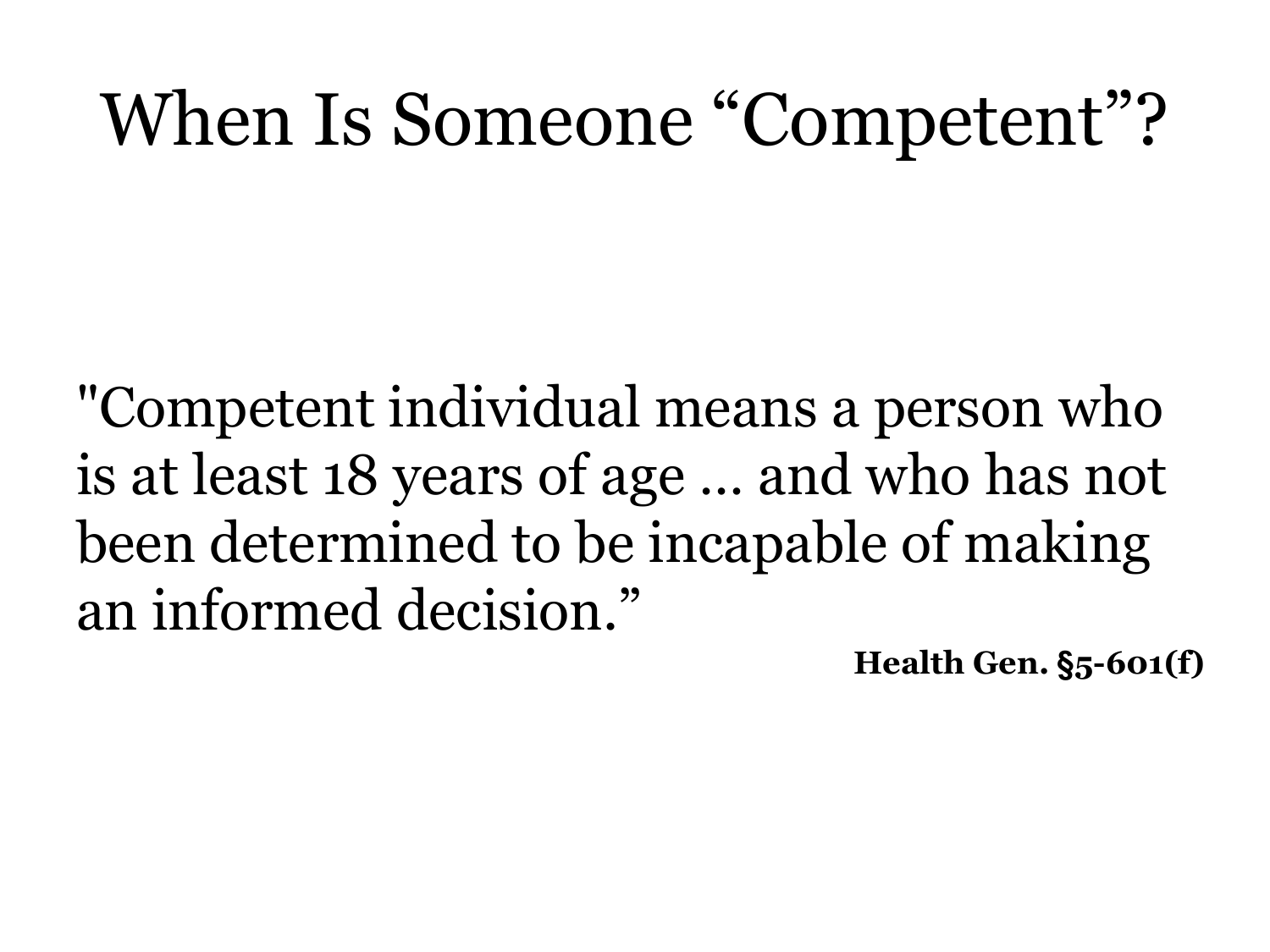# When Is Someone "Competent"?

"Competent individual means a person who is at least 18 years of age … and who has not been determined to be incapable of making an informed decision."

**Health Gen. §5-601(f)**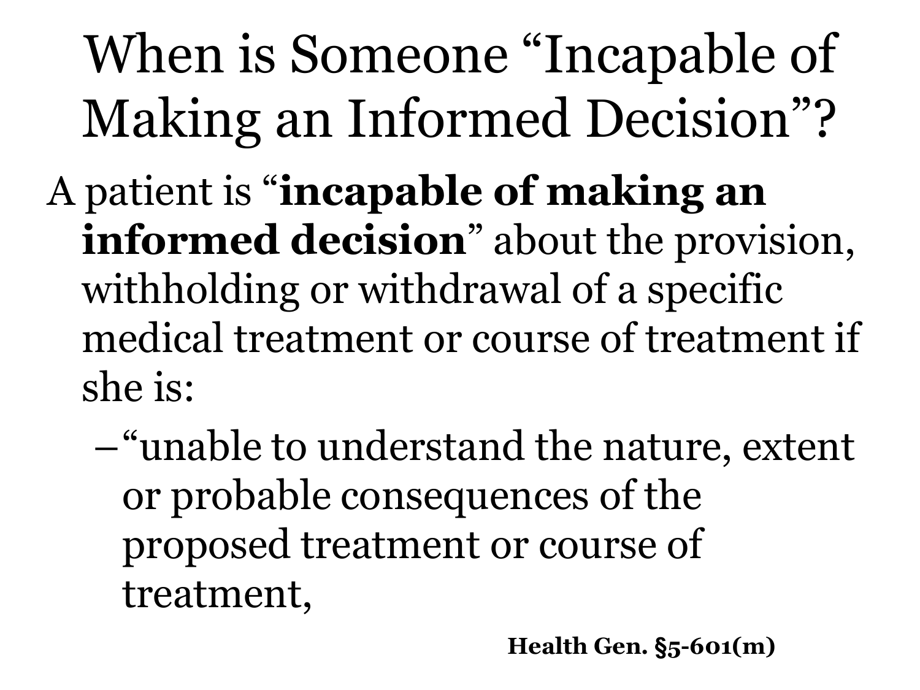# When is Someone "Incapable of Making an Informed Decision"?

A patient is "**incapable of making an informed decision**" about the provision, withholding or withdrawal of a specific medical treatment or course of treatment if she is:

- "unable to understand the nature, extent or probable consequences of the proposed treatment or course of treatment,

**Health Gen. §5-601(m)**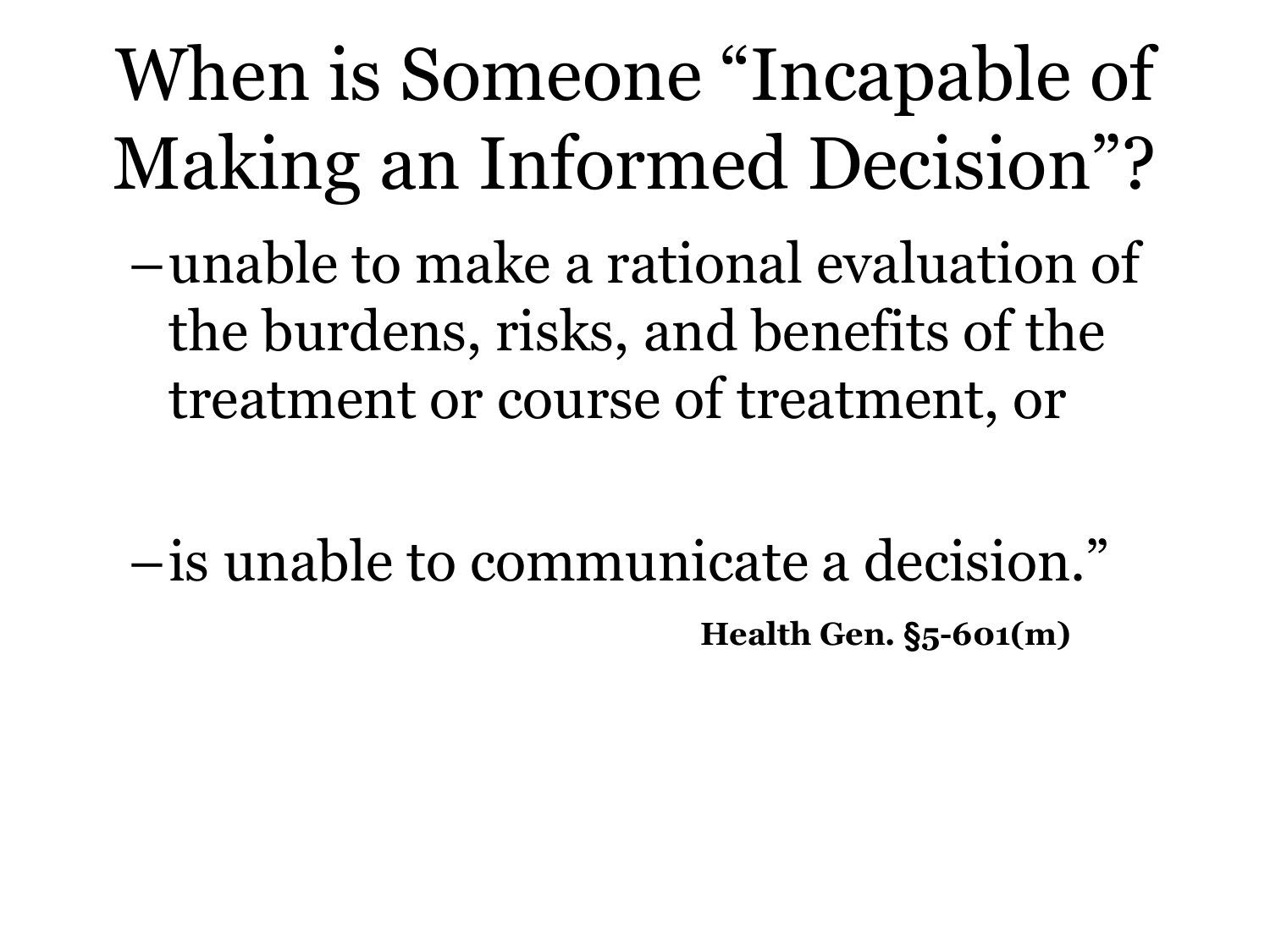# When is Someone "Incapable of Making an Informed Decision"?

- unable to make a rational evaluation of the burdens, risks, and benefits of the treatment or course of treatment, or
- is unable to communicate a decision."

**Health Gen. §5-601(m)**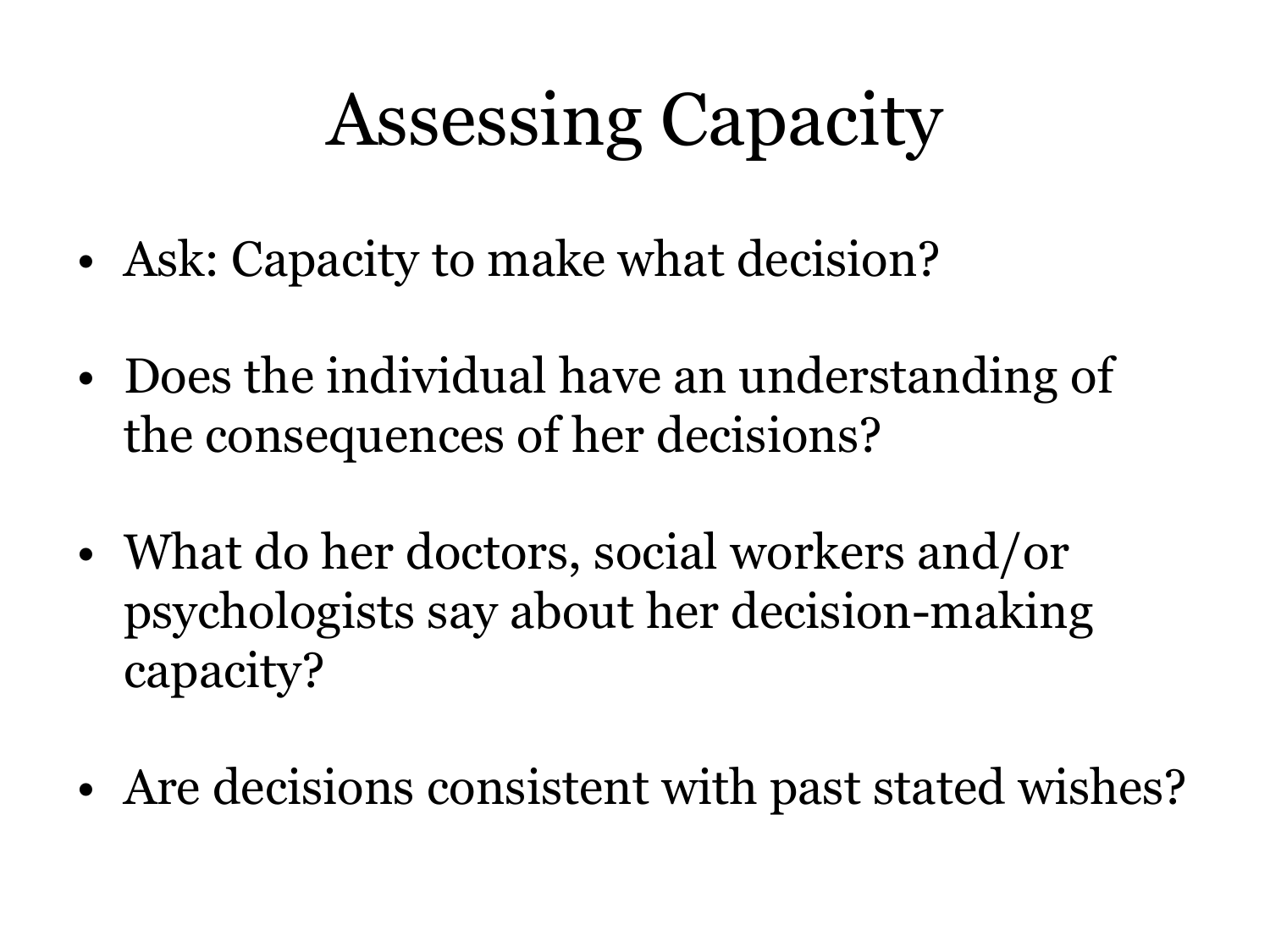# Assessing Capacity

- Ask: Capacity to make what decision?
- Does the individual have an understanding of the consequences of her decisions?
- What do her doctors, social workers and/or psychologists say about her decision-making capacity?
- Are decisions consistent with past stated wishes?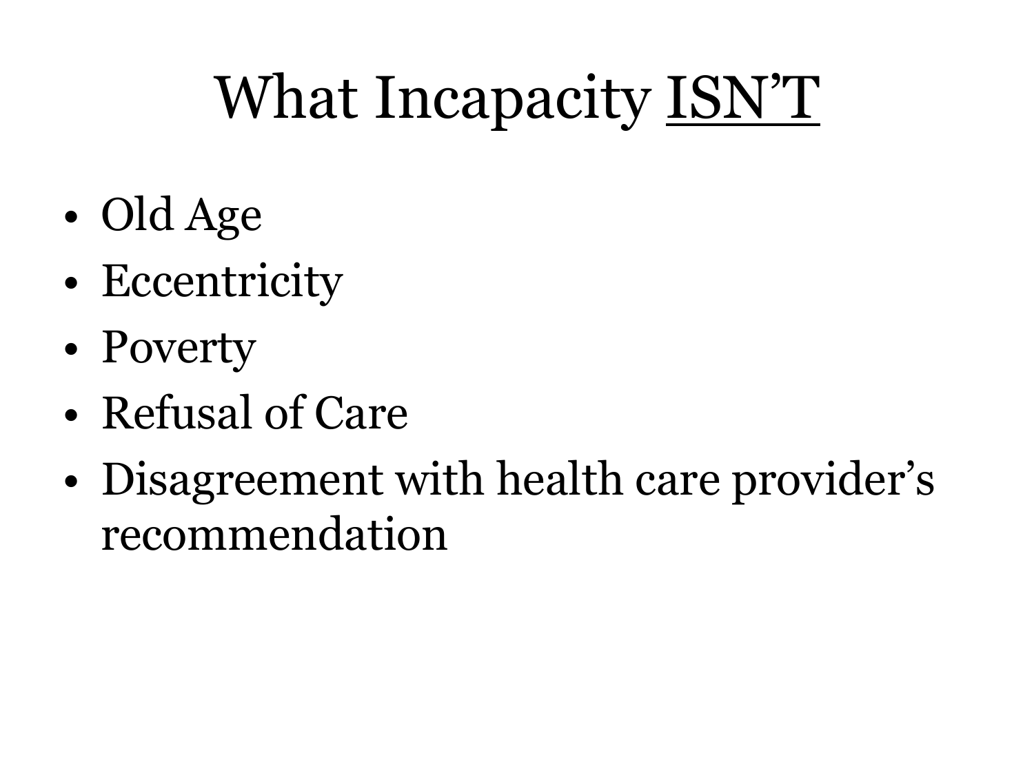# What Incapacity <u>ISN'T</u>

- Old Age
- Eccentricity
- Poverty
- Refusal of Care
- Disagreement with health care provider's recommendation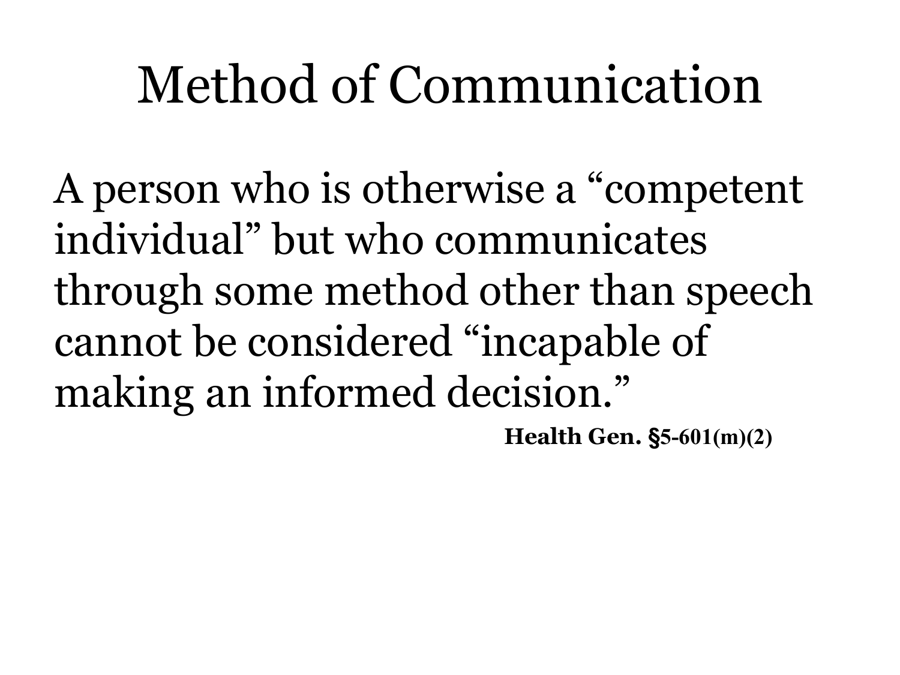# Method of Communication

A person who is otherwise a "competent individual" but who communicates through some method other than speech cannot be considered "incapable of making an informed decision."

**Health Gen. §5-601(m)(2)**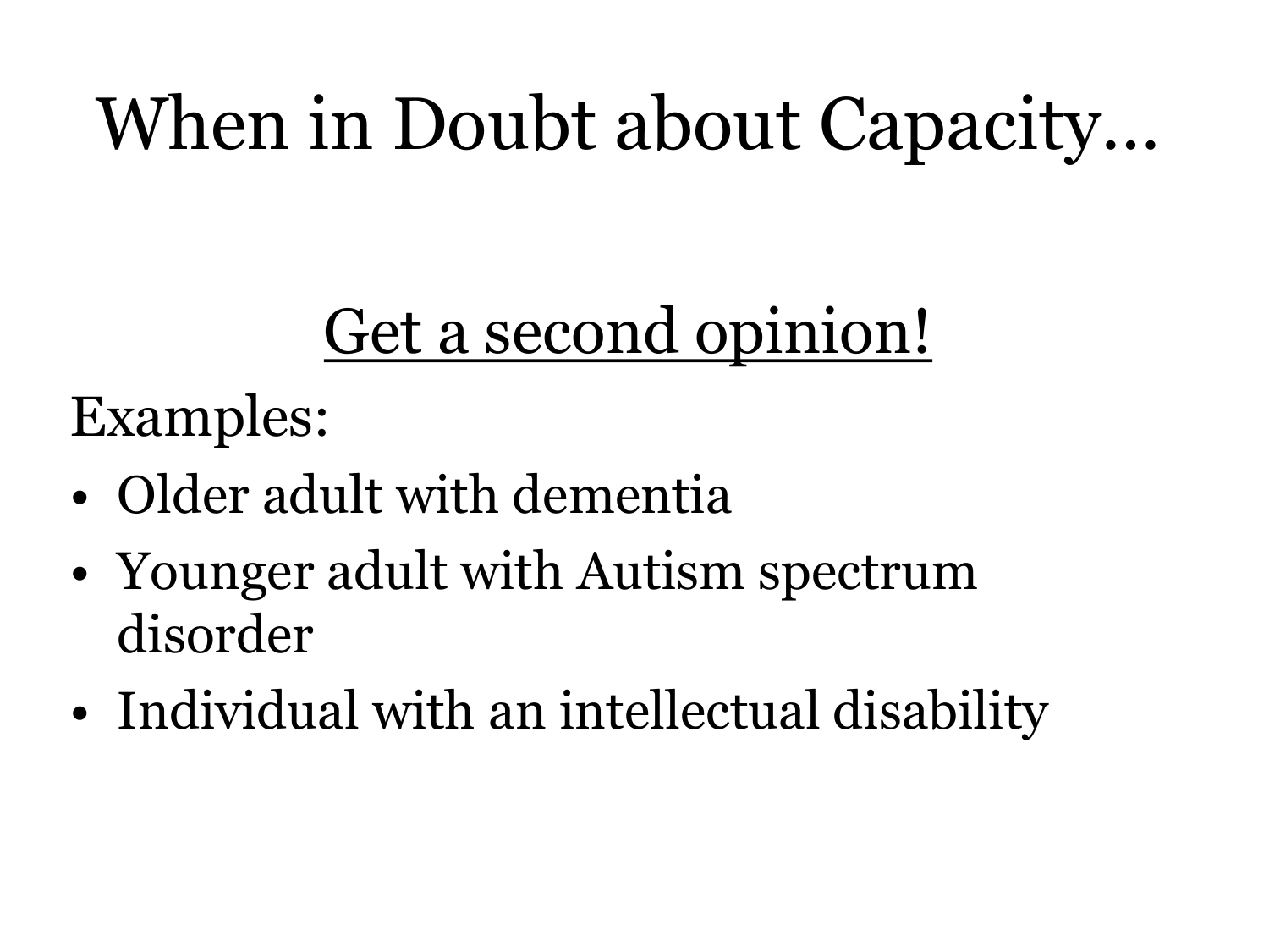# When in Doubt about Capacity…

<u>Get a second opinion!</u>

Examples:

- Older adult with dementia
- Younger adult with Autism spectrum disorder
- Individual with an intellectual disability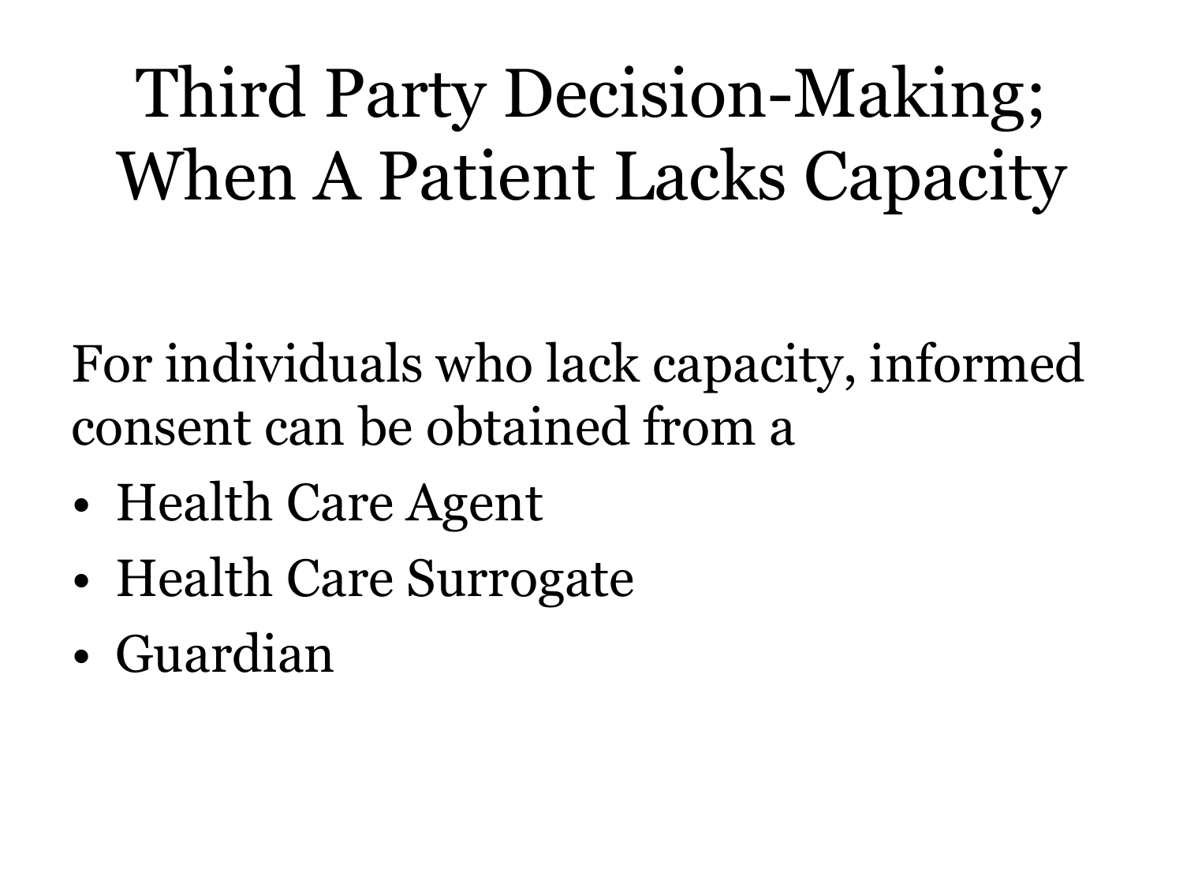# Third Party Decision-Making; When A Patient Lacks Capacity

For individuals who lack capacity, informed consent can be obtained from a

- Health Care Agent
- Health Care Surrogate
- Guardian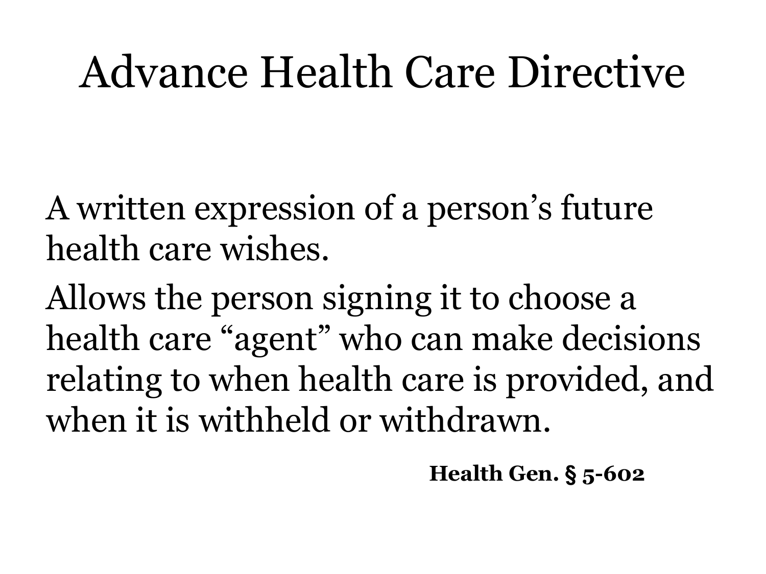# Advance Health Care Directive

A written expression of a person’s future health care wishes.

Allows the person signing it to choose a health care “agent” who can make decisions relating to when health care is provided, and when it is withheld or withdrawn.

**Health Gen. § 5-602**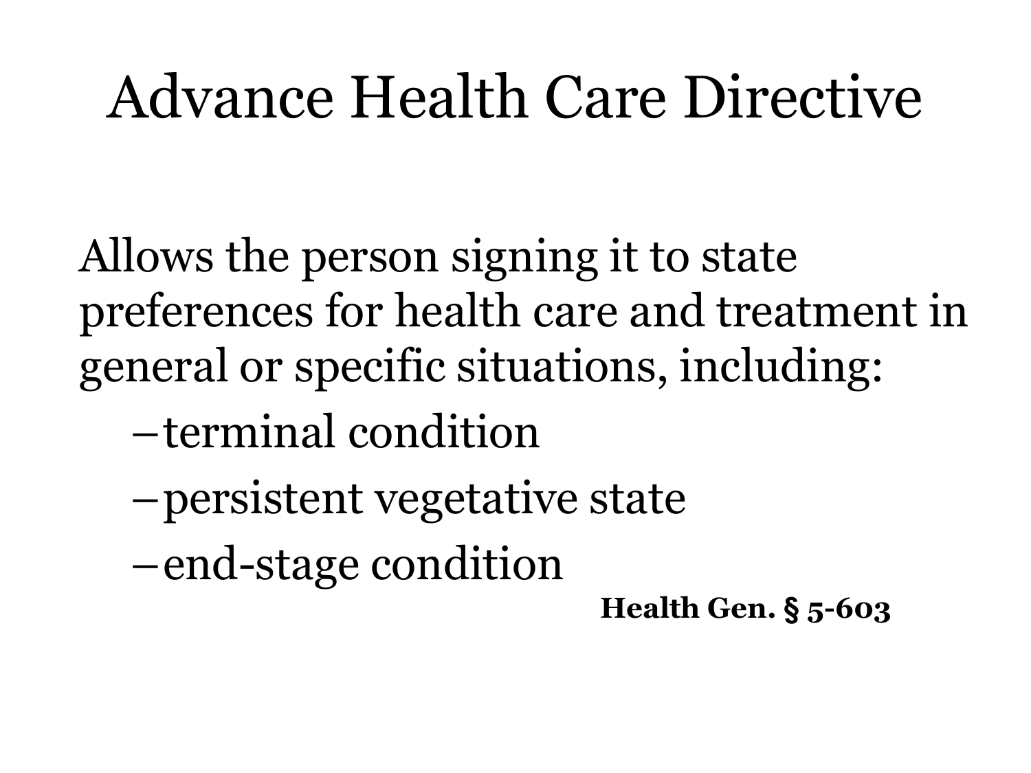# Advance Health Care Directive

Allows the person signing it to state preferences for health care and treatment in general or specific situations, including:

- terminal condition
- persistent vegetative state
- end-stage condition

**Health Gen. § 5-603**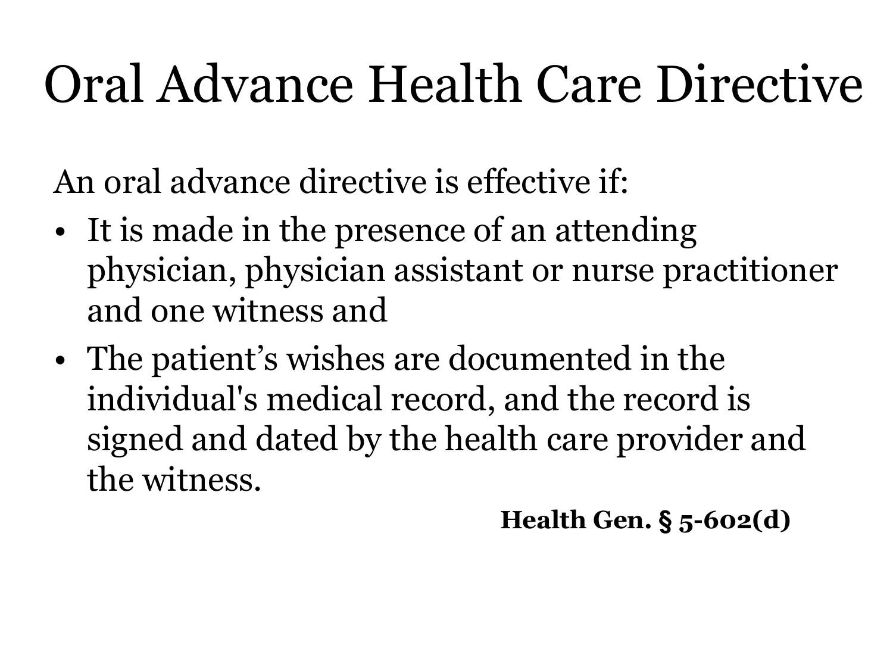# Oral Advance Health Care Directive

An oral advance directive is effective if:

- It is made in the presence of an attending physician, physician assistant or nurse practitioner and one witness and
- The patient's wishes are documented in the individual's medical record, and the record is signed and dated by the health care provider and the witness.

**Health Gen. § 5-602(d)**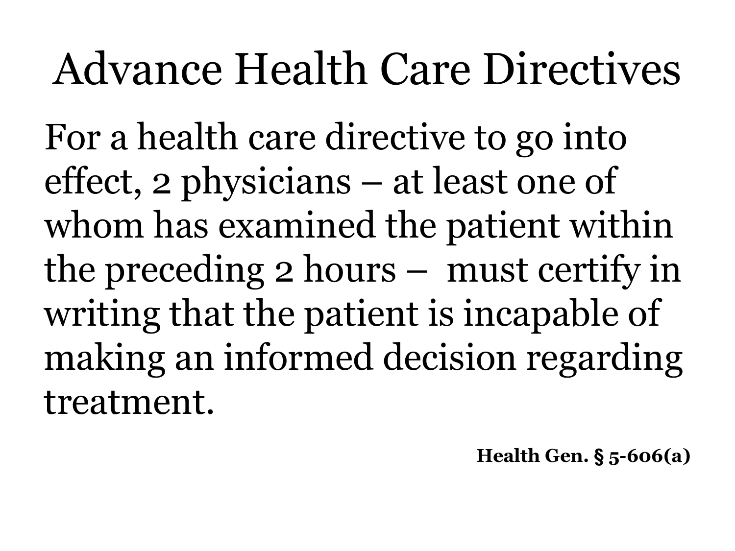# Advance Health Care Directives

For a health care directive to go into effect, 2 physicians – at least one of whom has examined the patient within the preceding 2 hours – must certify in writing that the patient is incapable of making an informed decision regarding treatment.

**Health Gen. § 5-606(a)**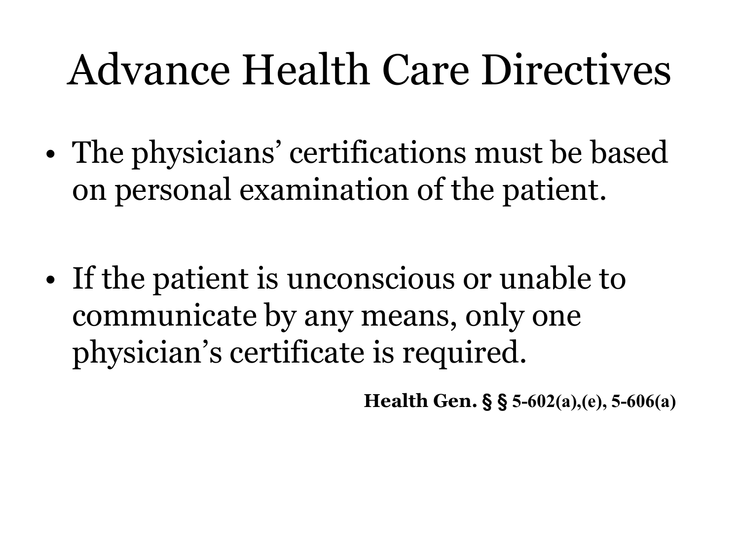# Advance Health Care Directives

- The physicians' certifications must be based on personal examination of the patient.
- If the patient is unconscious or unable to communicate by any means, only one physician's certificate is required.

**Health Gen. § § 5-602(a),(e), 5-606(a)**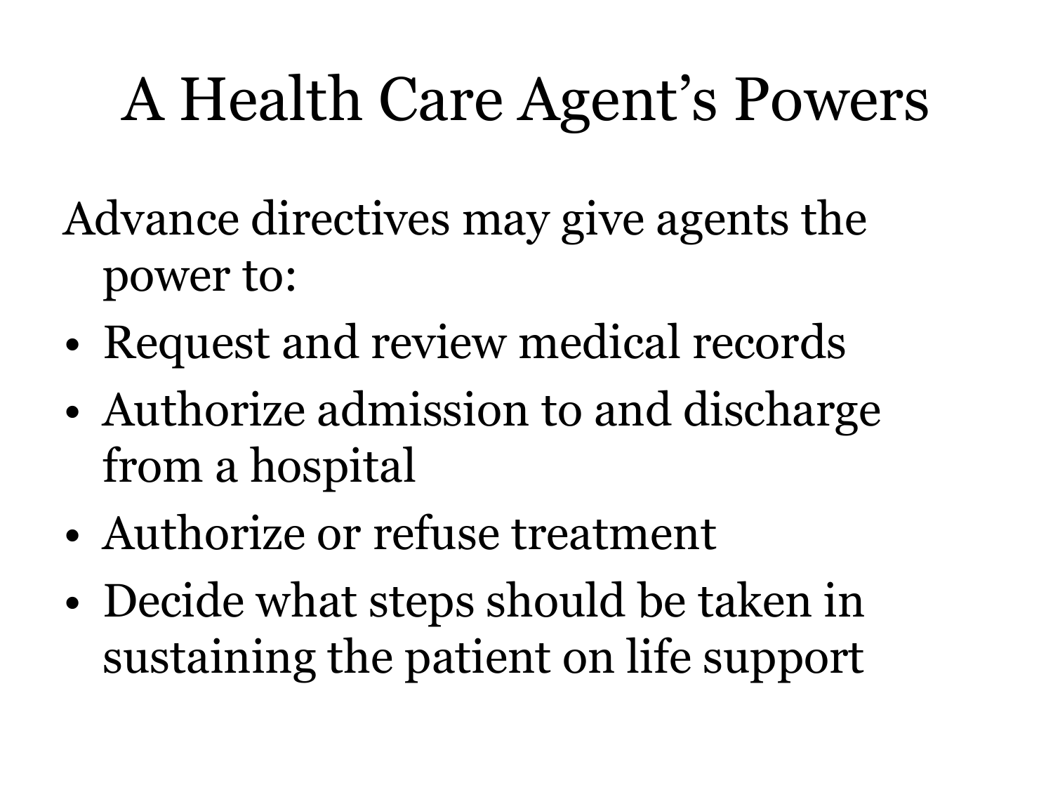# A Health Care Agent's Powers

Advance directives may give agents the power to:

- Request and review medical records
- Authorize admission to and discharge from a hospital
- Authorize or refuse treatment
- Decide what steps should be taken in sustaining the patient on life support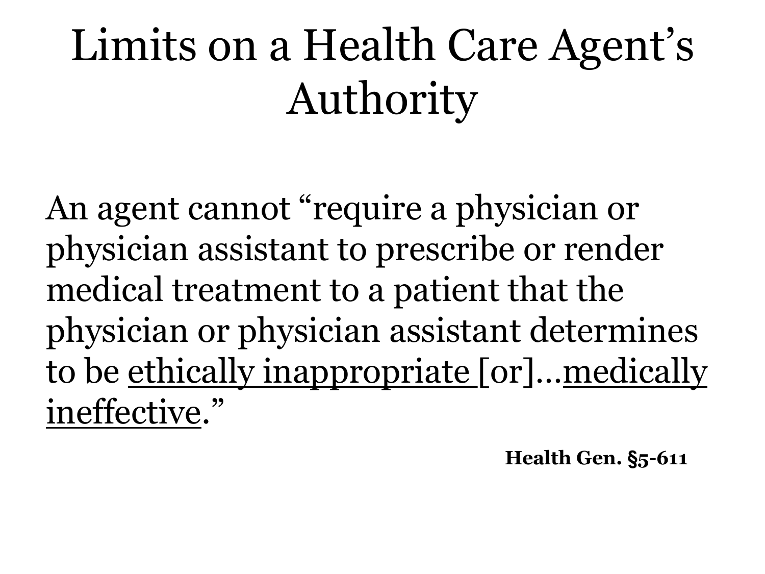# Limits on a Health Care Agent's Authority

An agent cannot "require a physician or physician assistant to prescribe or render medical treatment to a patient that the physician or physician assistant determines to be <u>ethically inappropriate</u> [or]…<u>medically ineffective</u>."

**Health Gen. §5-611**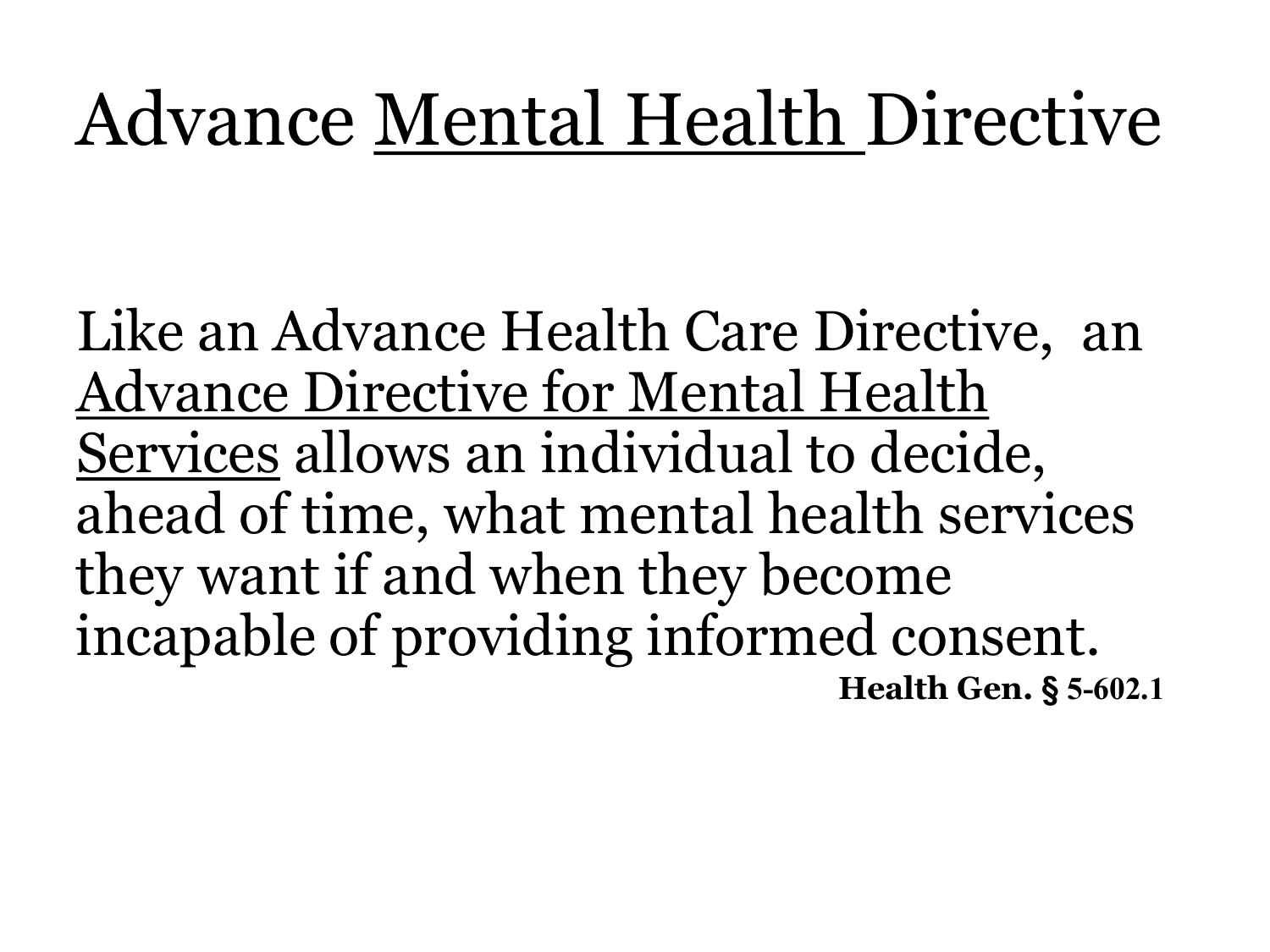# Advance Mental Health Directive

Like an Advance Health Care Directive, an Advance Directive for Mental Health Services allows an individual to decide, ahead of time, what mental health services they want if and when they become incapable of providing informed consent.

**Health Gen. § 5-602.1**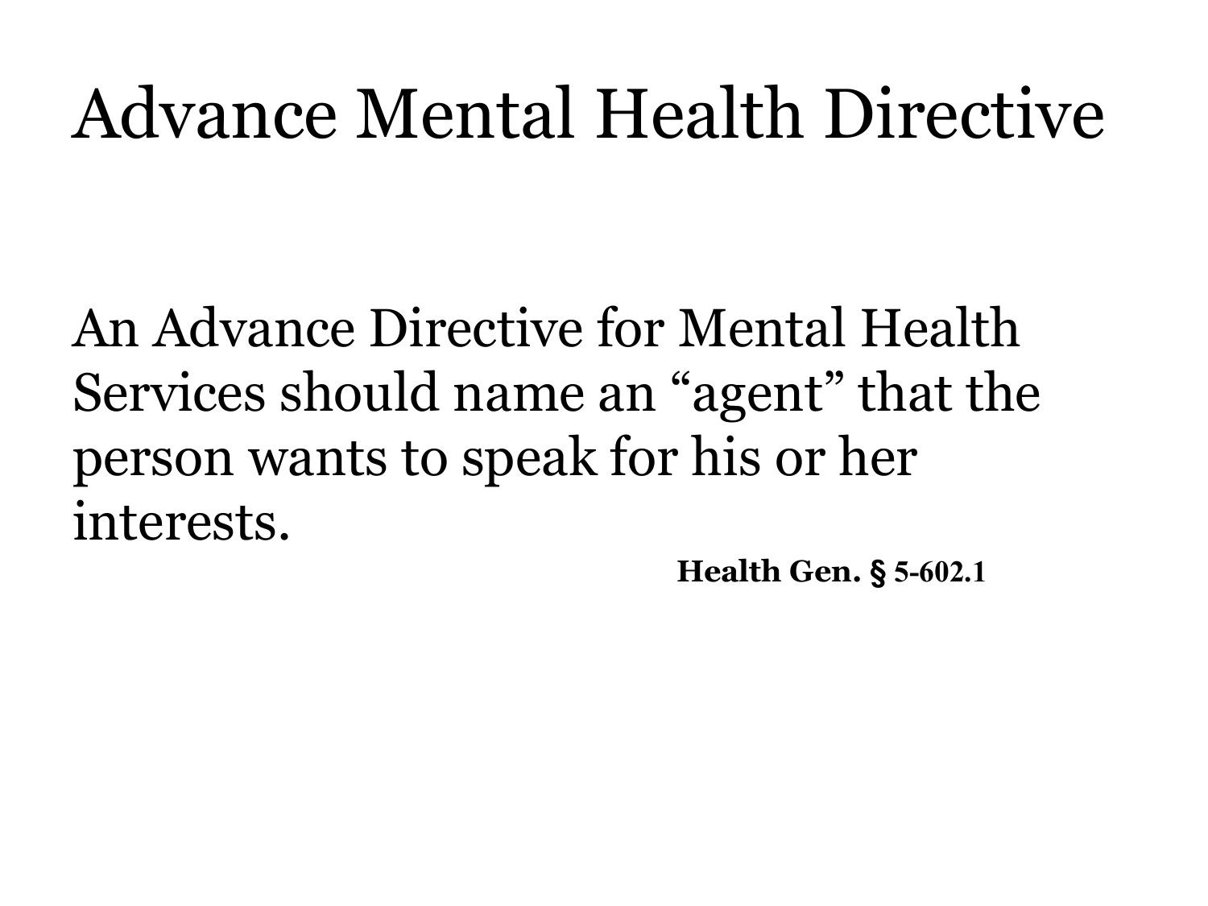# Advance Mental Health Directive

An Advance Directive for Mental Health Services should name an “agent” that the person wants to speak for his or her interests.

**Health Gen. § 5-602.1**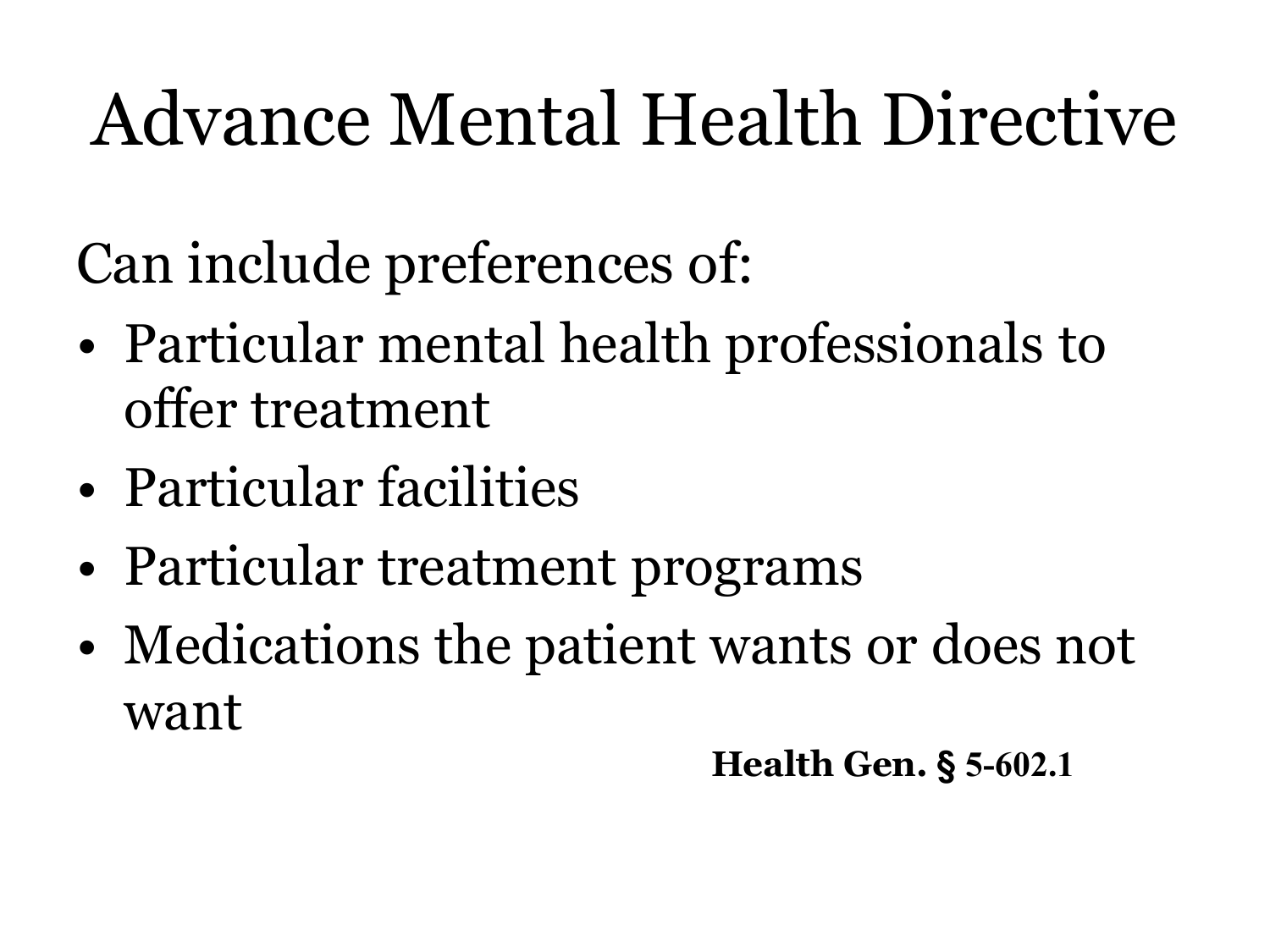# Advance Mental Health Directive

Can include preferences of:

- Particular mental health professionals to offer treatment
- Particular facilities
- Particular treatment programs
- Medications the patient wants or does not want

**Health Gen. § 5-602.1**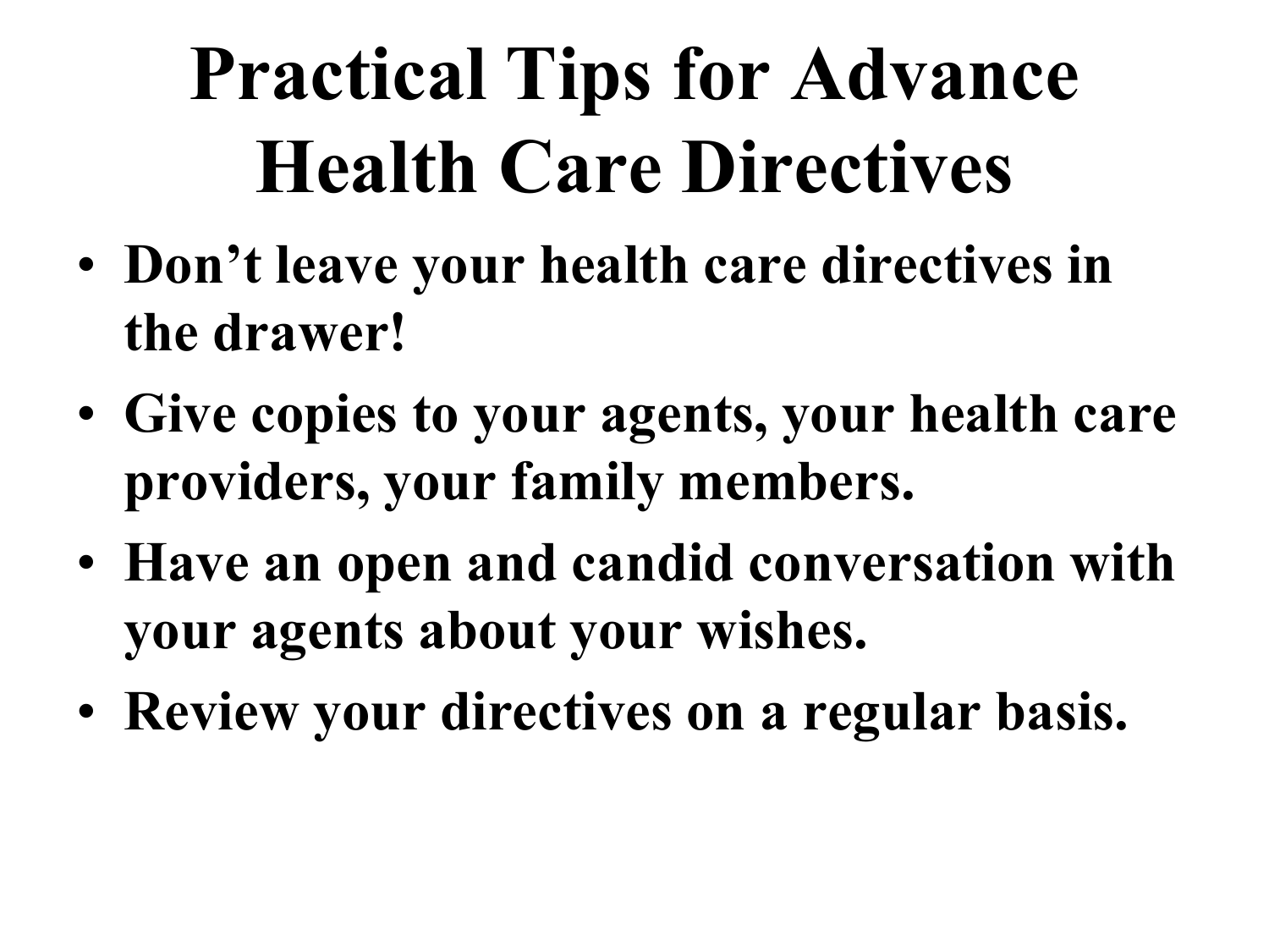# Practical Tips for Advance Health Care Directives

- **Don't leave your health care directives in the drawer!**
- **Give copies to your agents, your health care providers, your family members.**
- **Have an open and candid conversation with your agents about your wishes.**
- **Review your directives on a regular basis.**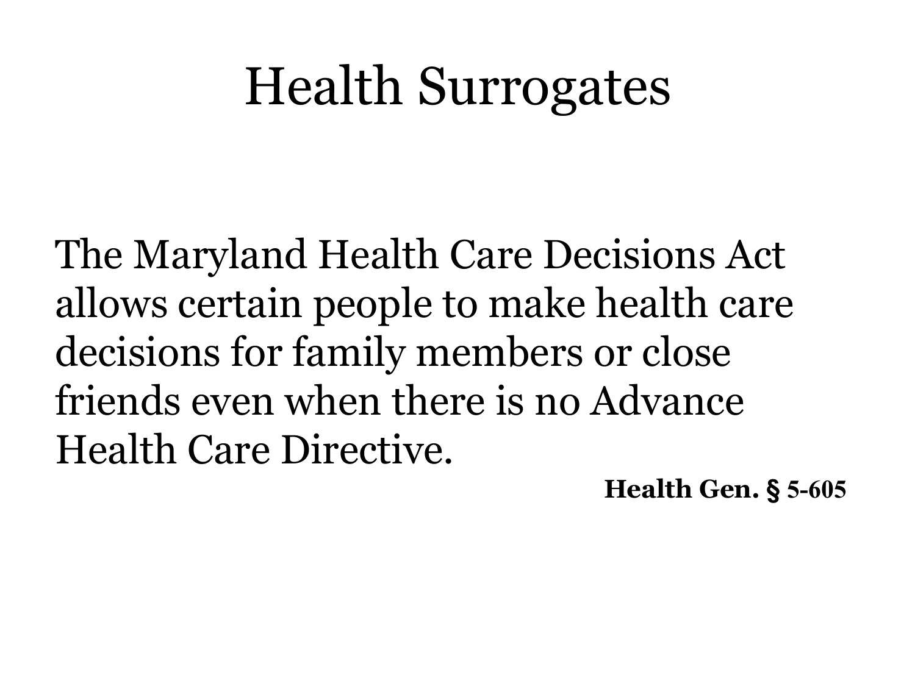# Health Surrogates

The Maryland Health Care Decisions Act allows certain people to make health care decisions for family members or close friends even when there is no Advance Health Care Directive.

**Health Gen. § 5-605**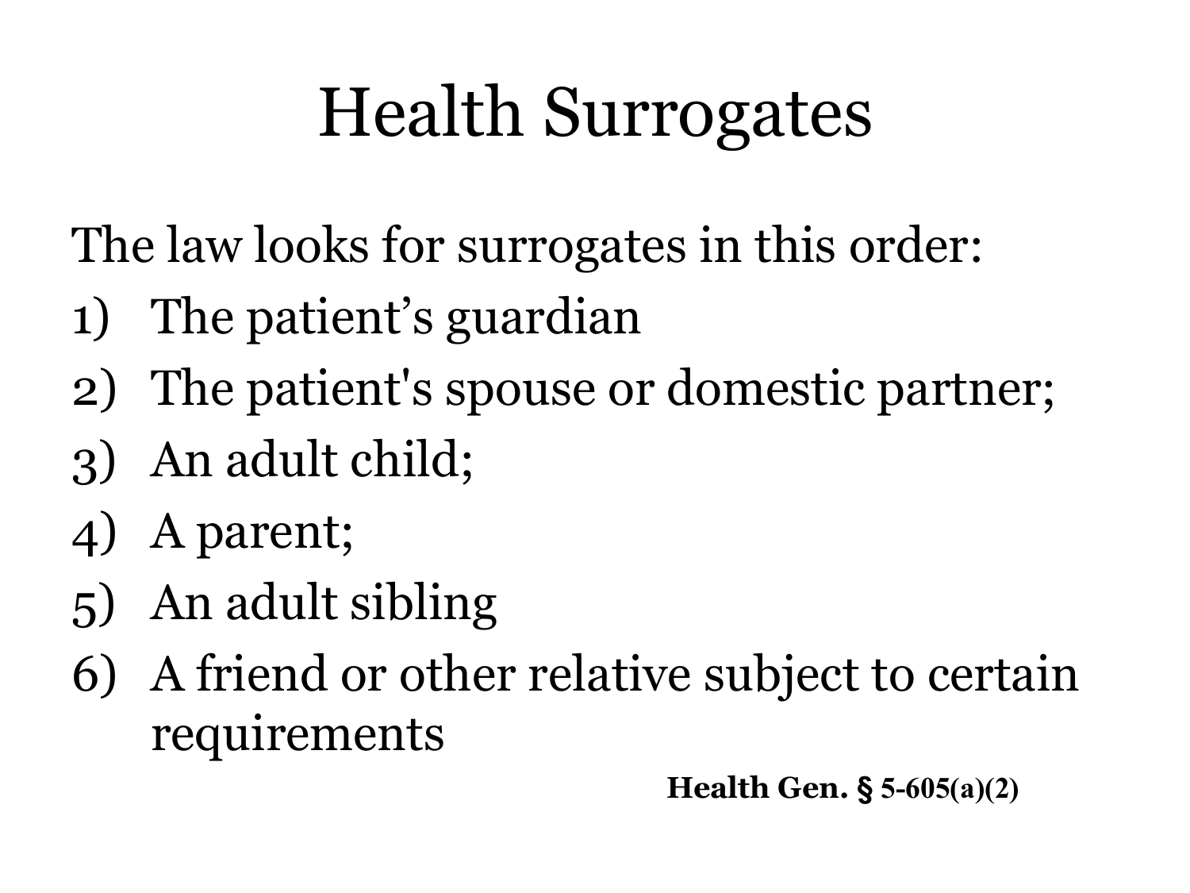# Health Surrogates

The law looks for surrogates in this order:

1) The patient’s guardian
2) The patient's spouse or domestic partner;
3) An adult child;
4) A parent;
5) An adult sibling
6) A friend or other relative subject to certain requirements

**Health Gen. § 5-605(a)(2)**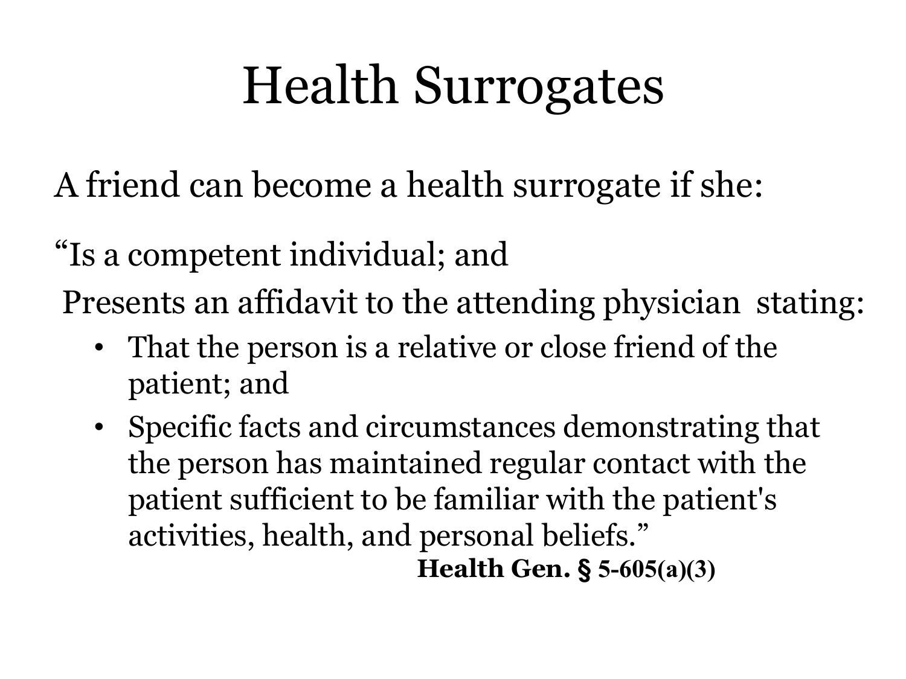# Health Surrogates

A friend can become a health surrogate if she:

"Is a competent individual; and

Presents an affidavit to the attending physician stating:

- That the person is a relative or close friend of the patient; and
- Specific facts and circumstances demonstrating that the person has maintained regular contact with the patient sufficient to be familiar with the patient's activities, health, and personal beliefs."

**Health Gen. § 5-605(a)(3)**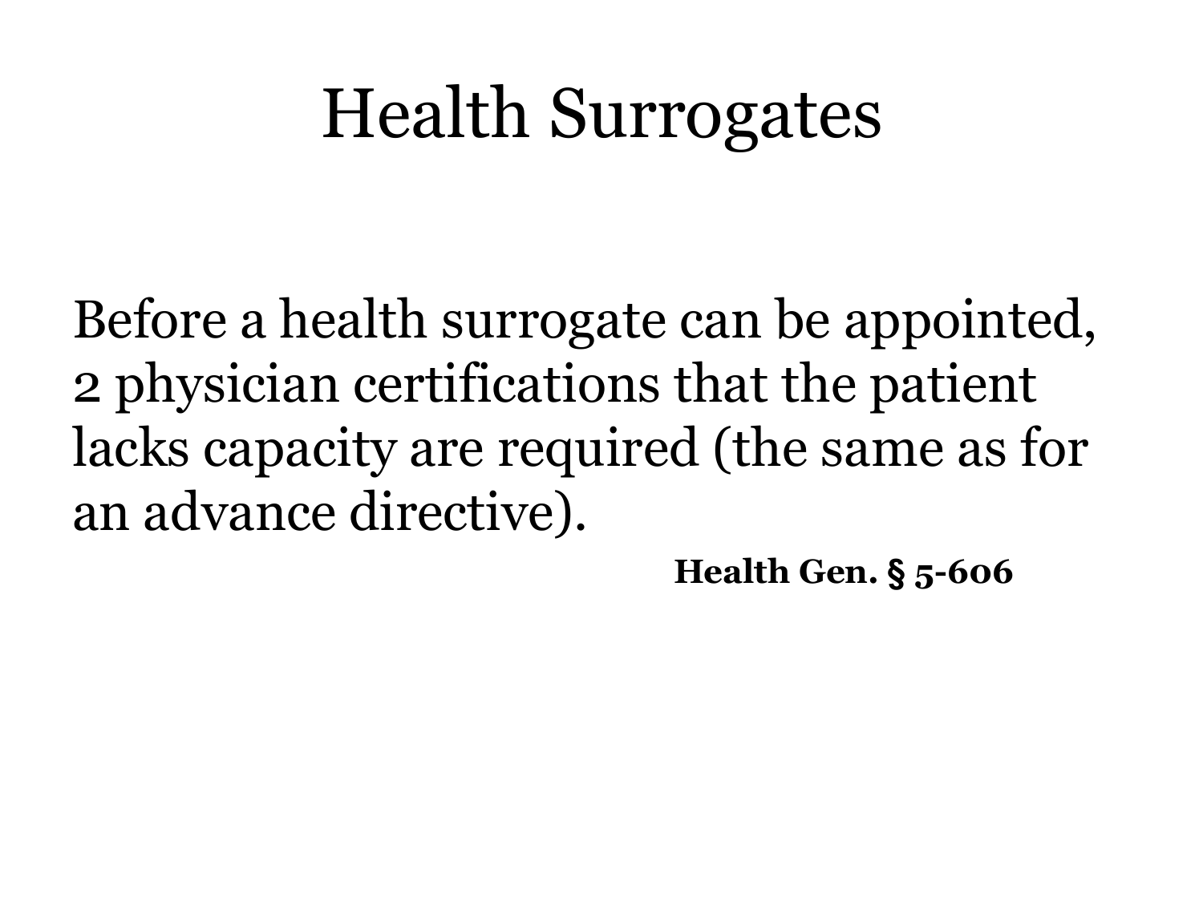# Health Surrogates

Before a health surrogate can be appointed, 2 physician certifications that the patient lacks capacity are required (the same as for an advance directive).

**Health Gen. § 5-606**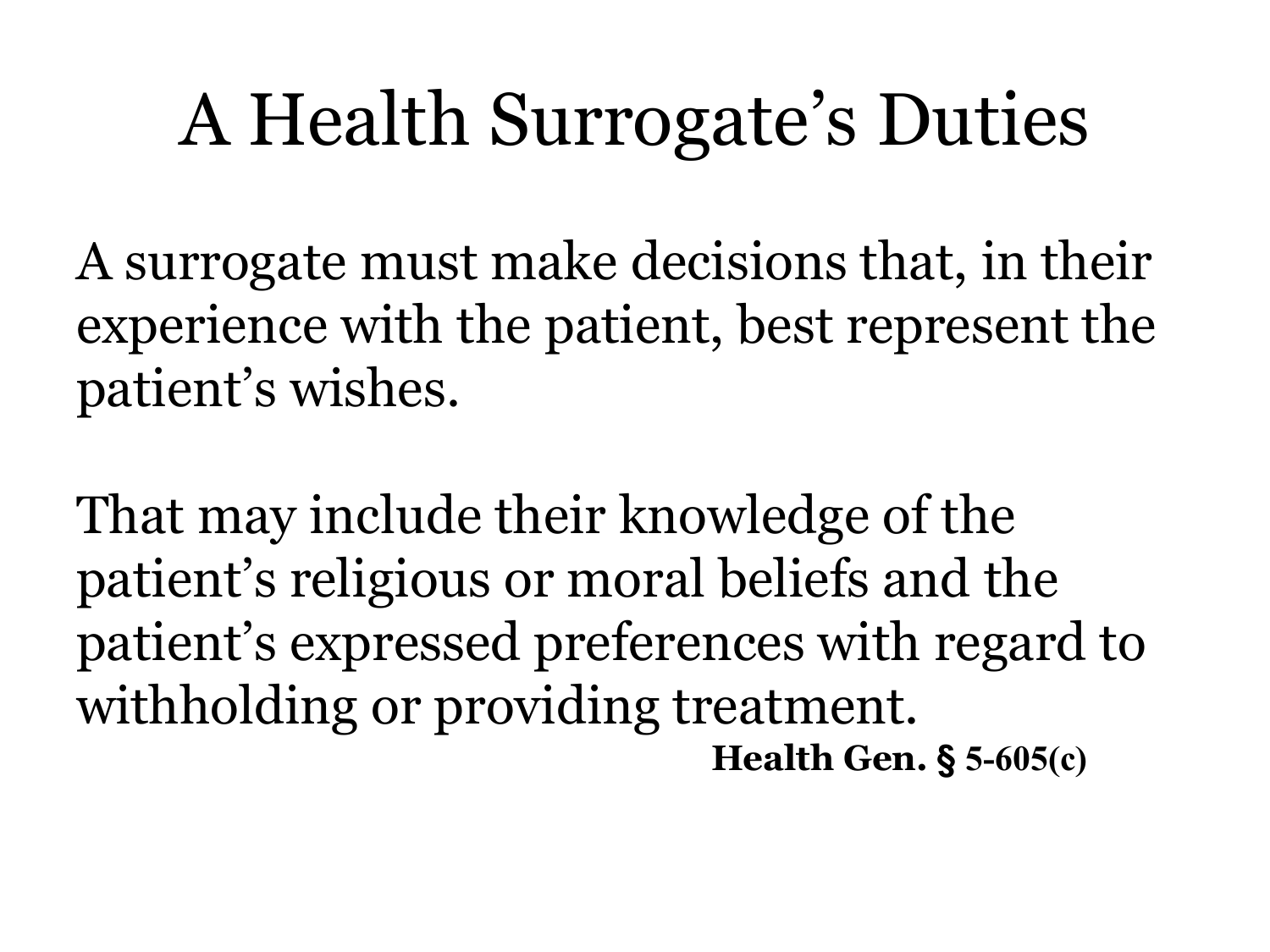# A Health Surrogate's Duties

A surrogate must make decisions that, in their experience with the patient, best represent the patient's wishes.

That may include their knowledge of the patient's religious or moral beliefs and the patient's expressed preferences with regard to withholding or providing treatment.

**Health Gen. § 5-605(c)**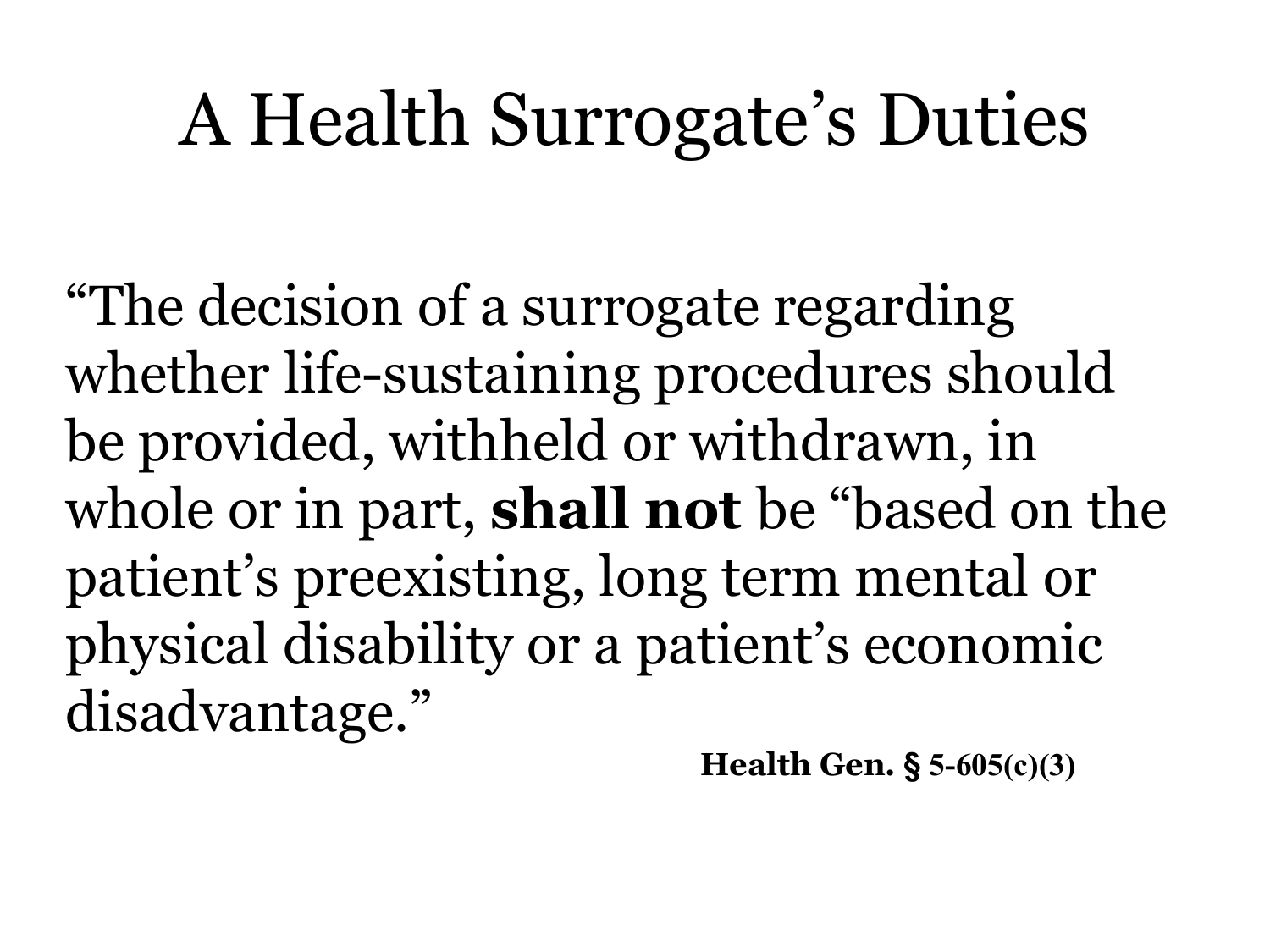# A Health Surrogate's Duties

"The decision of a surrogate regarding whether life-sustaining procedures should be provided, withheld or withdrawn, in whole or in part, **shall not** be "based on the patient's preexisting, long term mental or physical disability or a patient's economic disadvantage."

**Health Gen. § 5-605(c)(3)**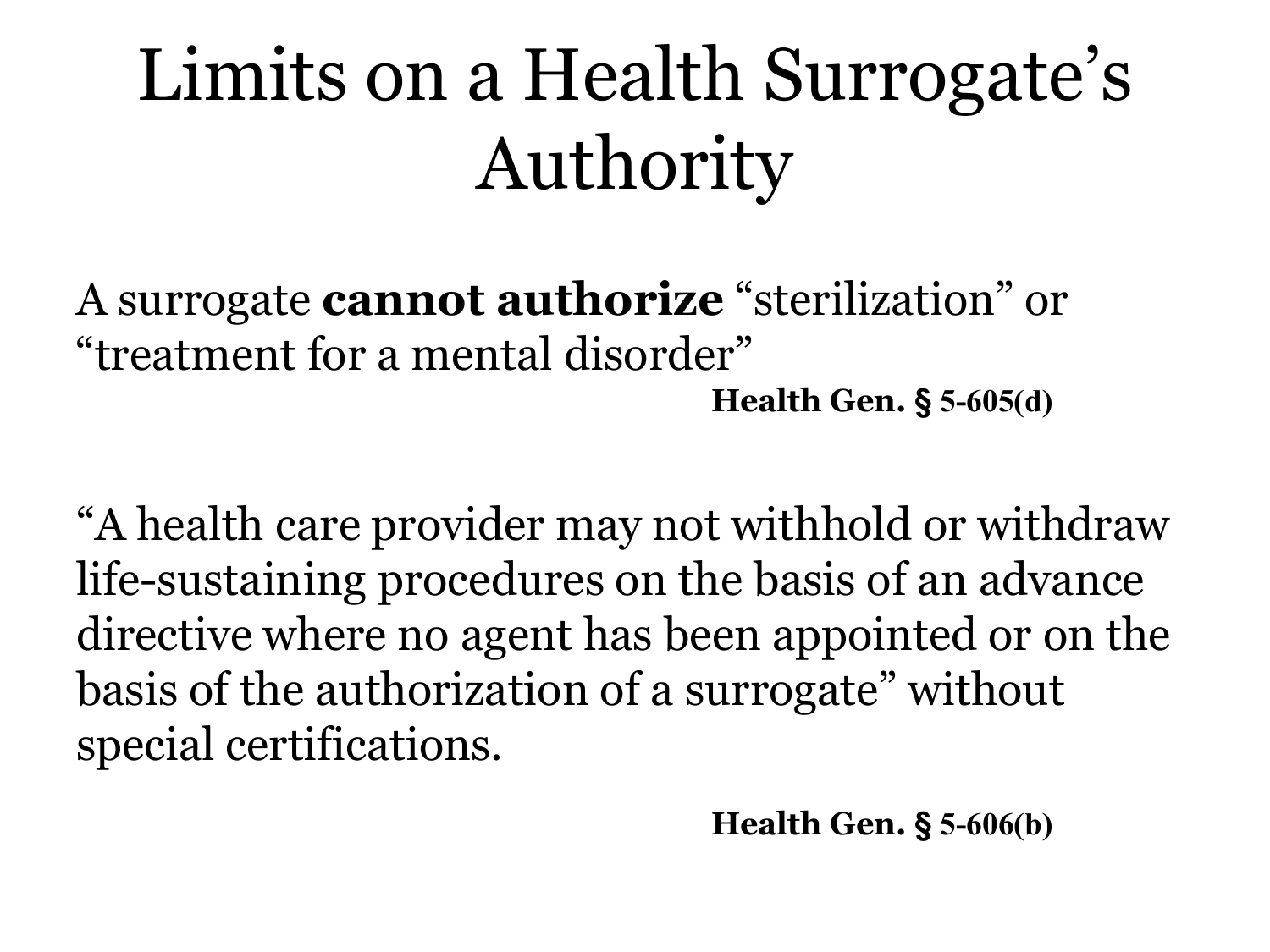# Limits on a Health Surrogate's Authority

A surrogate **cannot authorize** "sterilization" or "treatment for a mental disorder"

**Health Gen. § 5-605(d)**

"A health care provider may not withhold or withdraw life-sustaining procedures on the basis of an advance directive where no agent has been appointed or on the basis of the authorization of a surrogate" without special certifications.

**Health Gen. § 5-606(b)**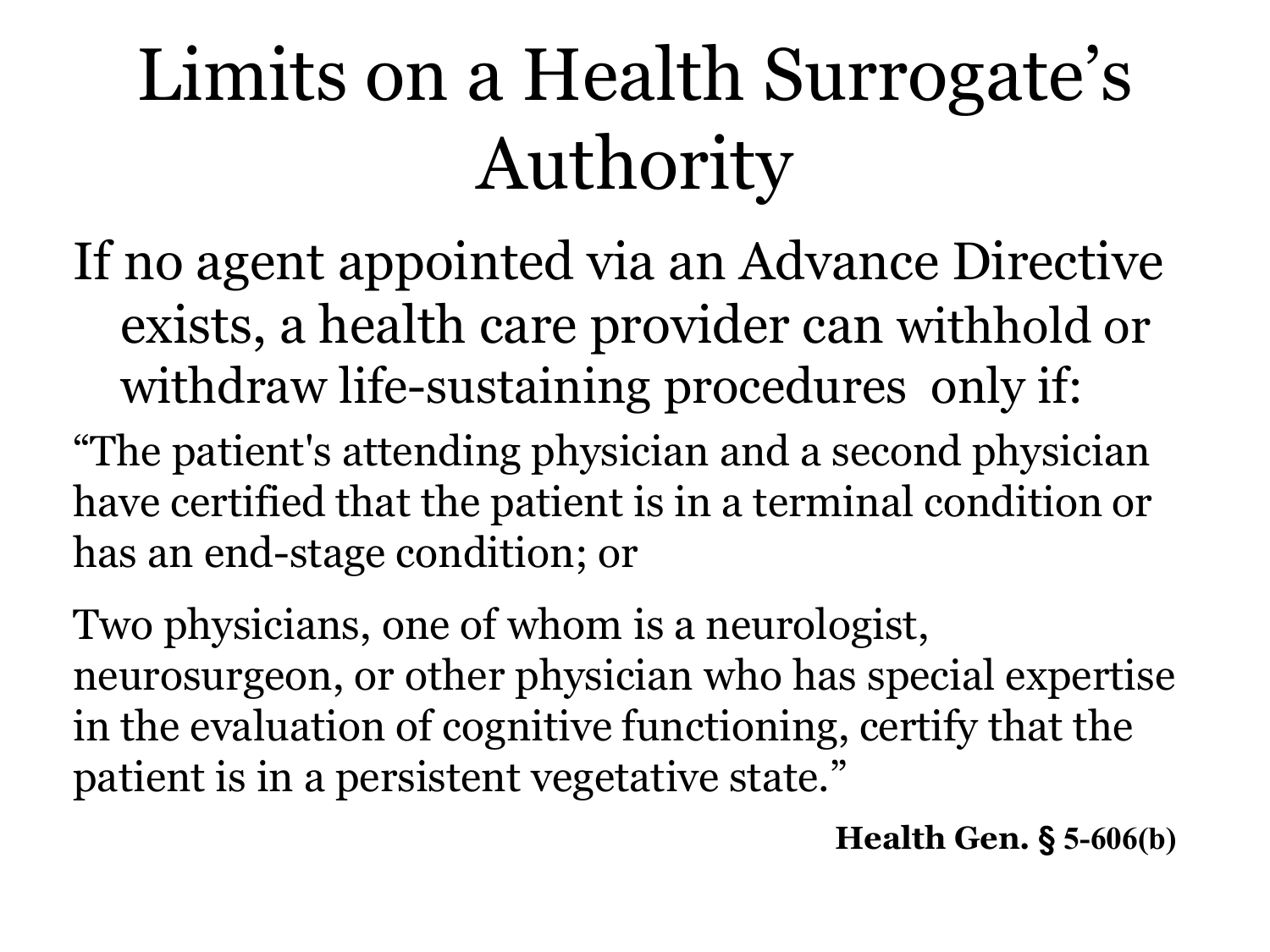# Limits on a Health Surrogate's Authority

If no agent appointed via an Advance Directive exists, a health care provider can withhold or withdraw life-sustaining procedures only if:

"The patient's attending physician and a second physician have certified that the patient is in a terminal condition or has an end-stage condition; or

Two physicians, one of whom is a neurologist, neurosurgeon, or other physician who has special expertise in the evaluation of cognitive functioning, certify that the patient is in a persistent vegetative state."

**Health Gen. § 5-606(b)**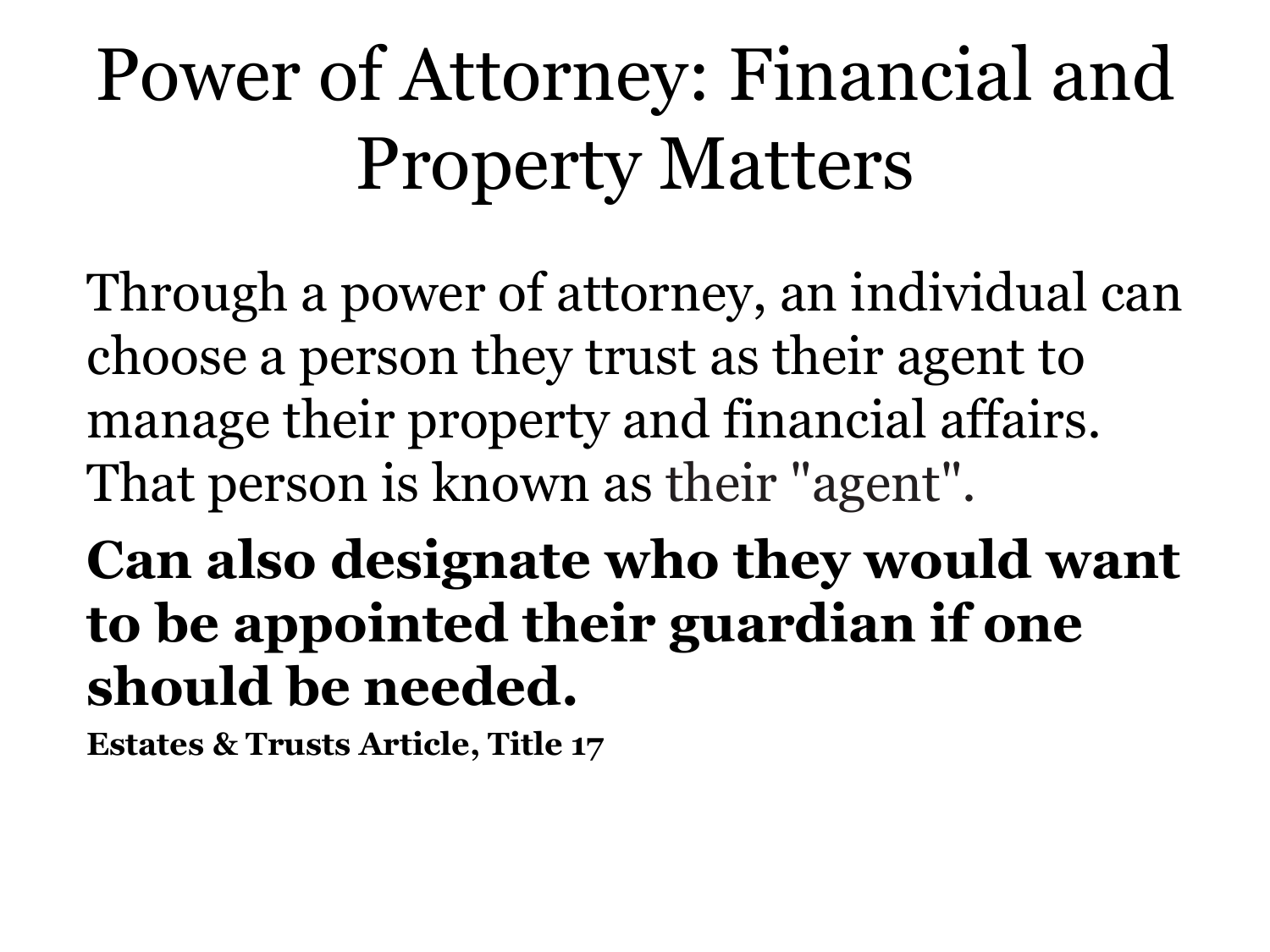# Power of Attorney: Financial and Property Matters

Through a power of attorney, an individual can choose a person they trust as their agent to manage their property and financial affairs. That person is known as their "agent".

**Can also designate who they would want to be appointed their guardian if one should be needed.**

**Estates & Trusts Article, Title 17**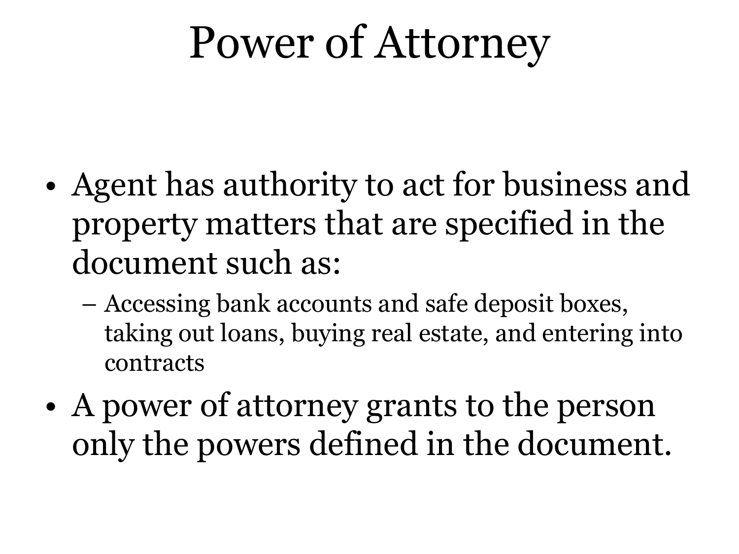# Power of Attorney

- Agent has authority to act for business and property matters that are specified in the document such as:
  - Accessing bank accounts and safe deposit boxes, taking out loans, buying real estate, and entering into contracts
- A power of attorney grants to the person only the powers defined in the document.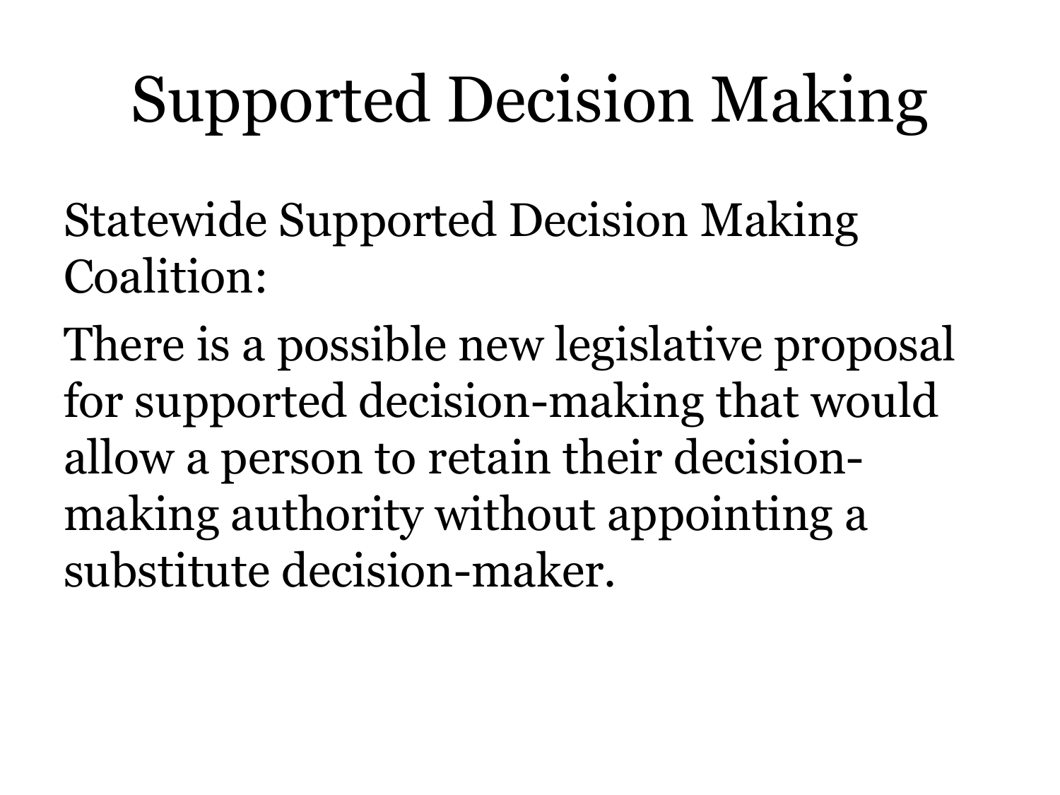# Supported Decision Making

Statewide Supported Decision Making Coalition:

There is a possible new legislative proposal for supported decision-making that would allow a person to retain their decision-making authority without appointing a substitute decision-maker.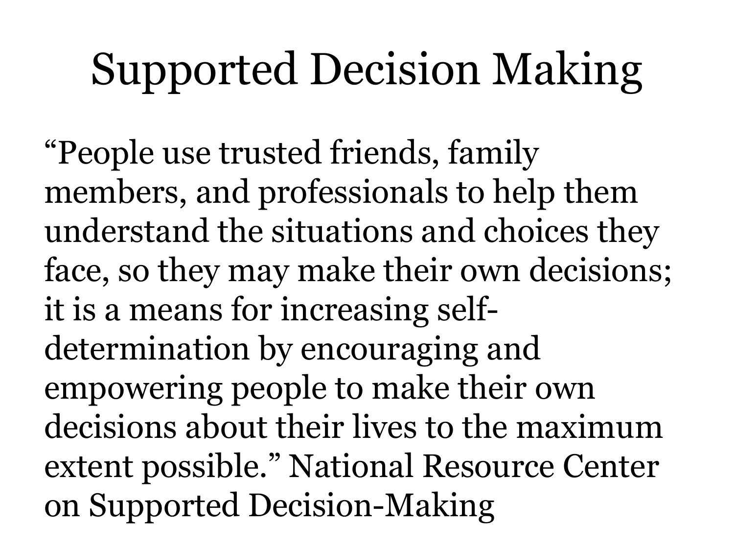# Supported Decision Making

"People use trusted friends, family members, and professionals to help them understand the situations and choices they face, so they may make their own decisions; it is a means for increasing self-determination by encouraging and empowering people to make their own decisions about their lives to the maximum extent possible." National Resource Center on Supported Decision-Making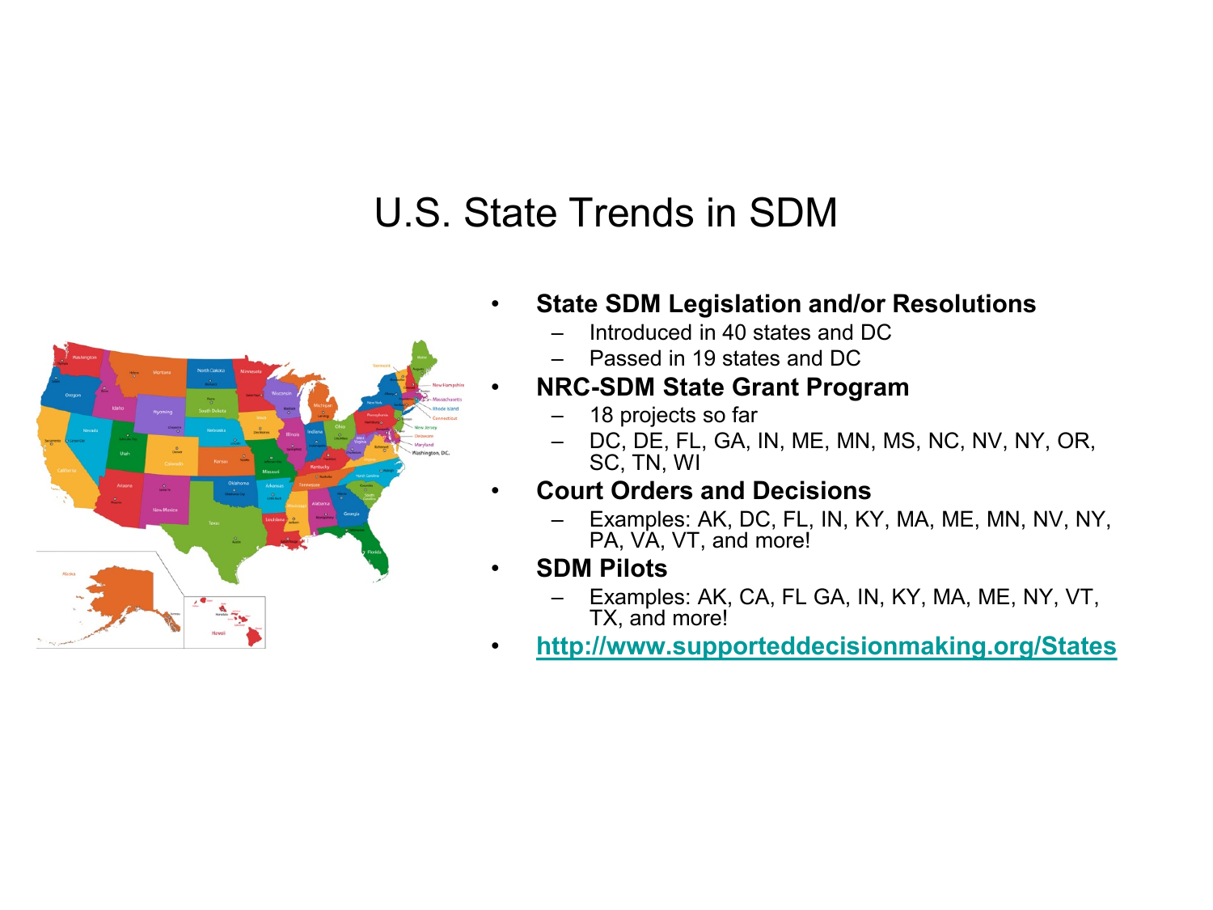# U.S. State Trends in SDM

- **State SDM Legislation and/or Resolutions**
  - Introduced in 40 states and DC
  - Passed in 19 states and DC
- **NRC-SDM State Grant Program**
  - 18 projects so far
  - DC, DE, FL, GA, IN, ME, MN, MS, NC, NV, NY, OR, SC, TN, WI
- **Court Orders and Decisions**
  - Examples: AK, DC, FL, IN, KY, MA, ME, MN, NV, NY, PA, VA, VT, and more!
- **SDM Pilots**
  - Examples: AK, CA, FL GA, IN, KY, MA, ME, NY, VT, TX, and more!
- **http://www.supporteddecisionmaking.org/States**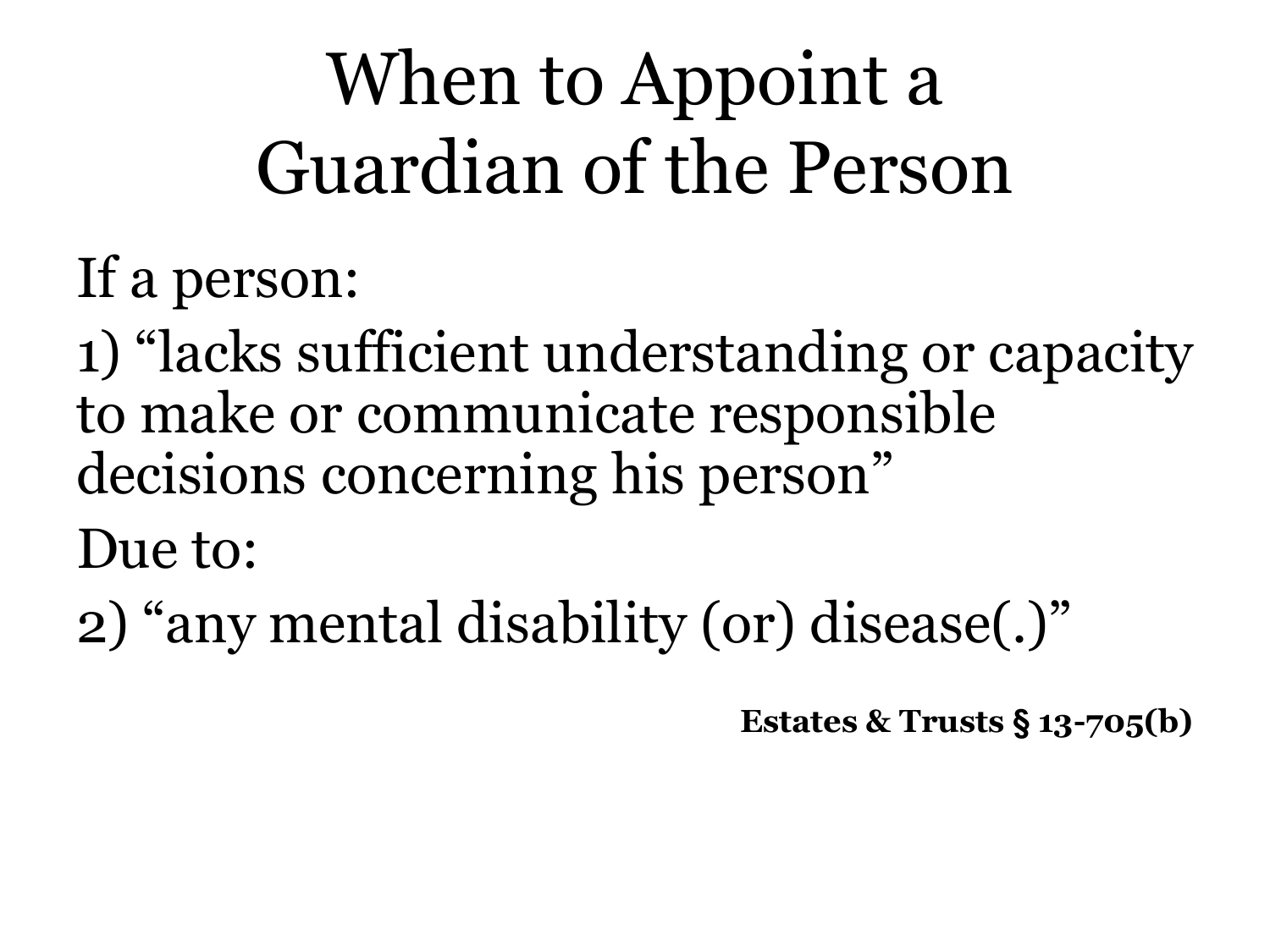# When to Appoint a Guardian of the Person

If a person:

1) "lacks sufficient understanding or capacity to make or communicate responsible decisions concerning his person"

Due to:

2) "any mental disability (or) disease(.)"

**Estates & Trusts § 13-705(b)**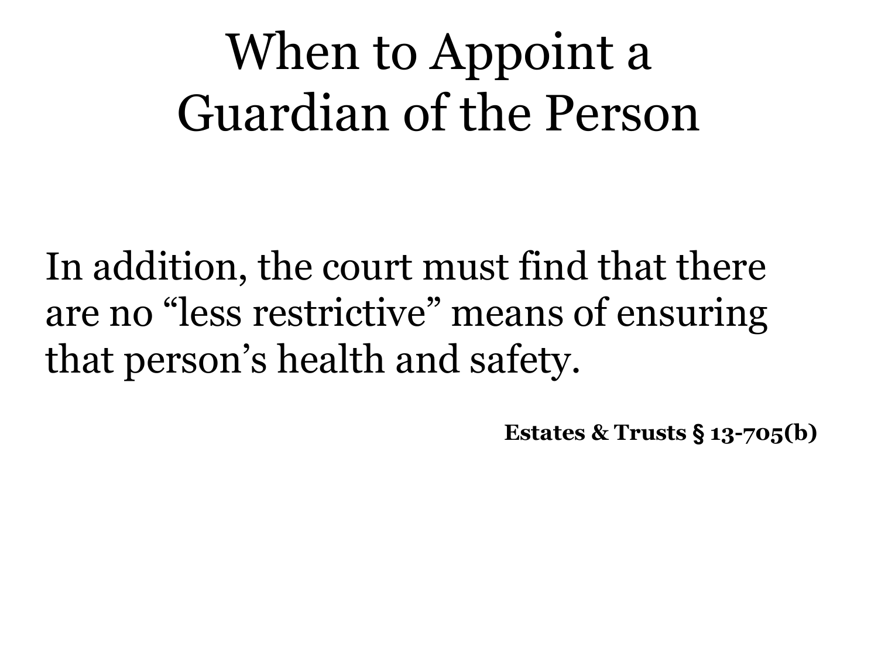# When to Appoint a Guardian of the Person

In addition, the court must find that there are no "less restrictive" means of ensuring that person's health and safety.

**Estates & Trusts § 13-705(b)**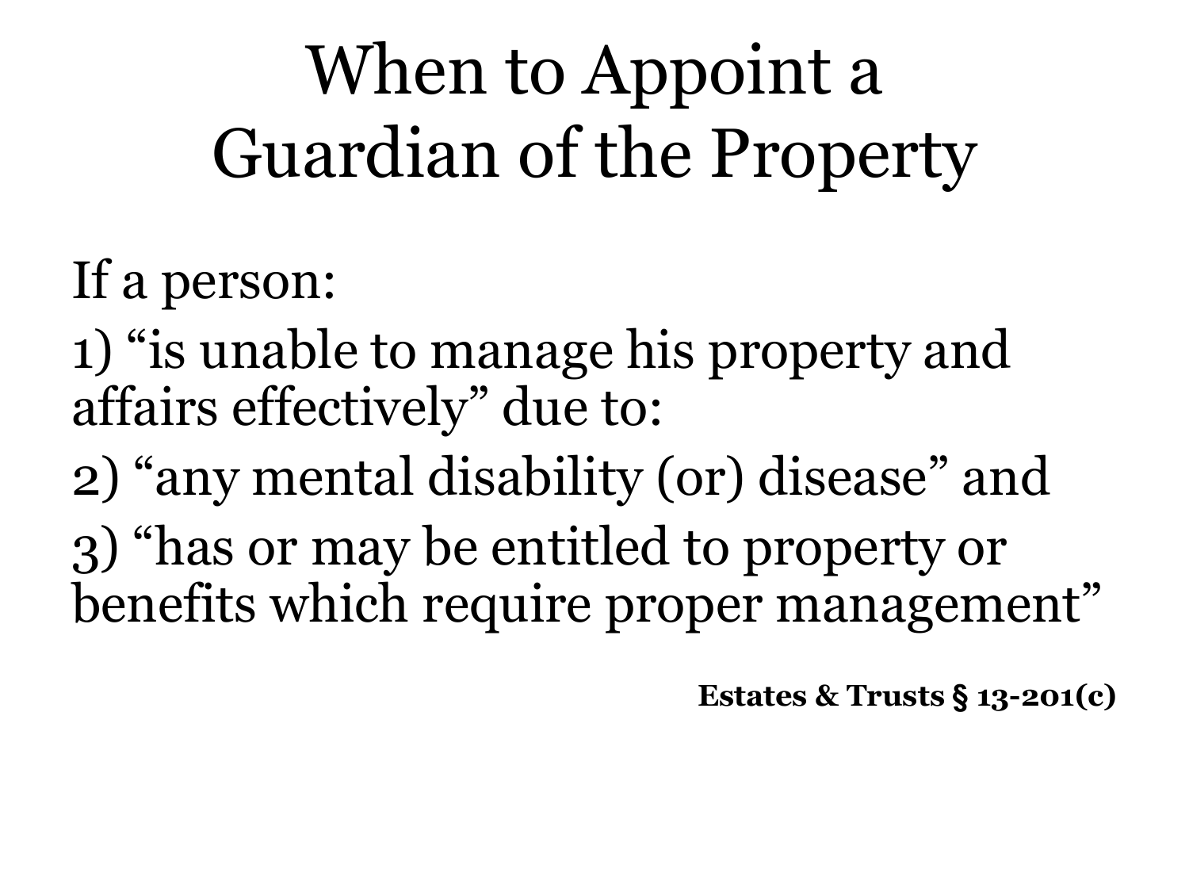# When to Appoint a Guardian of the Property

If a person:

1) “is unable to manage his property and affairs effectively” due to:

2) “any mental disability (or) disease” and

3) “has or may be entitled to property or benefits which require proper management”

**Estates & Trusts § 13-201(c)**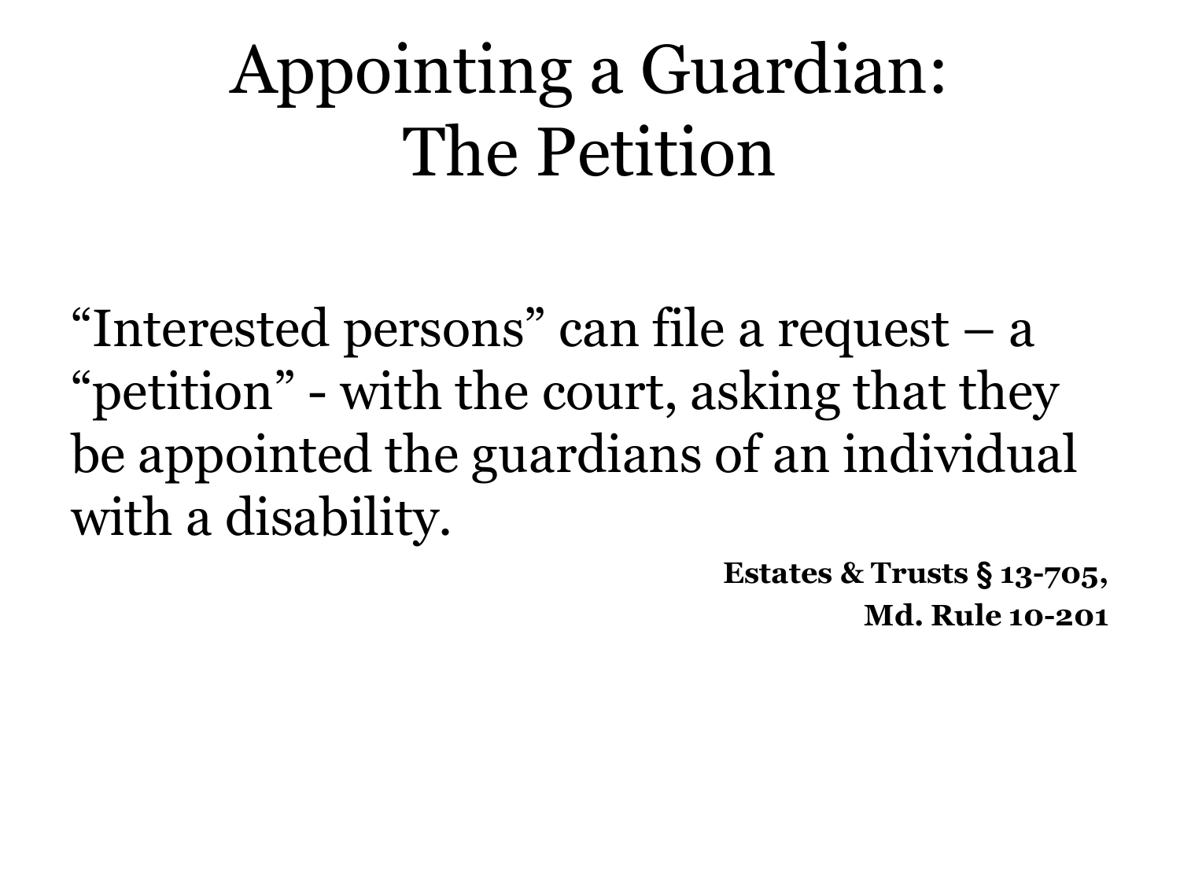# Appointing a Guardian: The Petition

"Interested persons" can file a request – a "petition" - with the court, asking that they be appointed the guardians of an individual with a disability.

**Estates & Trusts § 13-705, Md. Rule 10-201**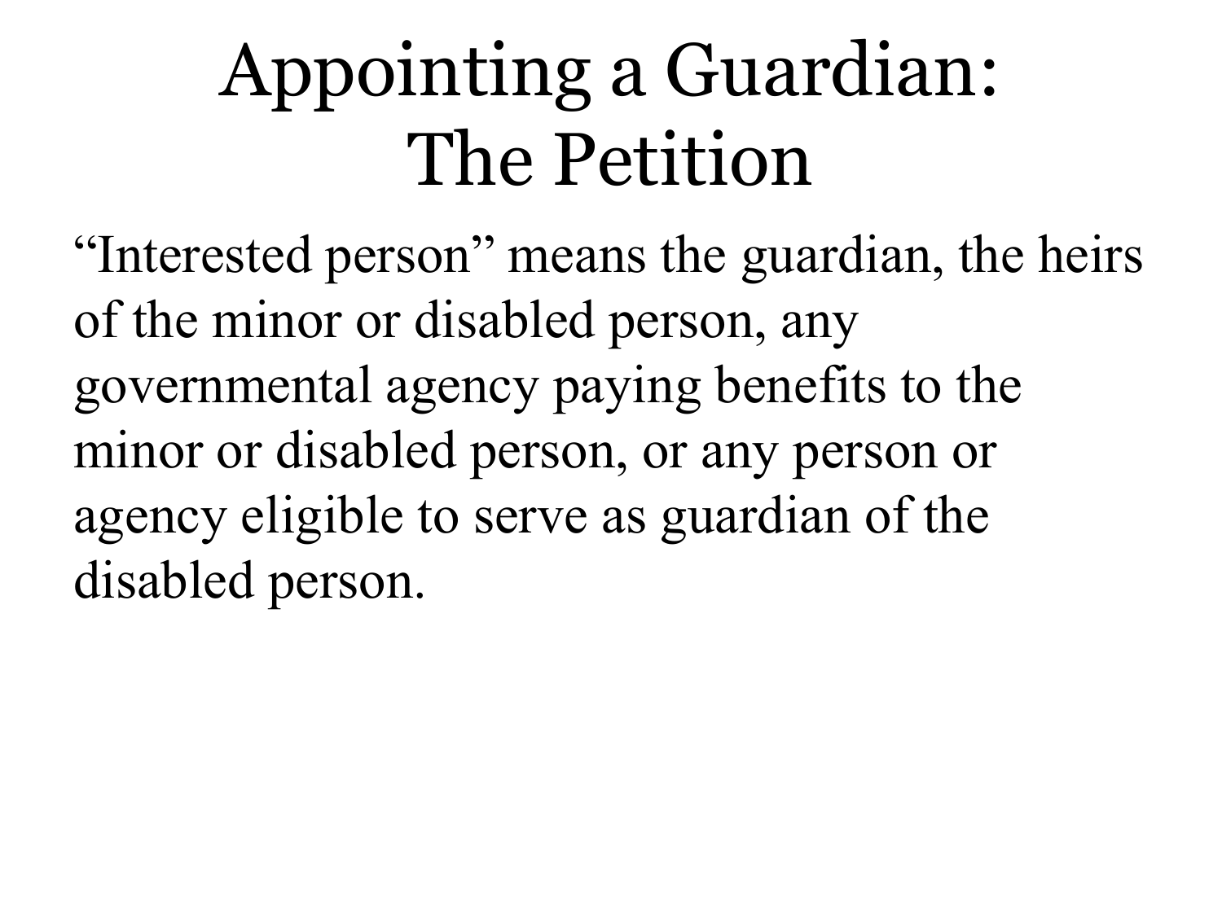# Appointing a Guardian: The Petition

“Interested person” means the guardian, the heirs of the minor or disabled person, any governmental agency paying benefits to the minor or disabled person, or any person or agency eligible to serve as guardian of the disabled person.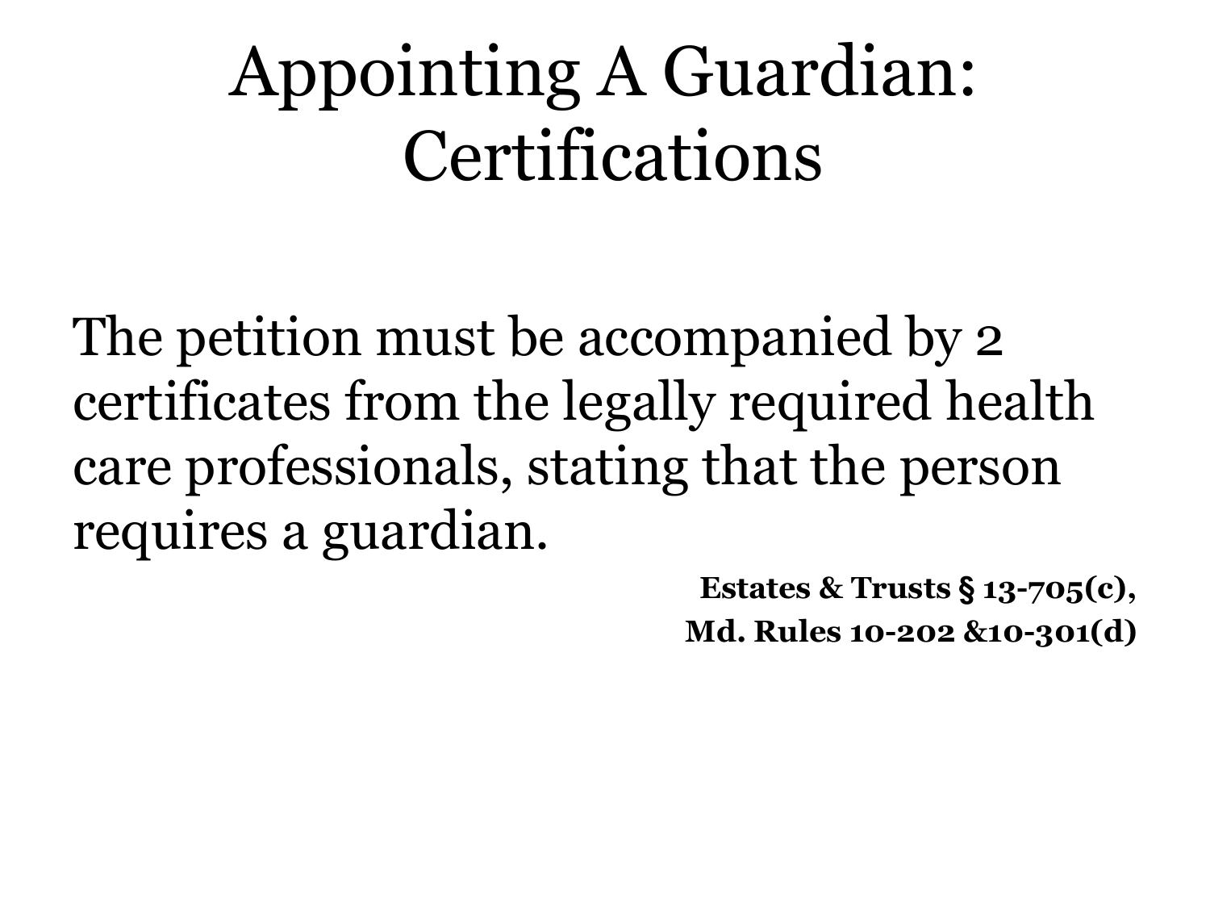# Appointing A Guardian: Certifications

The petition must be accompanied by 2 certificates from the legally required health care professionals, stating that the person requires a guardian.

**Estates & Trusts § 13-705(c),**
**Md. Rules 10-202 &10-301(d)**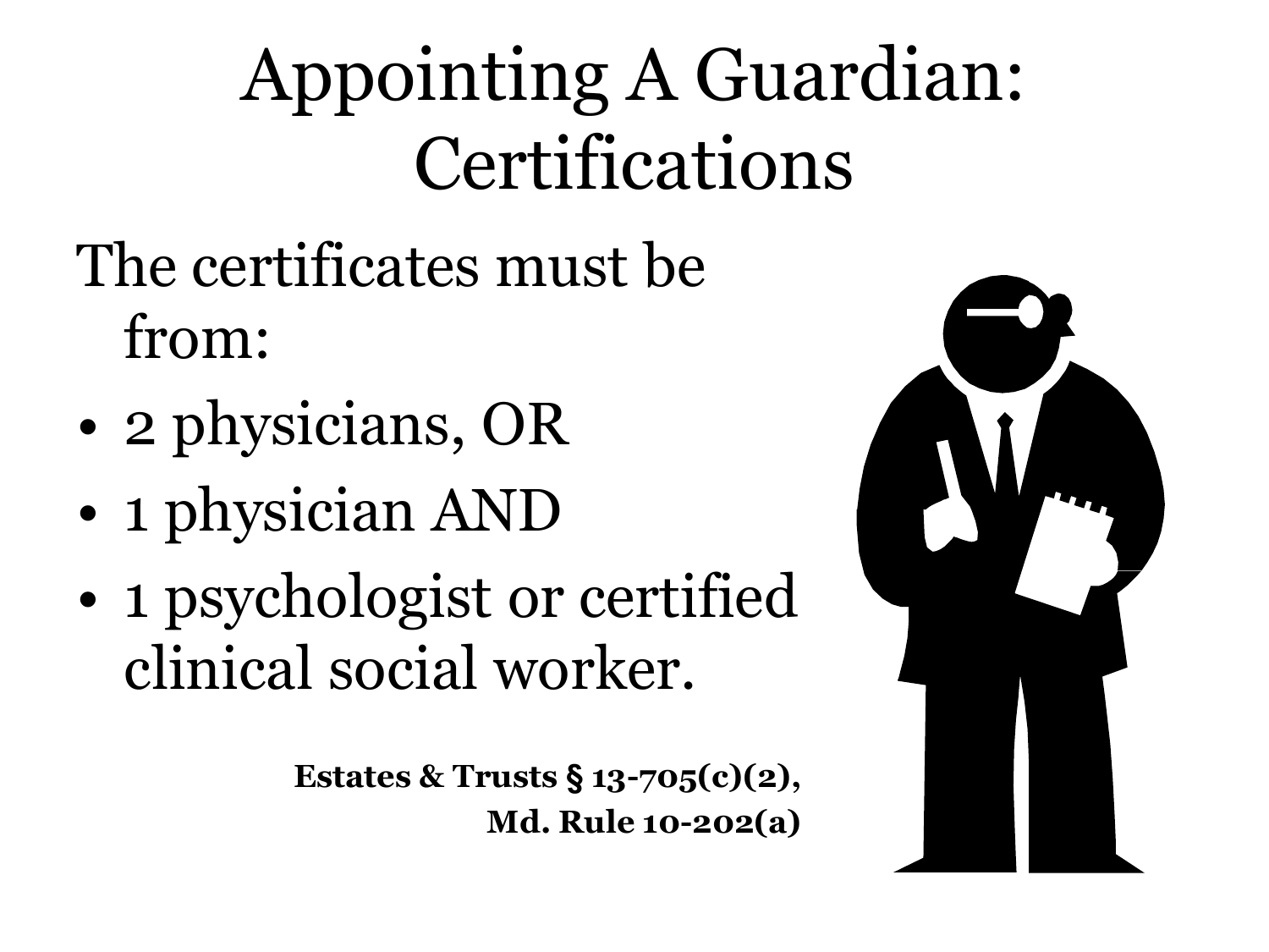# Appointing A Guardian: Certifications

The certificates must be from:

- 2 physicians, OR
- 1 physician AND
- 1 psychologist or certified clinical social worker.

**Estates & Trusts § 13-705(c)(2), Md. Rule 10-202(a)**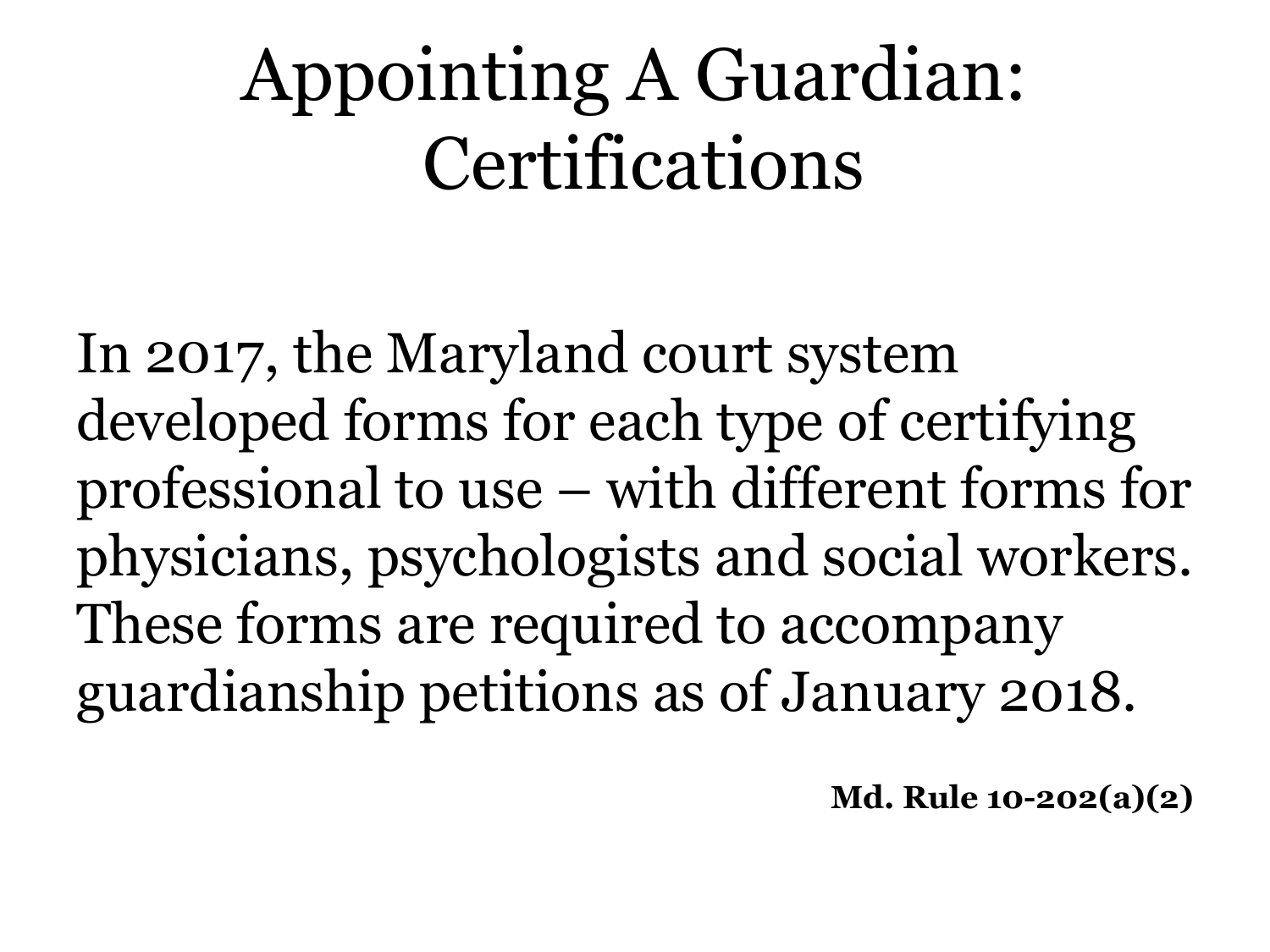# Appointing A Guardian: Certifications

In 2017, the Maryland court system developed forms for each type of certifying professional to use – with different forms for physicians, psychologists and social workers. These forms are required to accompany guardianship petitions as of January 2018.

**Md. Rule 10-202(a)(2)**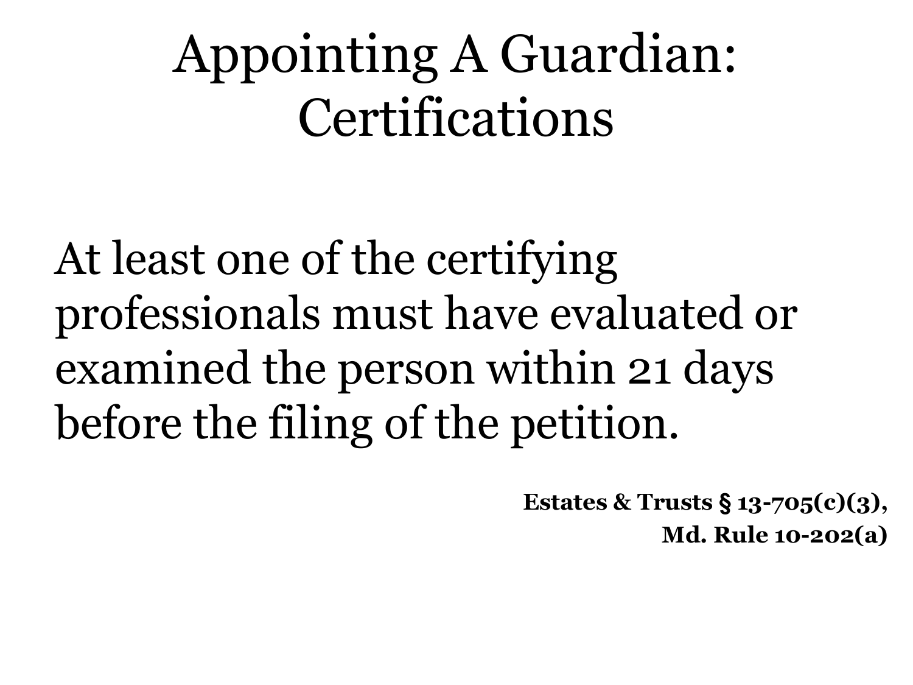# Appointing A Guardian: Certifications

At least one of the certifying professionals must have evaluated or examined the person within 21 days before the filing of the petition.

**Estates & Trusts § 13-705(c)(3), Md. Rule 10-202(a)**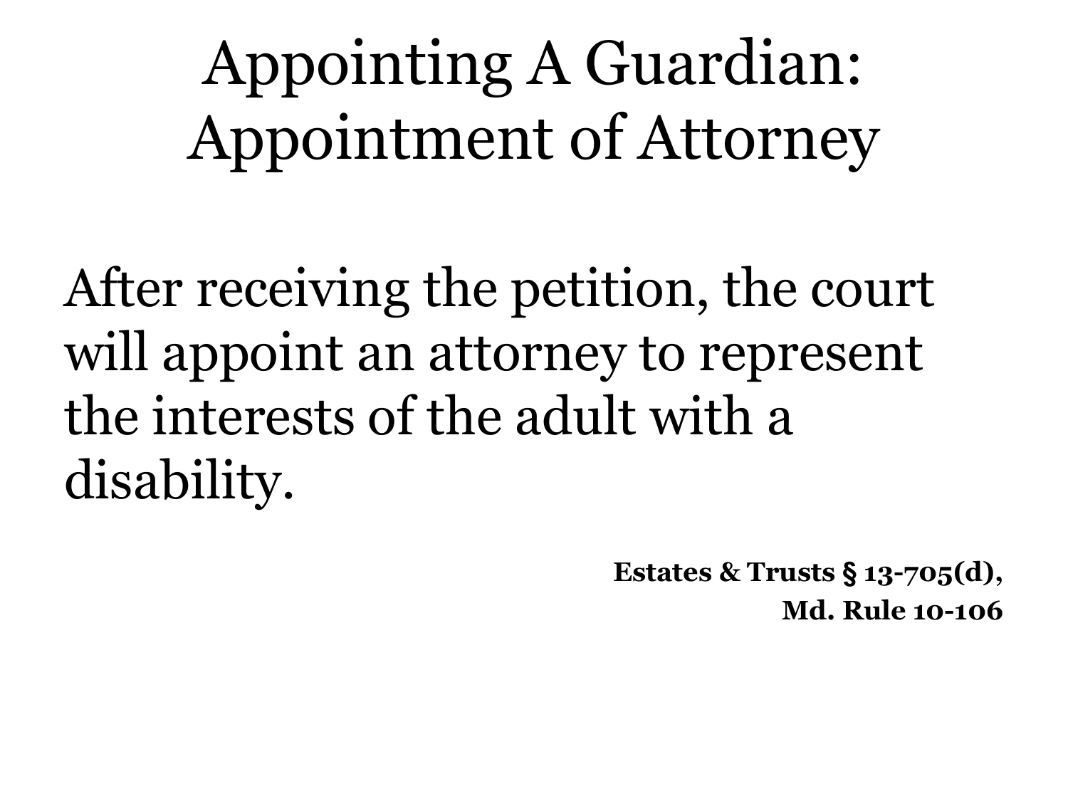# Appointing A Guardian: Appointment of Attorney

After receiving the petition, the court will appoint an attorney to represent the interests of the adult with a disability.

**Estates & Trusts § 13-705(d),**
**Md. Rule 10-106**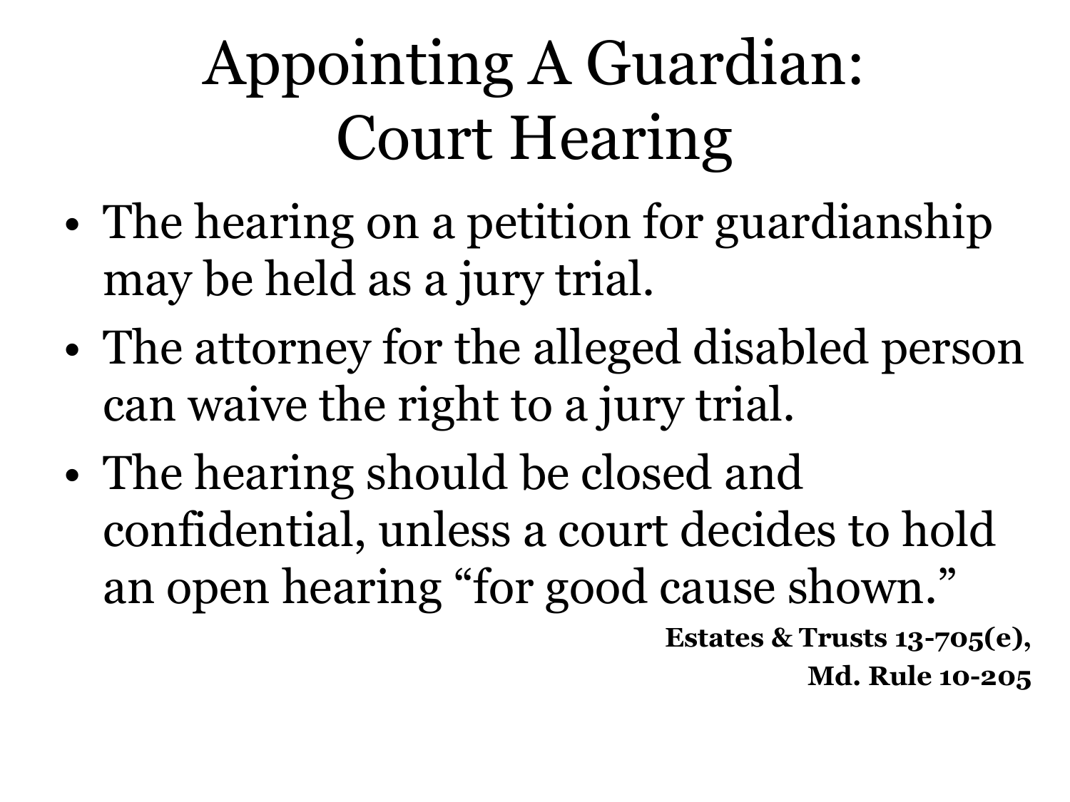# Appointing A Guardian: Court Hearing

- The hearing on a petition for guardianship may be held as a jury trial.
- The attorney for the alleged disabled person can waive the right to a jury trial.
- The hearing should be closed and confidential, unless a court decides to hold an open hearing "for good cause shown."

**Estates & Trusts 13-705(e), Md. Rule 10-205**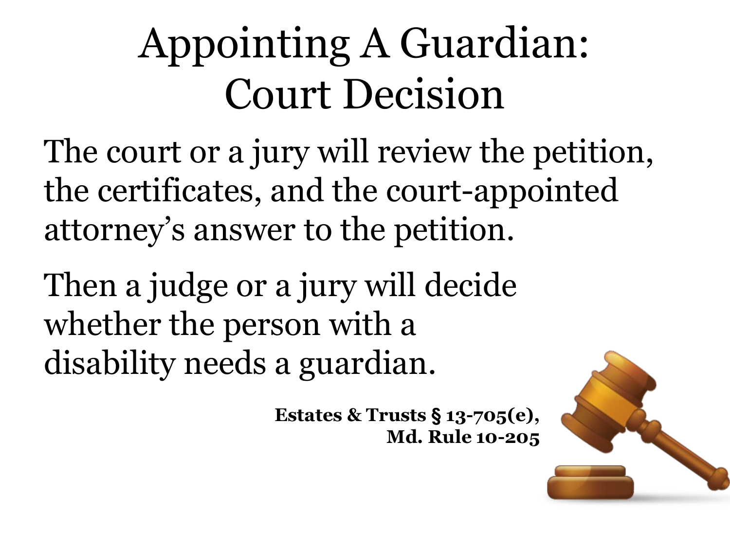# Appointing A Guardian: Court Decision

The court or a jury will review the petition, the certificates, and the court-appointed attorney's answer to the petition.

Then a judge or a jury will decide whether the person with a disability needs a guardian.

**Estates & Trusts § 13-705(e), Md. Rule 10-205**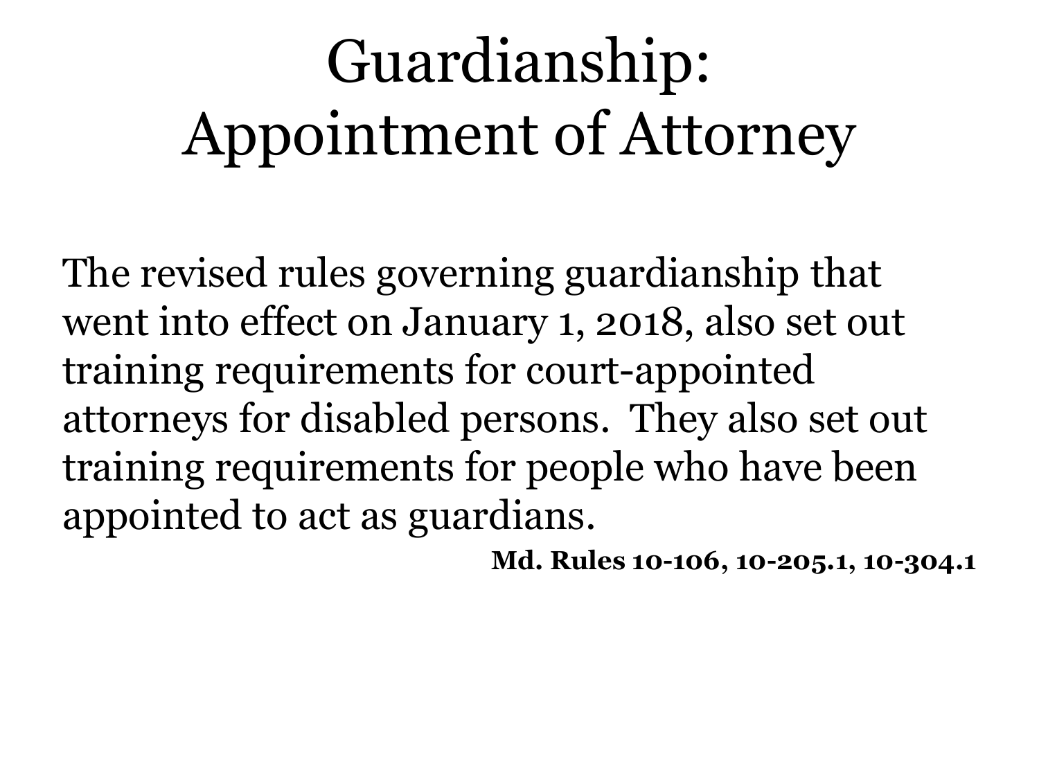# Guardianship: Appointment of Attorney

The revised rules governing guardianship that went into effect on January 1, 2018, also set out training requirements for court-appointed attorneys for disabled persons. They also set out training requirements for people who have been appointed to act as guardians.

**Md. Rules 10-106, 10-205.1, 10-304.1**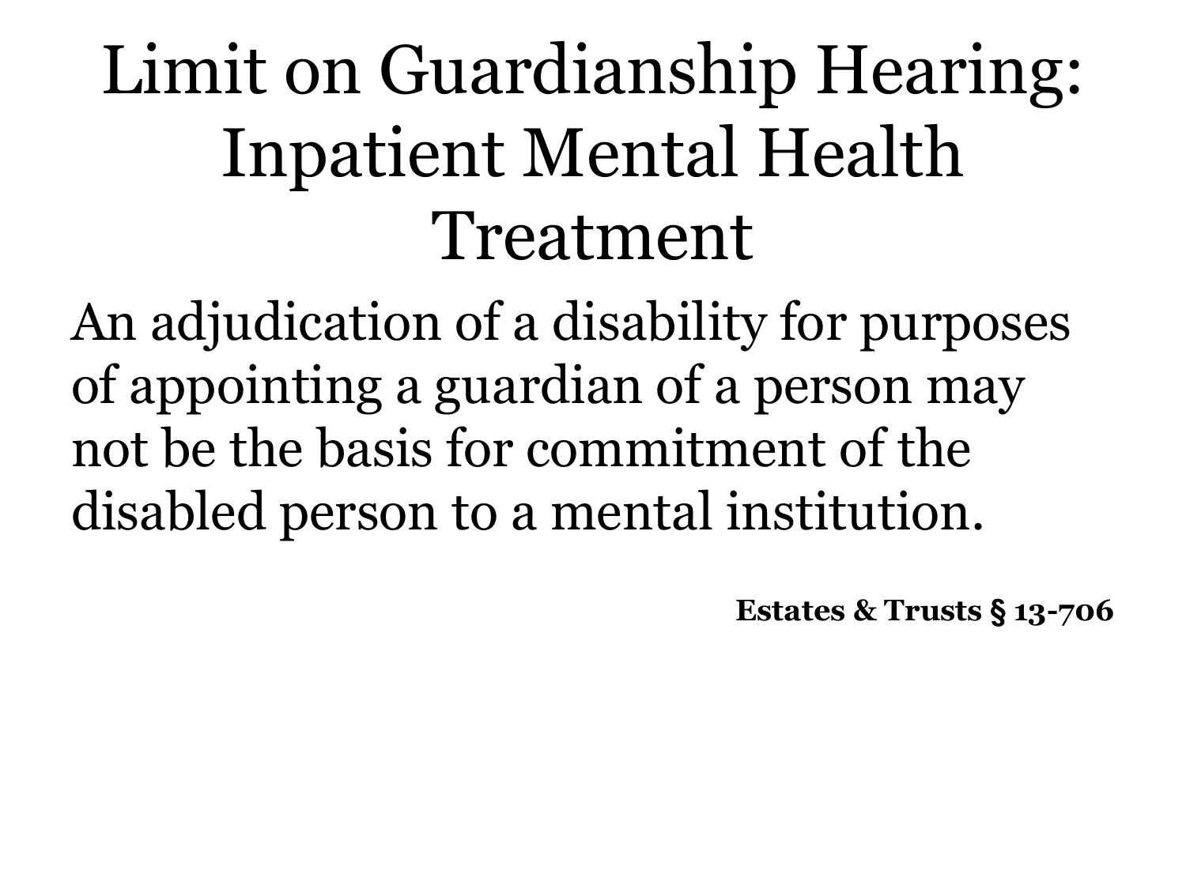# Limit on Guardianship Hearing: Inpatient Mental Health Treatment

An adjudication of a disability for purposes of appointing a guardian of a person may not be the basis for commitment of the disabled person to a mental institution.

**Estates & Trusts § 13-706**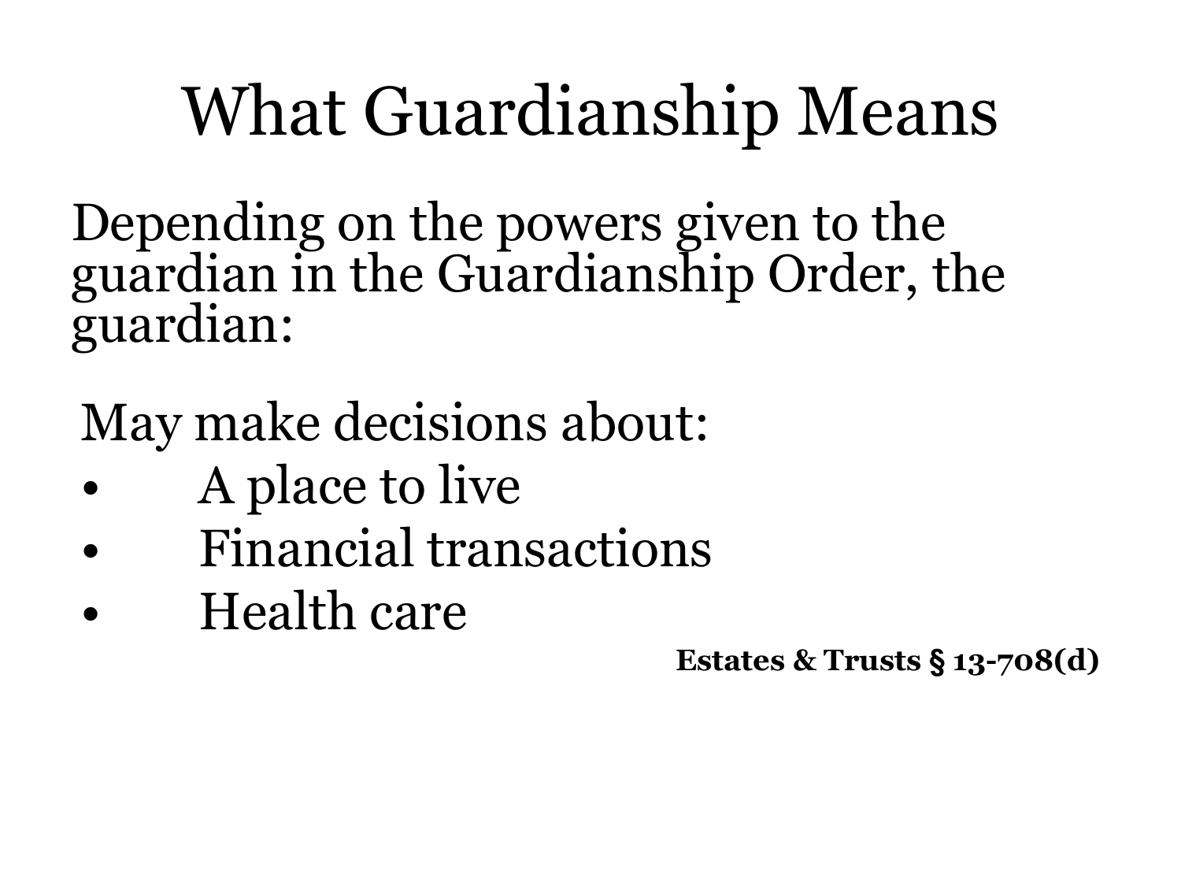# What Guardianship Means

Depending on the powers given to the guardian in the Guardianship Order, the guardian:

May make decisions about:

- A place to live
- Financial transactions
- Health care

**Estates & Trusts § 13-708(d)**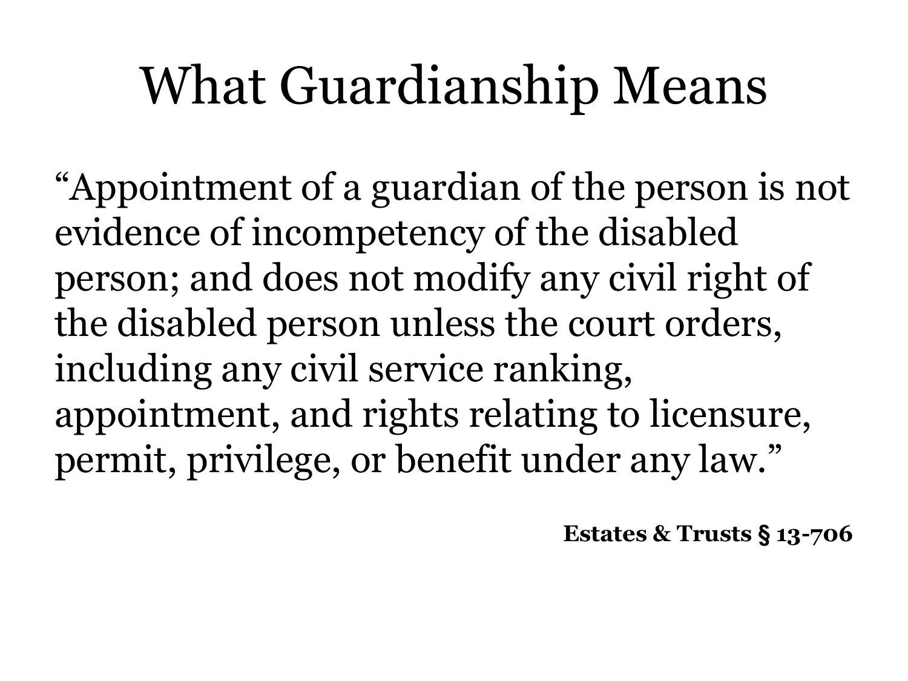# What Guardianship Means

"Appointment of a guardian of the person is not evidence of incompetency of the disabled person; and does not modify any civil right of the disabled person unless the court orders, including any civil service ranking, appointment, and rights relating to licensure, permit, privilege, or benefit under any law."

**Estates & Trusts § 13-706**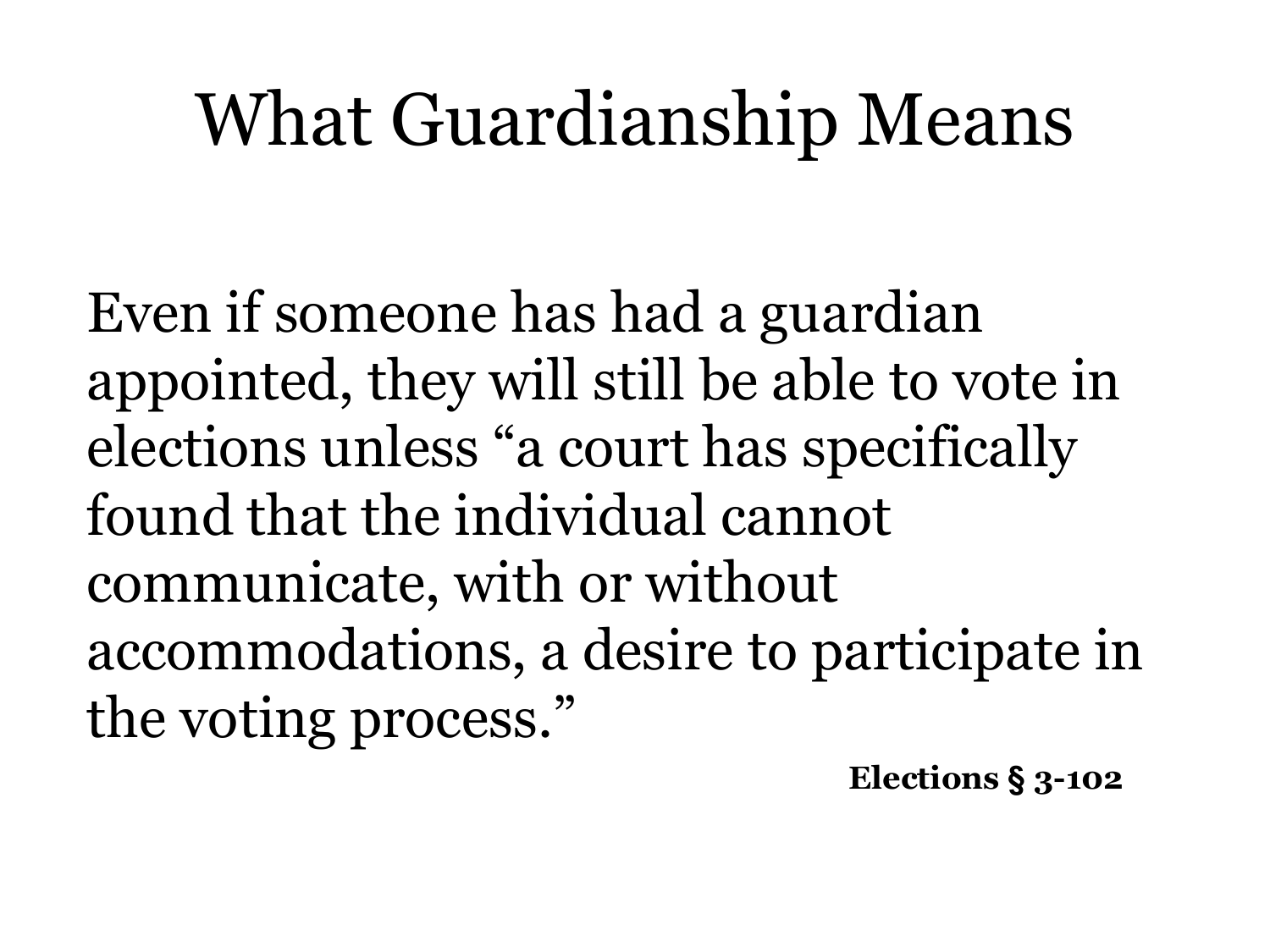# What Guardianship Means

Even if someone has had a guardian appointed, they will still be able to vote in elections unless “a court has specifically found that the individual cannot communicate, with or without accommodations, a desire to participate in the voting process.”

**Elections § 3-102**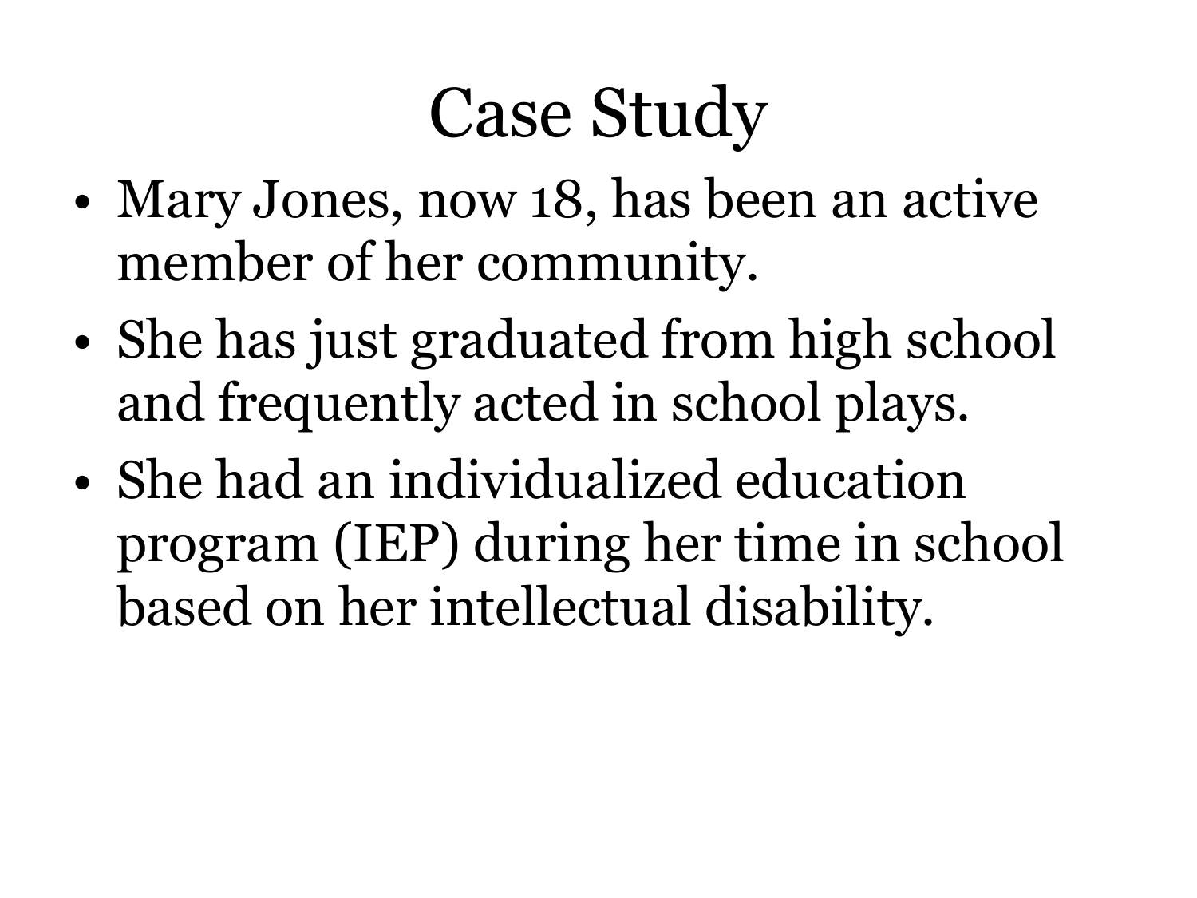# Case Study

- Mary Jones, now 18, has been an active member of her community.
- She has just graduated from high school and frequently acted in school plays.
- She had an individualized education program (IEP) during her time in school based on her intellectual disability.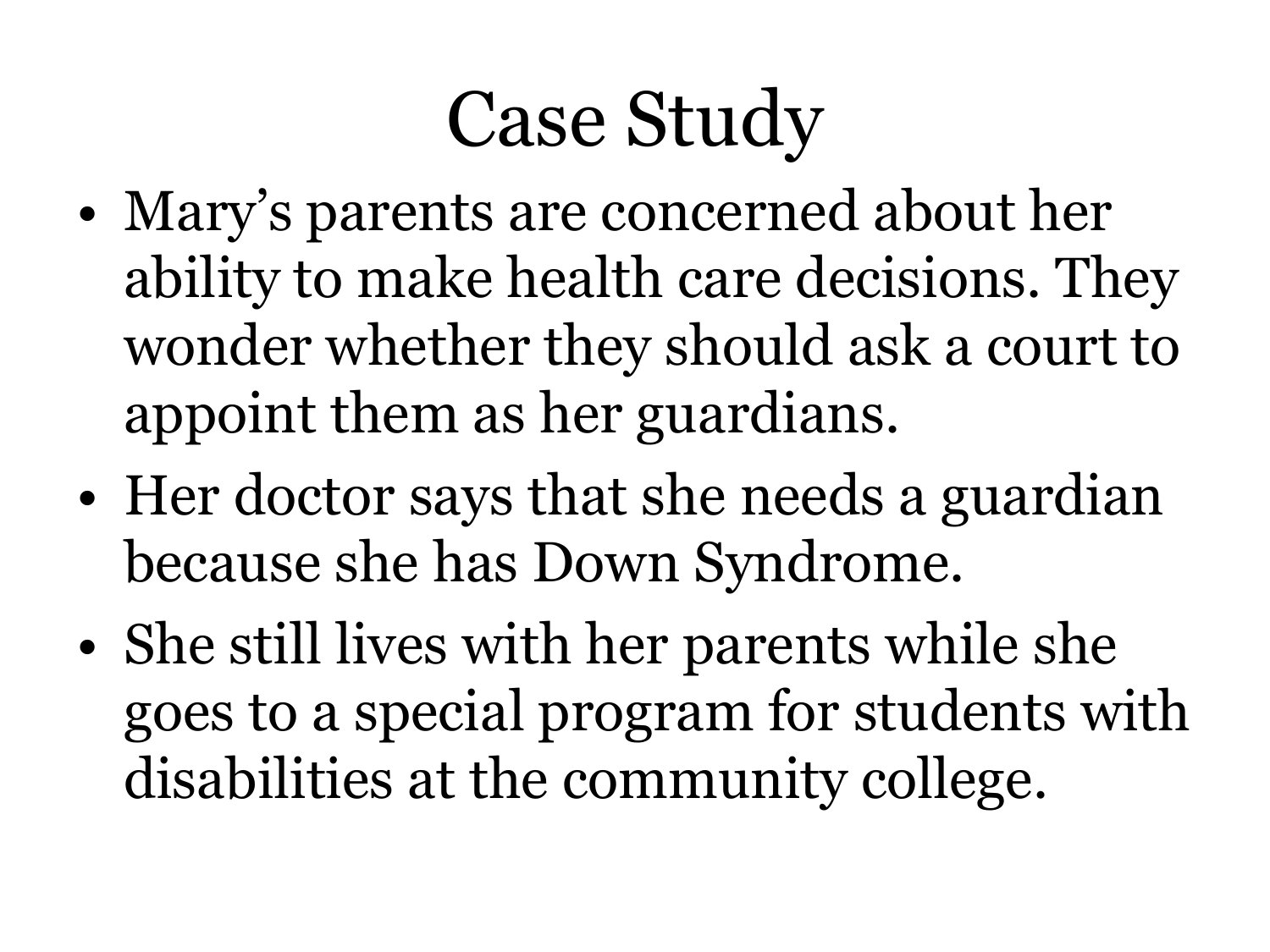# Case Study

- Mary's parents are concerned about her ability to make health care decisions. They wonder whether they should ask a court to appoint them as her guardians.
- Her doctor says that she needs a guardian because she has Down Syndrome.
- She still lives with her parents while she goes to a special program for students with disabilities at the community college.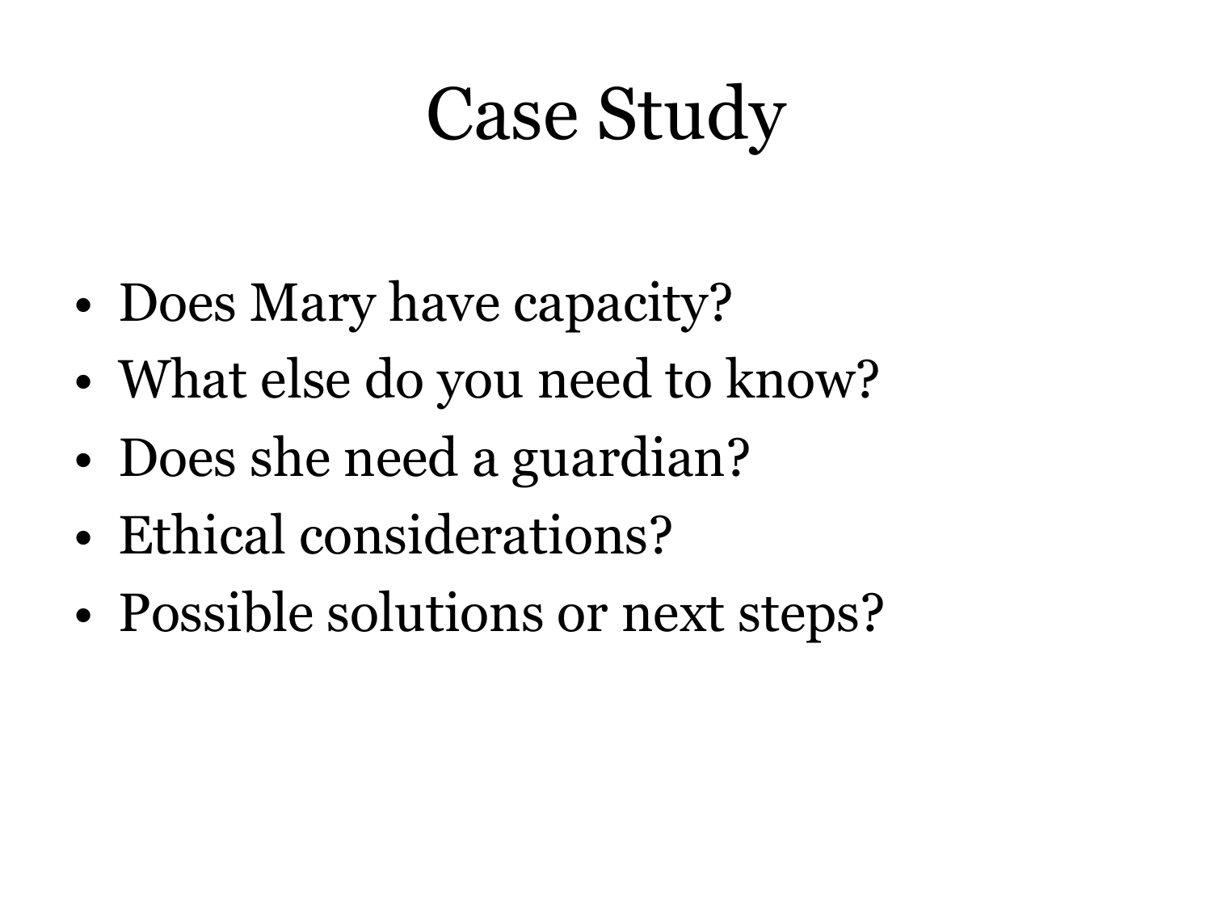# Case Study

- Does Mary have capacity?
- What else do you need to know?
- Does she need a guardian?
- Ethical considerations?
- Possible solutions or next steps?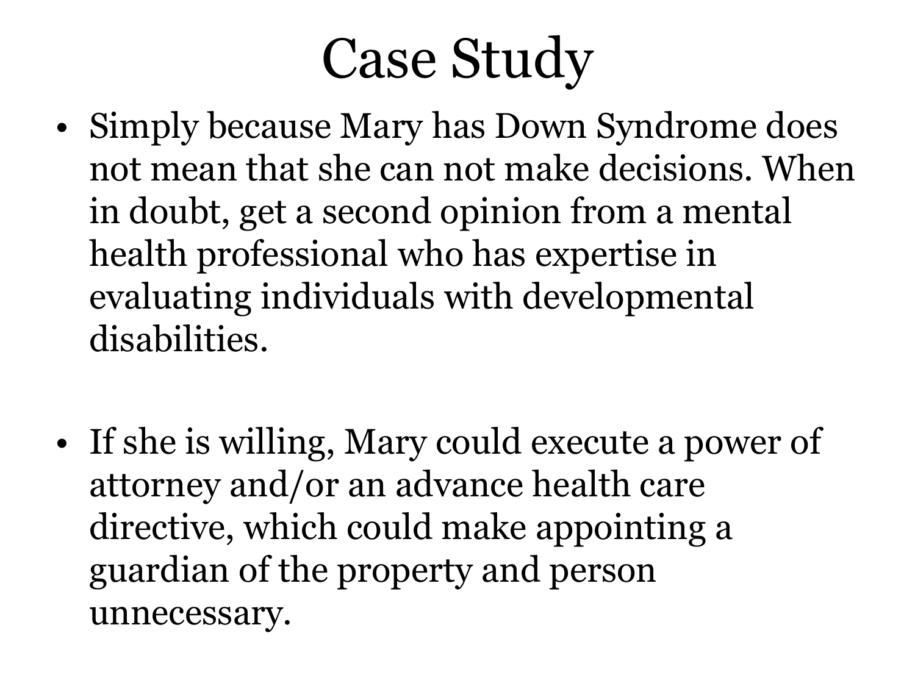# Case Study

- Simply because Mary has Down Syndrome does not mean that she can not make decisions. When in doubt, get a second opinion from a mental health professional who has expertise in evaluating individuals with developmental disabilities.

- If she is willing, Mary could execute a power of attorney and/or an advance health care directive, which could make appointing a guardian of the property and person unnecessary.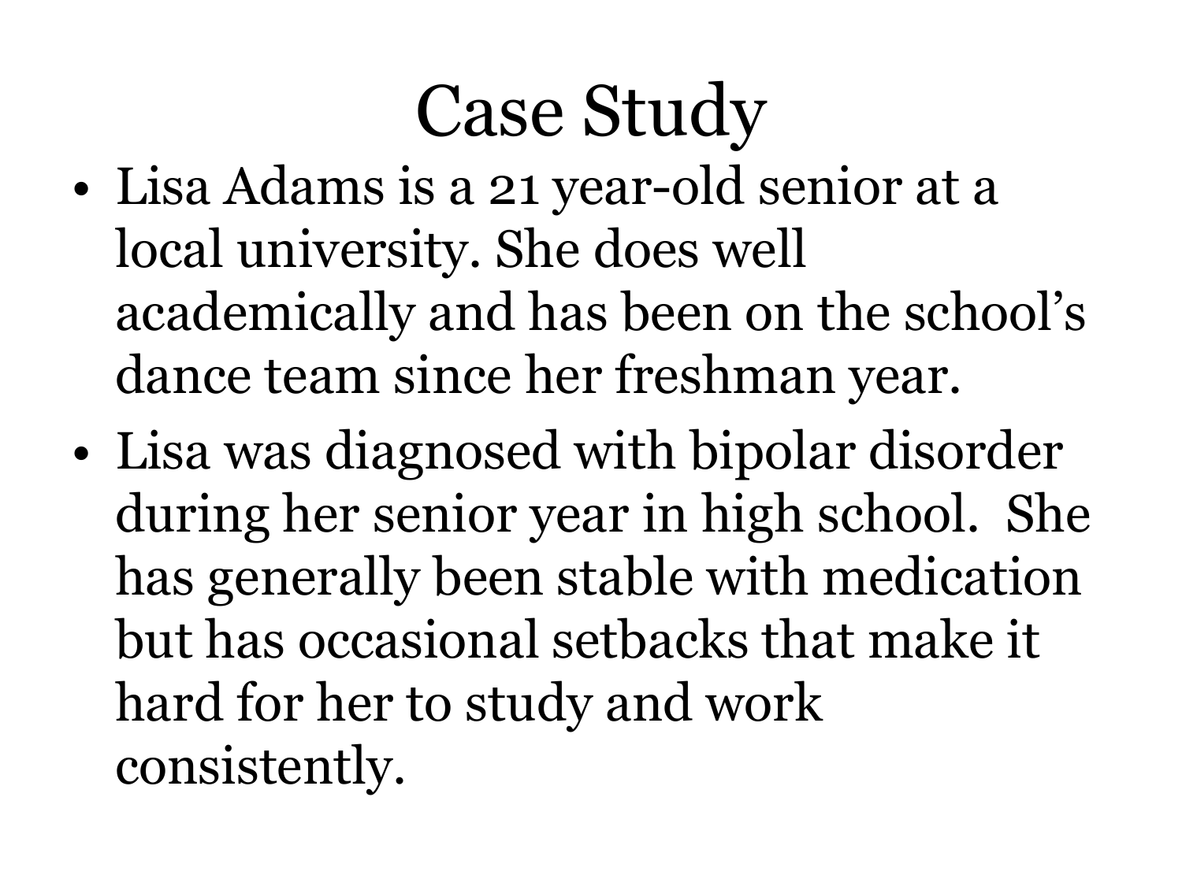# Case Study

- Lisa Adams is a 21 year-old senior at a local university. She does well academically and has been on the school's dance team since her freshman year.
- Lisa was diagnosed with bipolar disorder during her senior year in high school. She has generally been stable with medication but has occasional setbacks that make it hard for her to study and work consistently.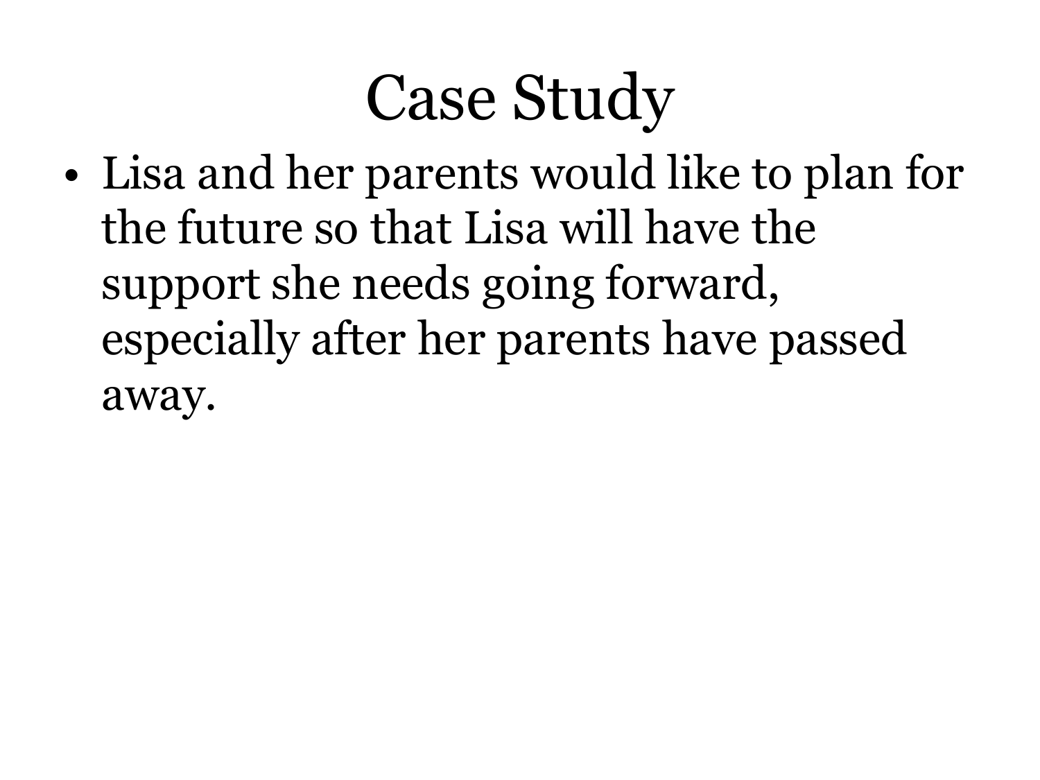# Case Study

- Lisa and her parents would like to plan for the future so that Lisa will have the support she needs going forward, especially after her parents have passed away.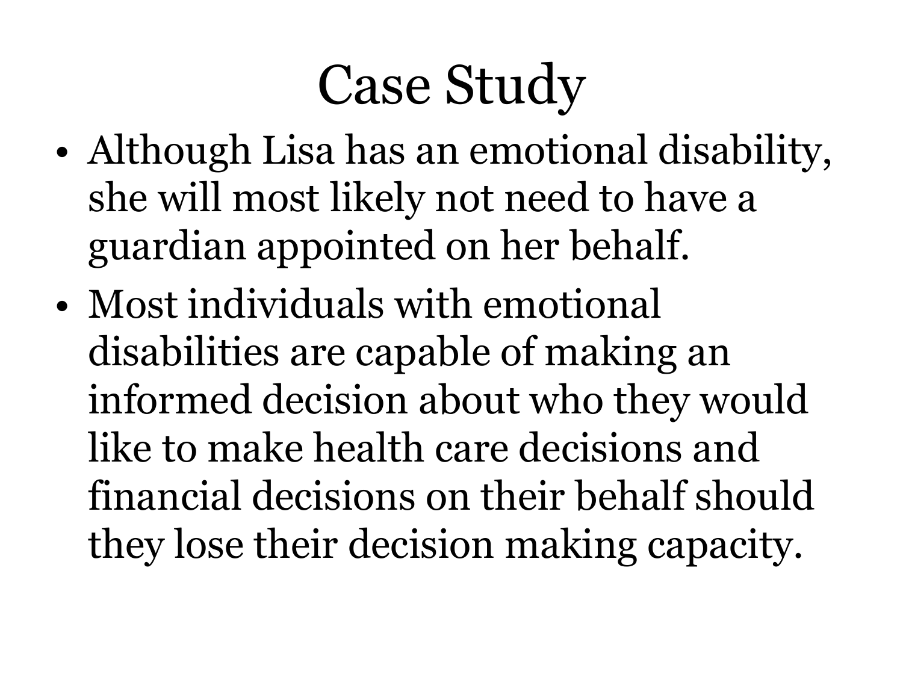# Case Study

- Although Lisa has an emotional disability, she will most likely not need to have a guardian appointed on her behalf.
- Most individuals with emotional disabilities are capable of making an informed decision about who they would like to make health care decisions and financial decisions on their behalf should they lose their decision making capacity.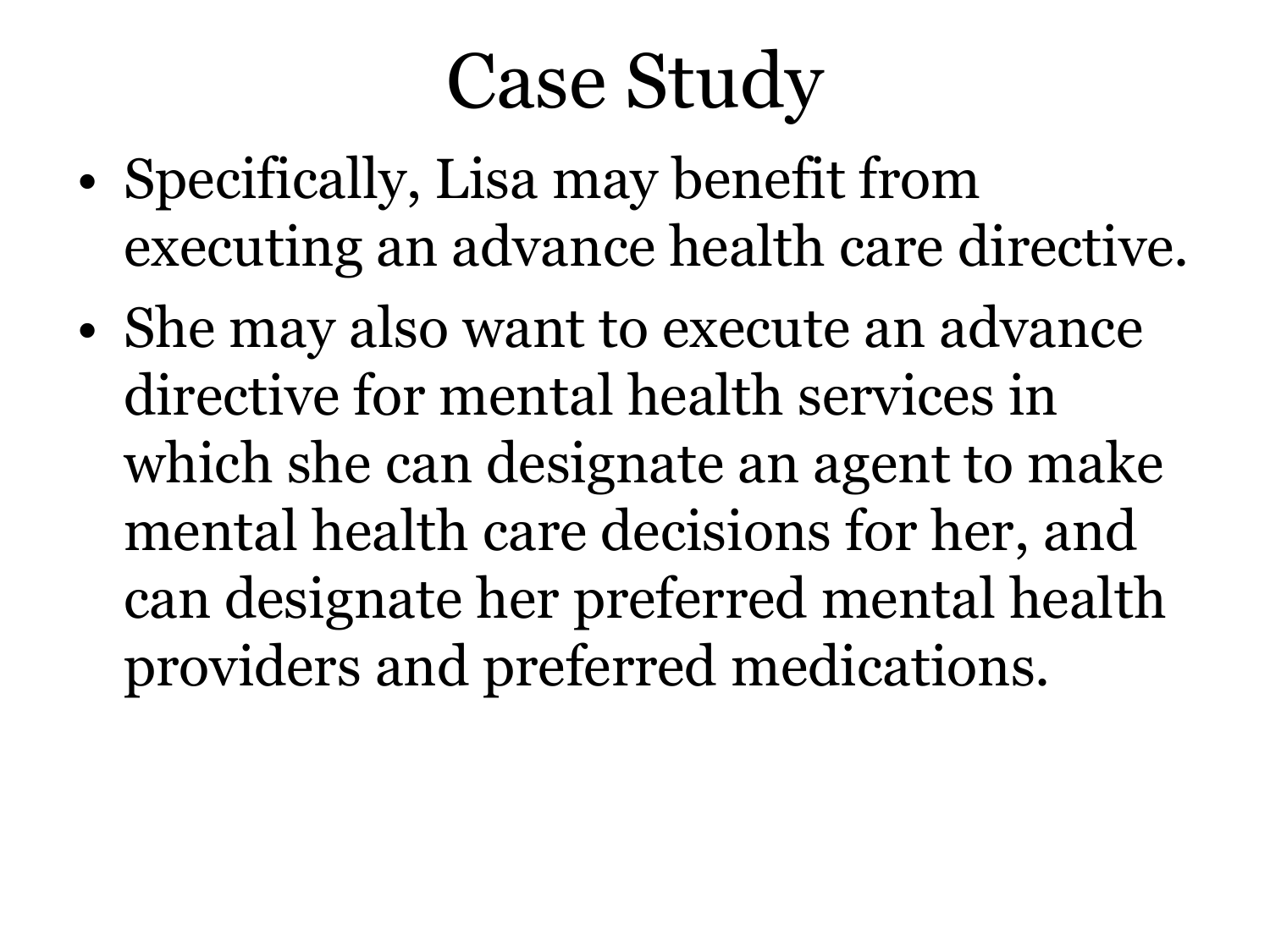# Case Study

- Specifically, Lisa may benefit from executing an advance health care directive.
- She may also want to execute an advance directive for mental health services in which she can designate an agent to make mental health care decisions for her, and can designate her preferred mental health providers and preferred medications.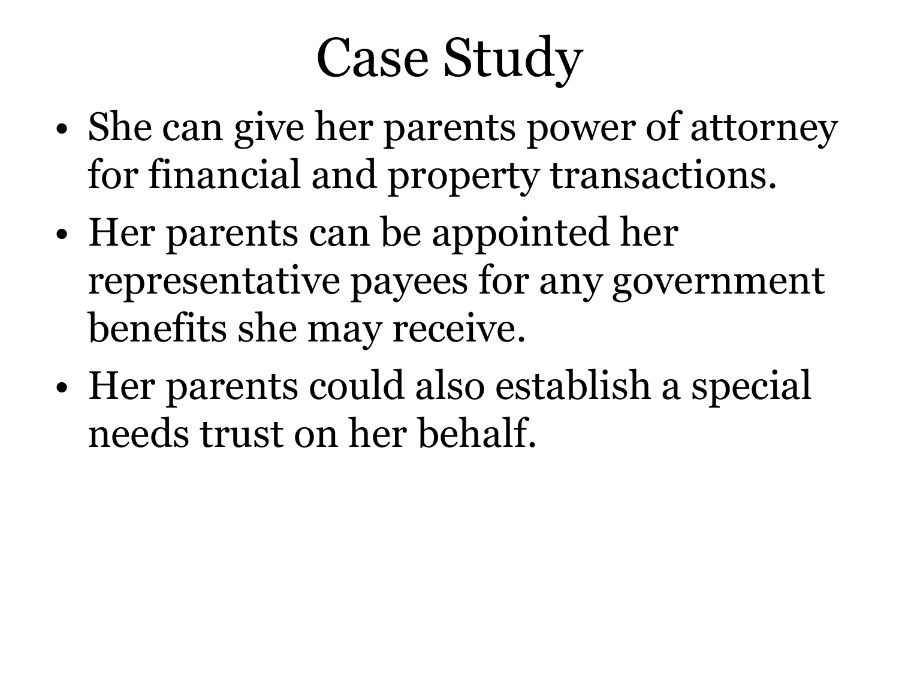# Case Study

- She can give her parents power of attorney for financial and property transactions.
- Her parents can be appointed her representative payees for any government benefits she may receive.
- Her parents could also establish a special needs trust on her behalf.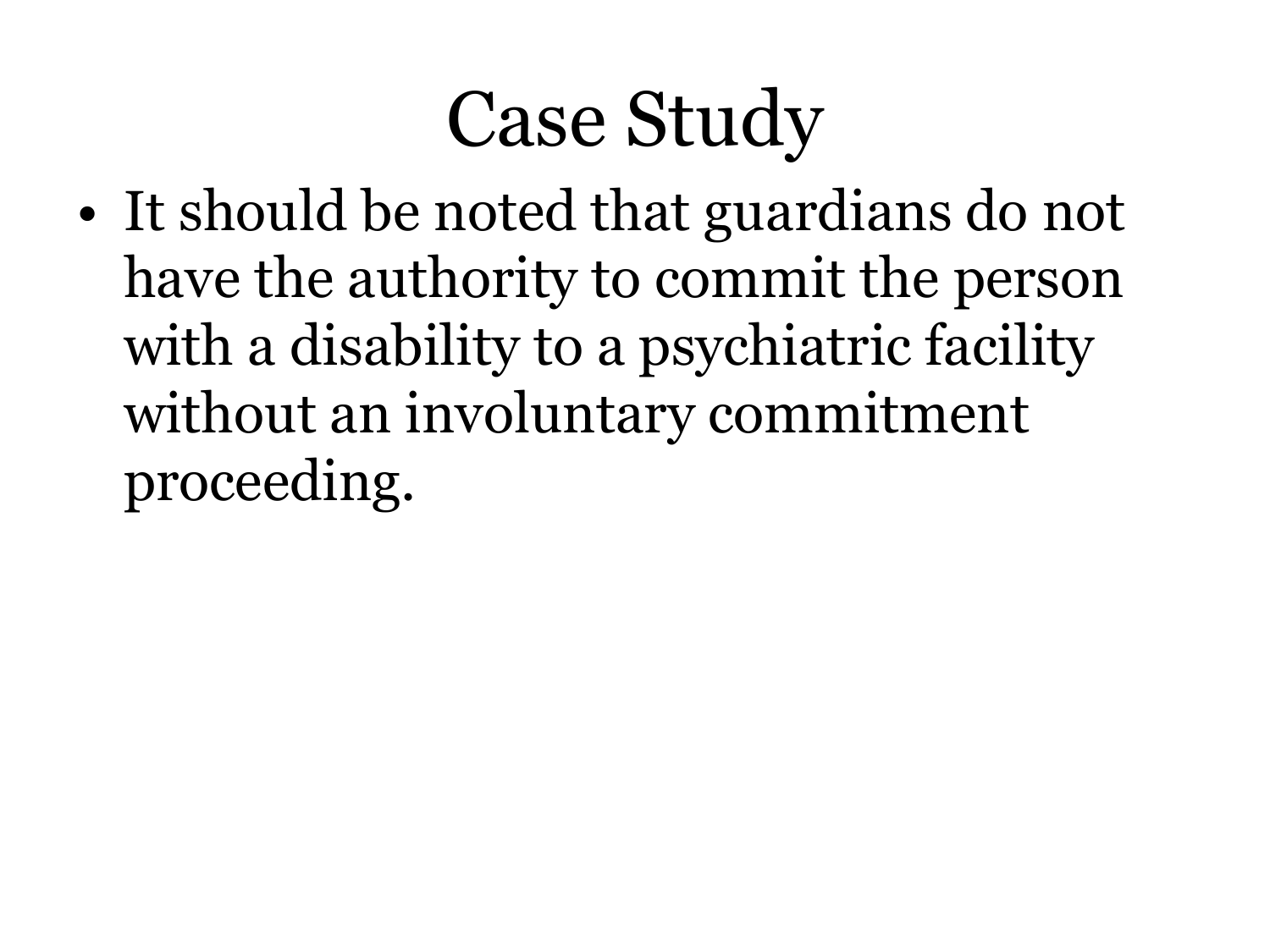# Case Study

- It should be noted that guardians do not have the authority to commit the person with a disability to a psychiatric facility without an involuntary commitment proceeding.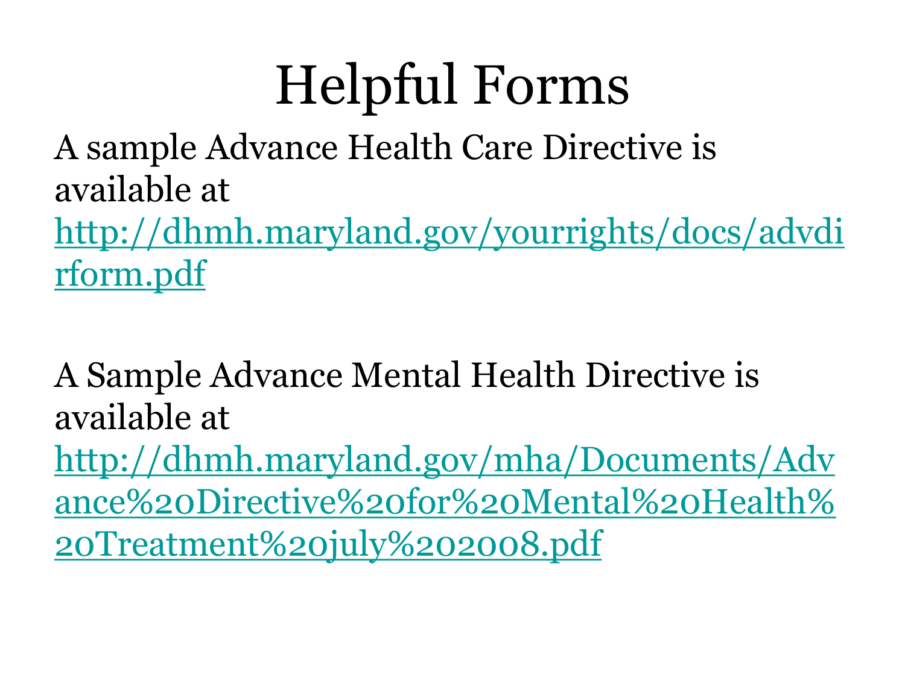# Helpful Forms

A sample Advance Health Care Directive is available at http://dhmh.maryland.gov/yourrights/docs/advdirform.pdf

A Sample Advance Mental Health Directive is available at http://dhmh.maryland.gov/mha/Documents/Advance%20Directive%20for%20Mental%20Health%20Treatment%20july%202008.pdf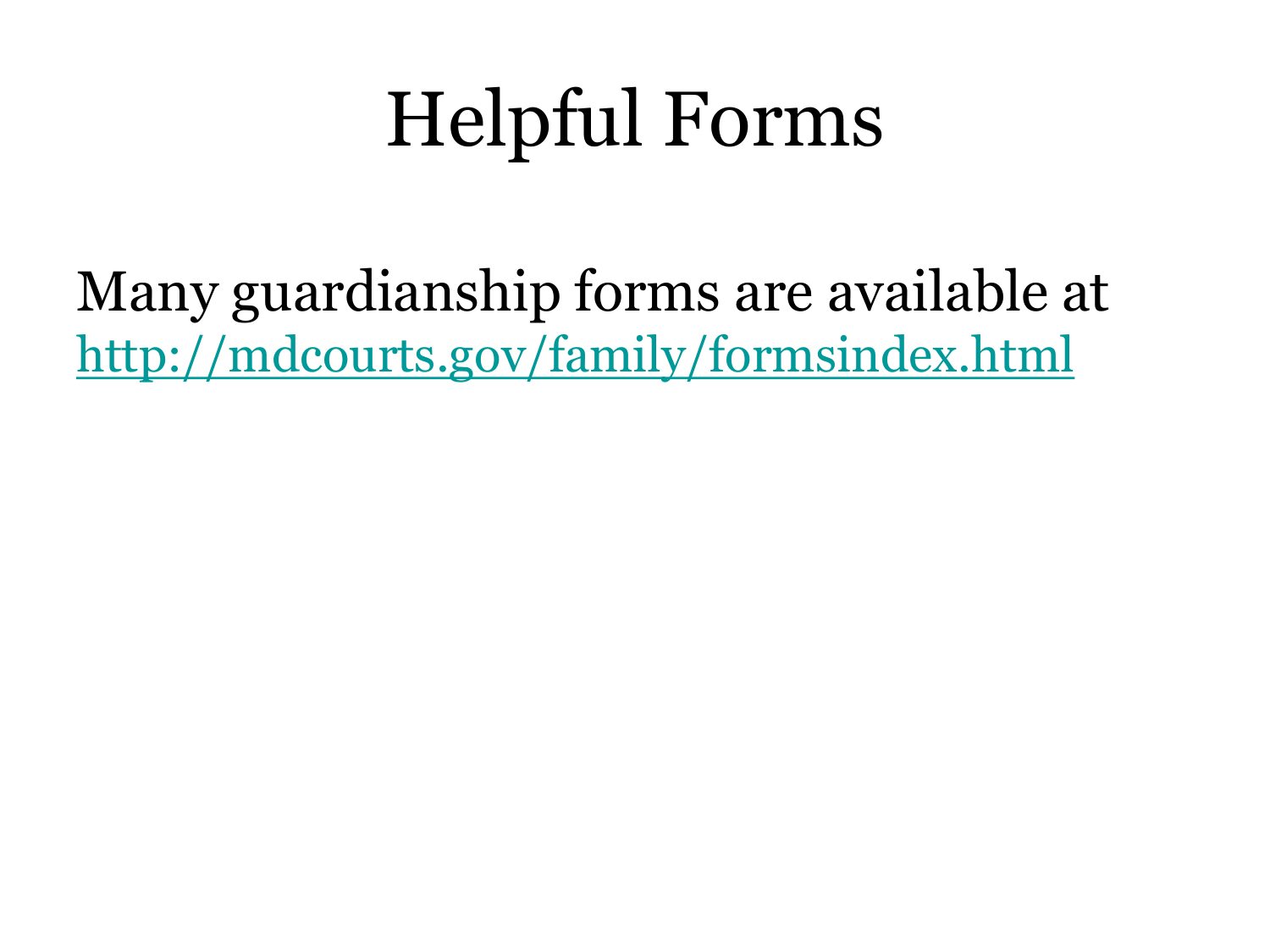# Helpful Forms

Many guardianship forms are available at [http://mdcourts.gov/family/formsindex.html](http://mdcourts.gov/family/formsindex.html)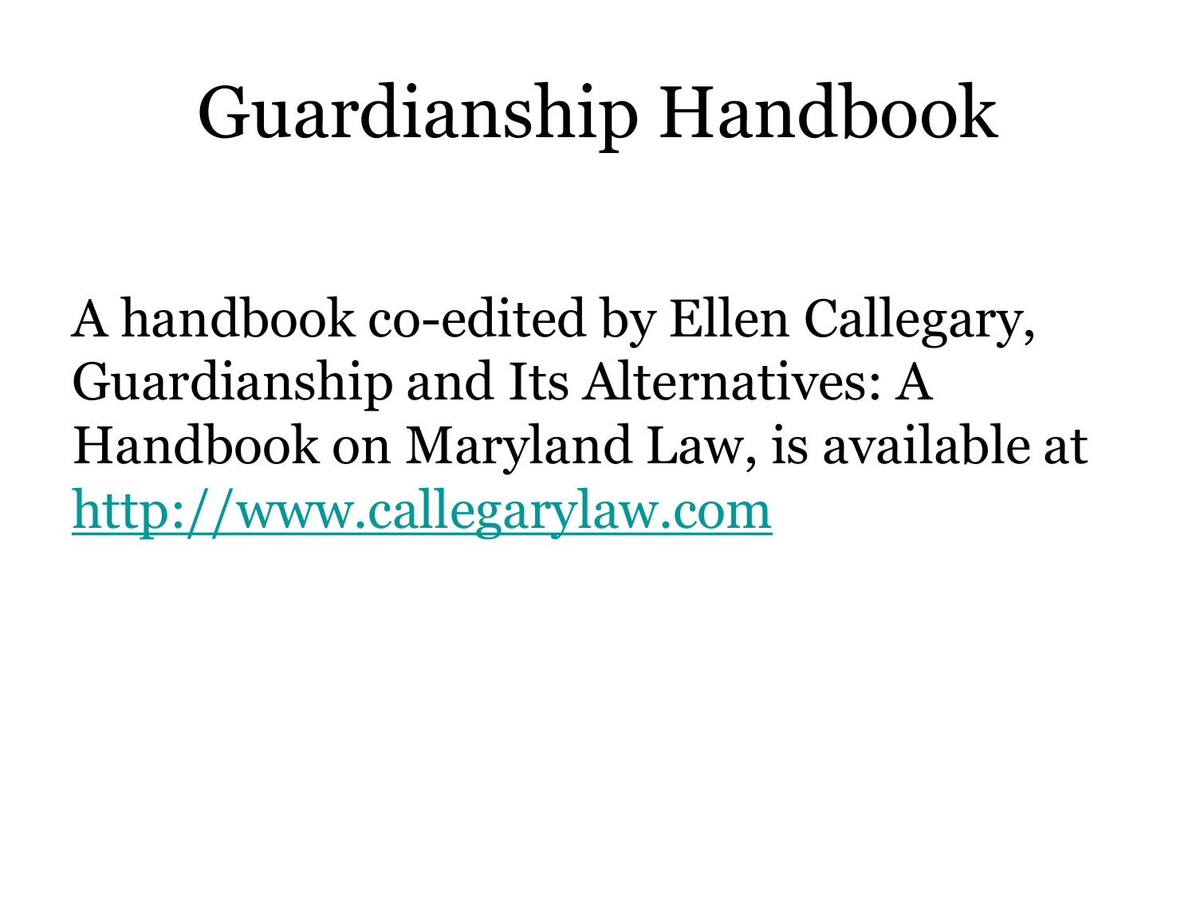# Guardianship Handbook

A handbook co-edited by Ellen Callegary, Guardianship and Its Alternatives: A Handbook on Maryland Law, is available at [http://www.callegarylaw.com](http://www.callegarylaw.com)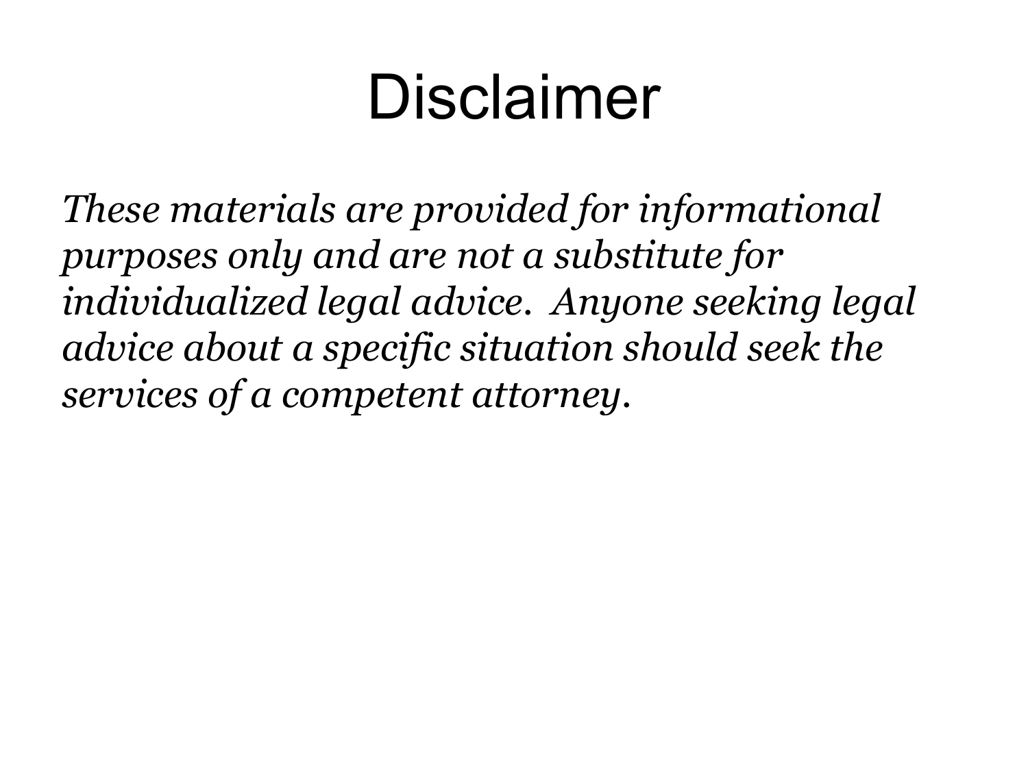# Disclaimer

*These materials are provided for informational purposes only and are not a substitute for individualized legal advice. Anyone seeking legal advice about a specific situation should seek the services of a competent attorney.*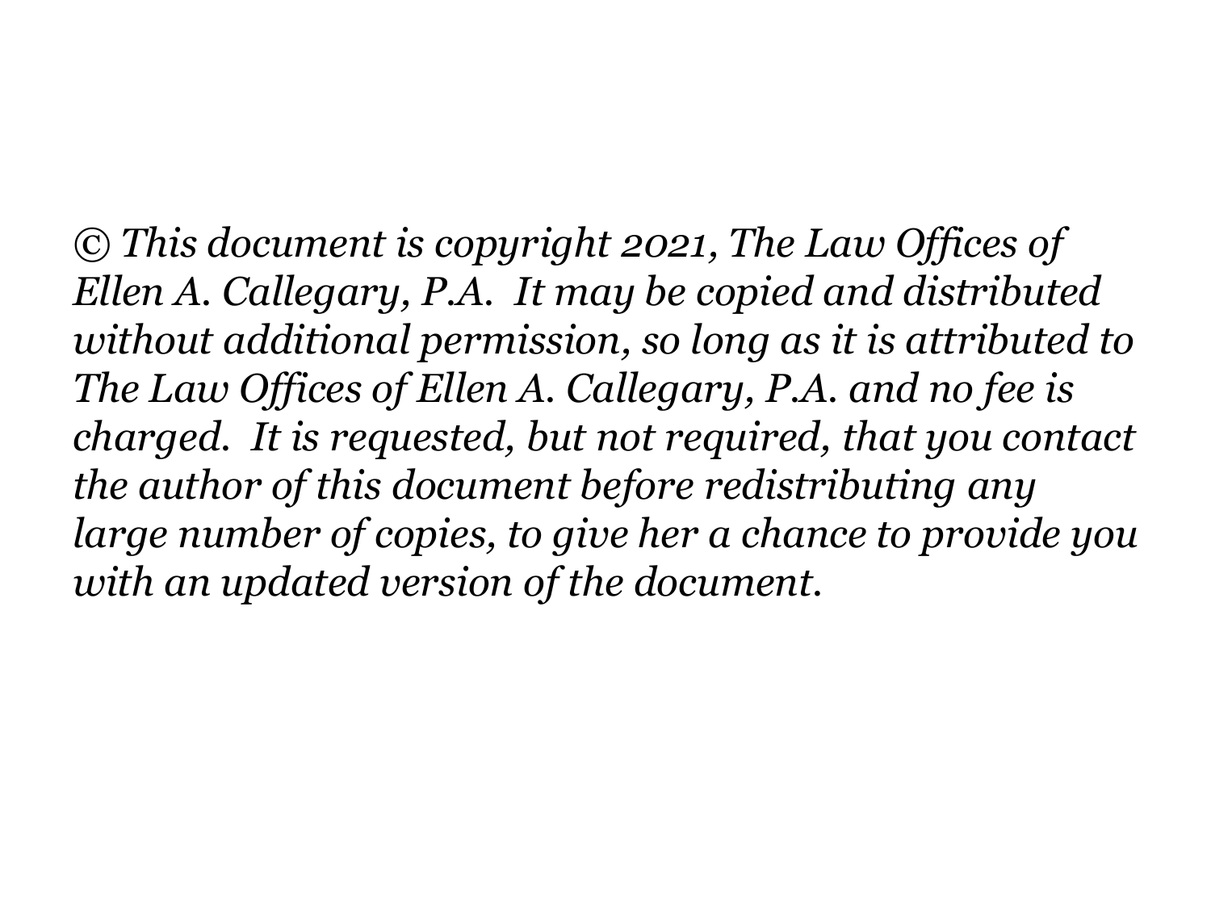*© This document is copyright 2021, The Law Offices of Ellen A. Callegary, P.A. It may be copied and distributed without additional permission, so long as it is attributed to The Law Offices of Ellen A. Callegary, P.A. and no fee is charged. It is requested, but not required, that you contact the author of this document before redistributing any large number of copies, to give her a chance to provide you with an updated version of the document.*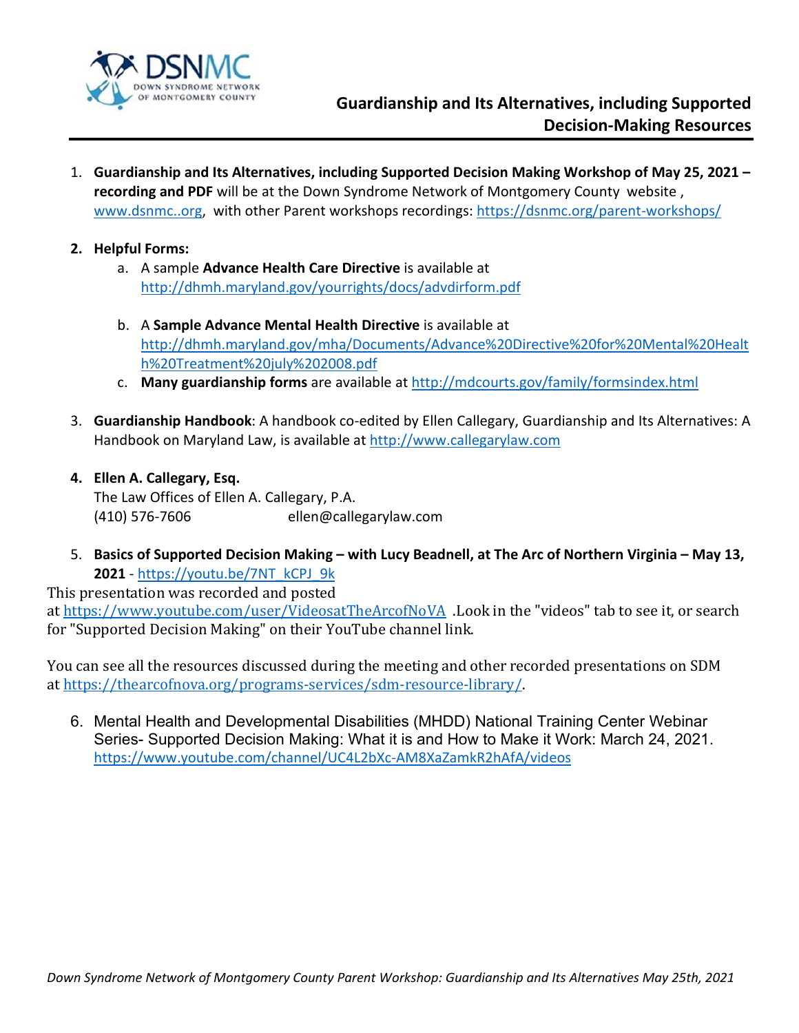# Guardianship and Its Alternatives, including Supported Decision-Making Resources

1. **Guardianship and Its Alternatives, including Supported Decision Making Workshop of May 25, 2021 – recording and PDF** will be at the Down Syndrome Network of Montgomery County website , www.dsnmc..org, with other Parent workshops recordings: https://dsnmc.org/parent-workshops/

2. **Helpful Forms:**
   a. A sample **Advance Health Care Directive** is available at http://dhmh.maryland.gov/yourrights/docs/advdirform.pdf

   b. A **Sample Advance Mental Health Directive** is available at http://dhmh.maryland.gov/mha/Documents/Advance%20Directive%20for%20Mental%20Health%20Treatment%20july%202008.pdf

   c. **Many guardianship forms** are available at http://mdcourts.gov/family/formsindex.html

3. **Guardianship Handbook**: A handbook co-edited by Ellen Callegary, Guardianship and Its Alternatives: A Handbook on Maryland Law, is available at http://www.callegarylaw.com

4. **Ellen A. Callegary, Esq.**
   The Law Offices of Ellen A. Callegary, P.A.
   (410) 576-7606 ellen@callegarylaw.com

5. **Basics of Supported Decision Making – with Lucy Beadnell, at The Arc of Northern Virginia – May 13, 2021** - https://youtu.be/7NT_kCPJ_9k

This presentation was recorded and posted at https://www.youtube.com/user/VideosatTheArcofNoVA .Look in the "videos" tab to see it, or search for "Supported Decision Making" on their YouTube channel link.

You can see all the resources discussed during the meeting and other recorded presentations on SDM at https://thearcofnova.org/programs-services/sdm-resource-library/.

6. Mental Health and Developmental Disabilities (MHDD) National Training Center Webinar Series- Supported Decision Making: What it is and How to Make it Work: March 24, 2021. https://www.youtube.com/channel/UC4L2bXc-AM8XaZamkR2hAfA/videos

*Down Syndrome Network of Montgomery County Parent Workshop: Guardianship and Its Alternatives May 25th, 2021*